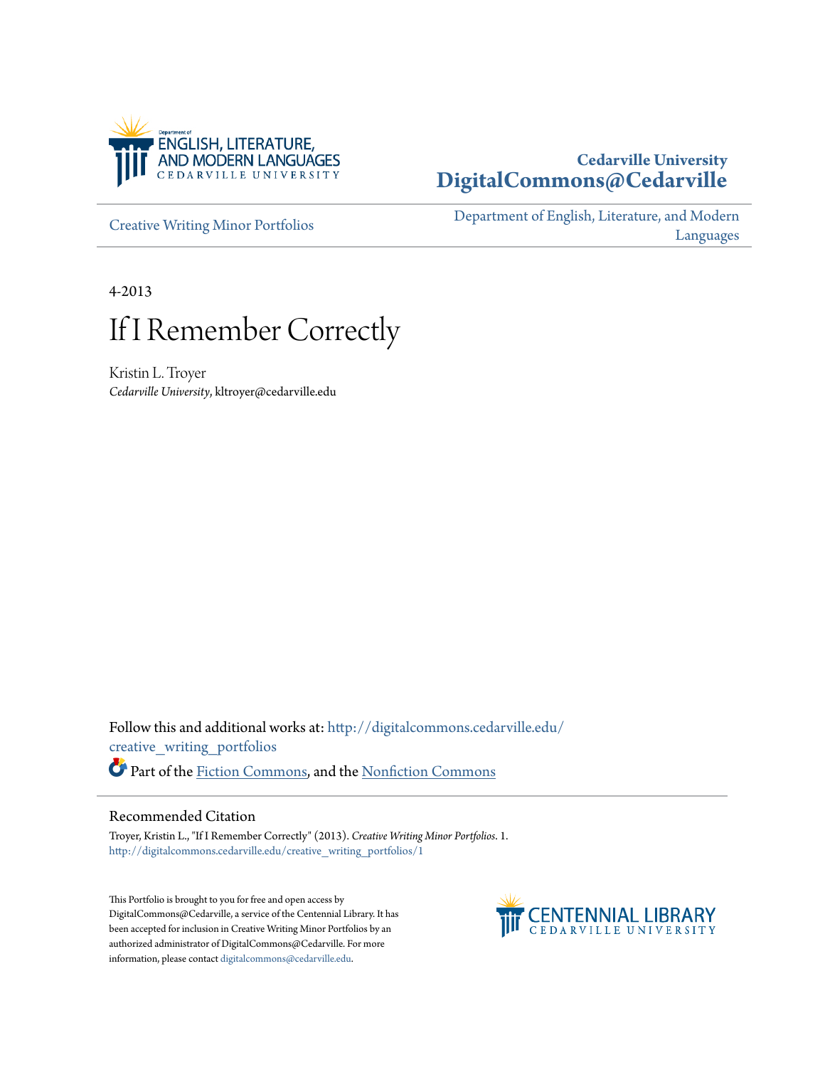Department of ENGLISH, LITERATURE, AND MODERN LANGUAGES
CEDARVILLE UNIVERSITY

**Cedarville University**
**DigitalCommons@Cedarville**

Creative Writing Minor Portfolios

Department of English, Literature, and Modern Languages

4-2013

# If I Remember Correctly

Kristin L. Troyer
*Cedarville University*, kltroyer@cedarville.edu

Follow this and additional works at: http://digitalcommons.cedarville.edu/creative_writing_portfolios

Part of the Fiction Commons, and the Nonfiction Commons

## Recommended Citation

Troyer, Kristin L., "If I Remember Correctly" (2013). *Creative Writing Minor Portfolios*. 1.
http://digitalcommons.cedarville.edu/creative_writing_portfolios/1

This Portfolio is brought to you for free and open access by DigitalCommons@Cedarville, a service of the Centennial Library. It has been accepted for inclusion in Creative Writing Minor Portfolios by an authorized administrator of DigitalCommons@Cedarville. For more information, please contact digitalcommons@cedarville.edu.

CENTENNIAL LIBRARY
CEDARVILLE UNIVERSITY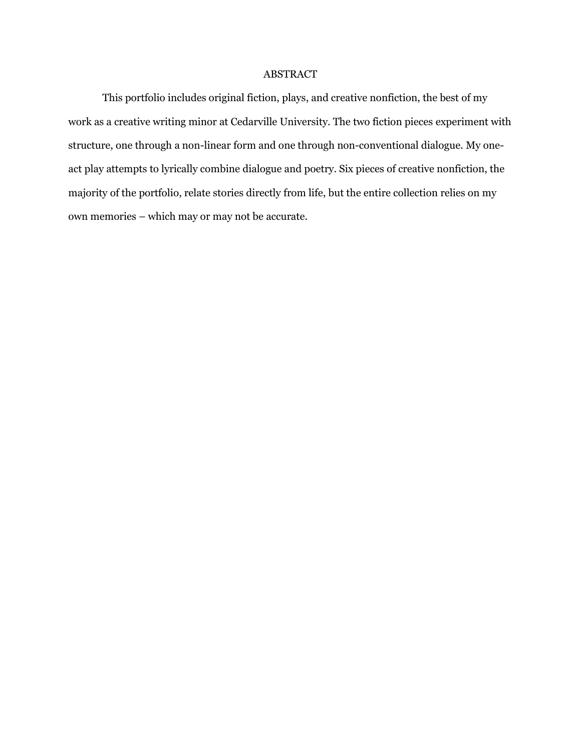# ABSTRACT

This portfolio includes original fiction, plays, and creative nonfiction, the best of my work as a creative writing minor at Cedarville University. The two fiction pieces experiment with structure, one through a non-linear form and one through non-conventional dialogue. My one-act play attempts to lyrically combine dialogue and poetry. Six pieces of creative nonfiction, the majority of the portfolio, relate stories directly from life, but the entire collection relies on my own memories – which may or may not be accurate.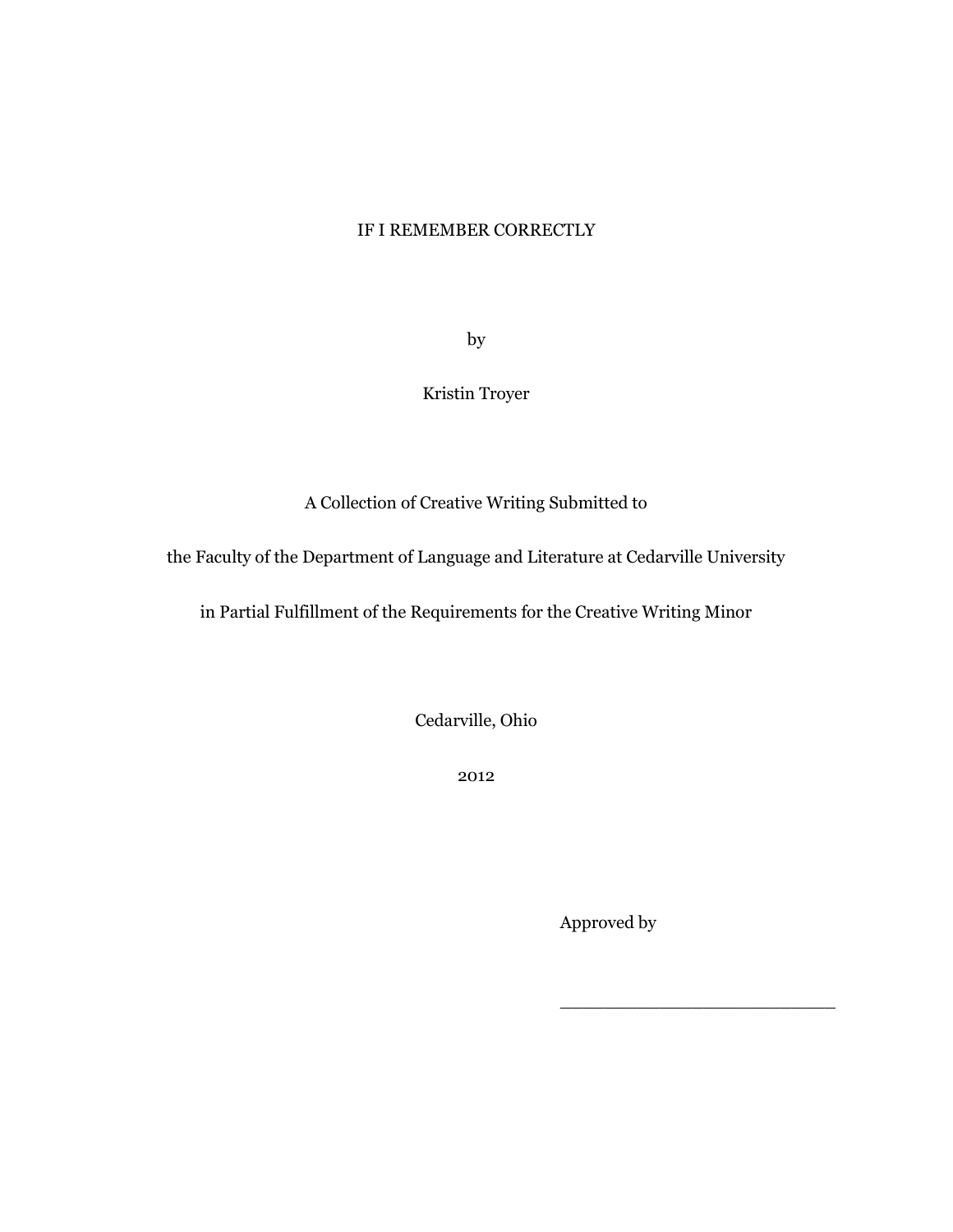# IF I REMEMBER CORRECTLY

by

Kristin Troyer

A Collection of Creative Writing Submitted to

the Faculty of the Department of Language and Literature at Cedarville University

in Partial Fulfillment of the Requirements for the Creative Writing Minor

Cedarville, Ohio

2012

Approved by

\_\_\_\_\_\_\_\_\_\_\_\_\_\_\_\_\_\_\_\_\_\_\_\_\_\_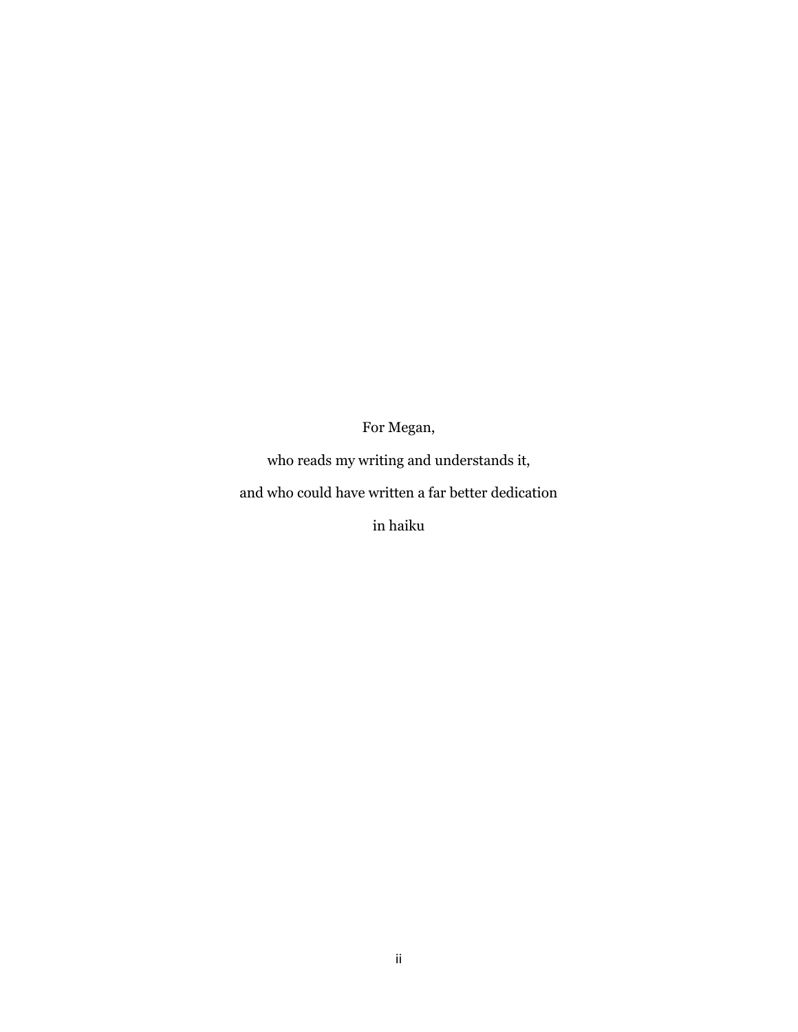For Megan,

who reads my writing and understands it,

and who could have written a far better dedication

in haiku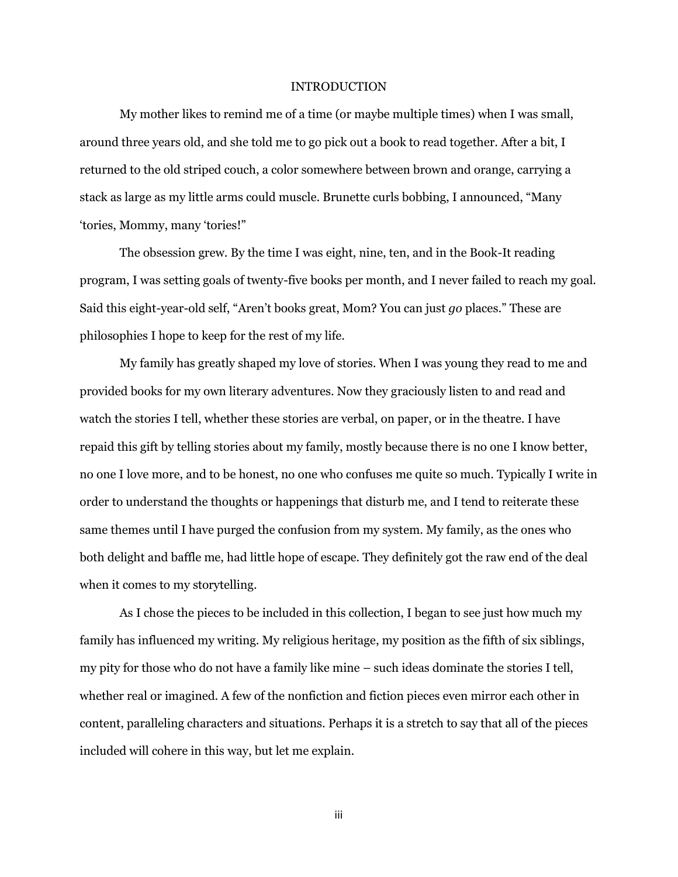# INTRODUCTION

My mother likes to remind me of a time (or maybe multiple times) when I was small, around three years old, and she told me to go pick out a book to read together. After a bit, I returned to the old striped couch, a color somewhere between brown and orange, carrying a stack as large as my little arms could muscle. Brunette curls bobbing, I announced, "Many 'tories, Mommy, many 'tories!"

The obsession grew. By the time I was eight, nine, ten, and in the Book-It reading program, I was setting goals of twenty-five books per month, and I never failed to reach my goal. Said this eight-year-old self, "Aren't books great, Mom? You can just *go* places." These are philosophies I hope to keep for the rest of my life.

My family has greatly shaped my love of stories. When I was young they read to me and provided books for my own literary adventures. Now they graciously listen to and read and watch the stories I tell, whether these stories are verbal, on paper, or in the theatre. I have repaid this gift by telling stories about my family, mostly because there is no one I know better, no one I love more, and to be honest, no one who confuses me quite so much. Typically I write in order to understand the thoughts or happenings that disturb me, and I tend to reiterate these same themes until I have purged the confusion from my system. My family, as the ones who both delight and baffle me, had little hope of escape. They definitely got the raw end of the deal when it comes to my storytelling.

As I chose the pieces to be included in this collection, I began to see just how much my family has influenced my writing. My religious heritage, my position as the fifth of six siblings, my pity for those who do not have a family like mine – such ideas dominate the stories I tell, whether real or imagined. A few of the nonfiction and fiction pieces even mirror each other in content, paralleling characters and situations. Perhaps it is a stretch to say that all of the pieces included will cohere in this way, but let me explain.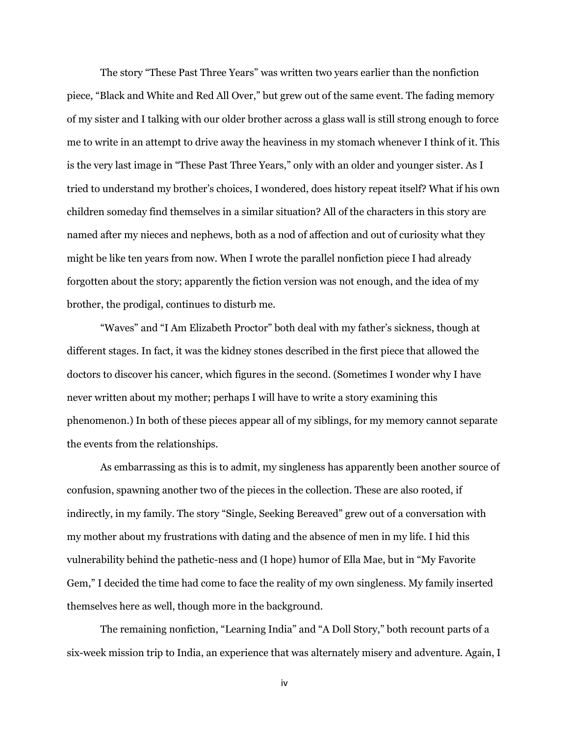The story "These Past Three Years" was written two years earlier than the nonfiction piece, "Black and White and Red All Over," but grew out of the same event. The fading memory of my sister and I talking with our older brother across a glass wall is still strong enough to force me to write in an attempt to drive away the heaviness in my stomach whenever I think of it. This is the very last image in "These Past Three Years," only with an older and younger sister. As I tried to understand my brother's choices, I wondered, does history repeat itself? What if his own children someday find themselves in a similar situation? All of the characters in this story are named after my nieces and nephews, both as a nod of affection and out of curiosity what they might be like ten years from now. When I wrote the parallel nonfiction piece I had already forgotten about the story; apparently the fiction version was not enough, and the idea of my brother, the prodigal, continues to disturb me.

"Waves" and "I Am Elizabeth Proctor" both deal with my father's sickness, though at different stages. In fact, it was the kidney stones described in the first piece that allowed the doctors to discover his cancer, which figures in the second. (Sometimes I wonder why I have never written about my mother; perhaps I will have to write a story examining this phenomenon.) In both of these pieces appear all of my siblings, for my memory cannot separate the events from the relationships.

As embarrassing as this is to admit, my singleness has apparently been another source of confusion, spawning another two of the pieces in the collection. These are also rooted, if indirectly, in my family. The story "Single, Seeking Bereaved" grew out of a conversation with my mother about my frustrations with dating and the absence of men in my life. I hid this vulnerability behind the pathetic-ness and (I hope) humor of Ella Mae, but in "My Favorite Gem," I decided the time had come to face the reality of my own singleness. My family inserted themselves here as well, though more in the background.

The remaining nonfiction, "Learning India" and "A Doll Story," both recount parts of a six-week mission trip to India, an experience that was alternately misery and adventure. Again, I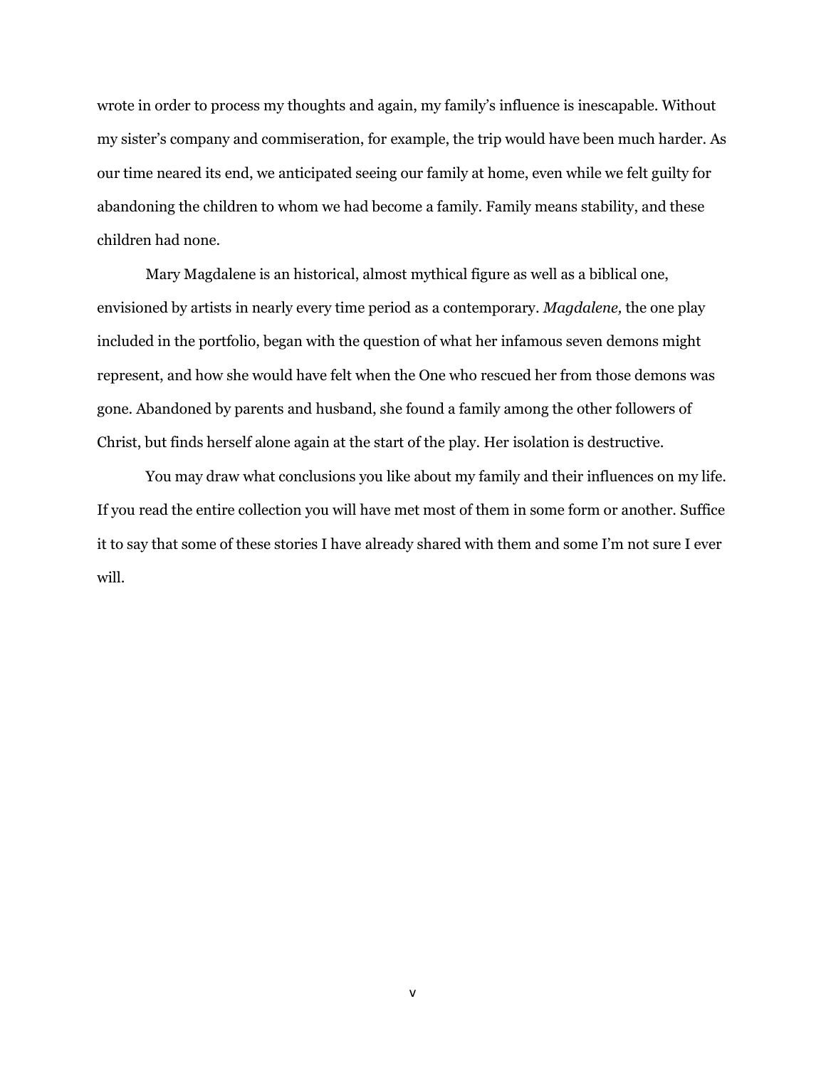wrote in order to process my thoughts and again, my family's influence is inescapable. Without my sister's company and commiseration, for example, the trip would have been much harder. As our time neared its end, we anticipated seeing our family at home, even while we felt guilty for abandoning the children to whom we had become a family. Family means stability, and these children had none.

Mary Magdalene is an historical, almost mythical figure as well as a biblical one, envisioned by artists in nearly every time period as a contemporary. *Magdalene,* the one play included in the portfolio, began with the question of what her infamous seven demons might represent, and how she would have felt when the One who rescued her from those demons was gone. Abandoned by parents and husband, she found a family among the other followers of Christ, but finds herself alone again at the start of the play. Her isolation is destructive.

You may draw what conclusions you like about my family and their influences on my life. If you read the entire collection you will have met most of them in some form or another. Suffice it to say that some of these stories I have already shared with them and some I'm not sure I ever will.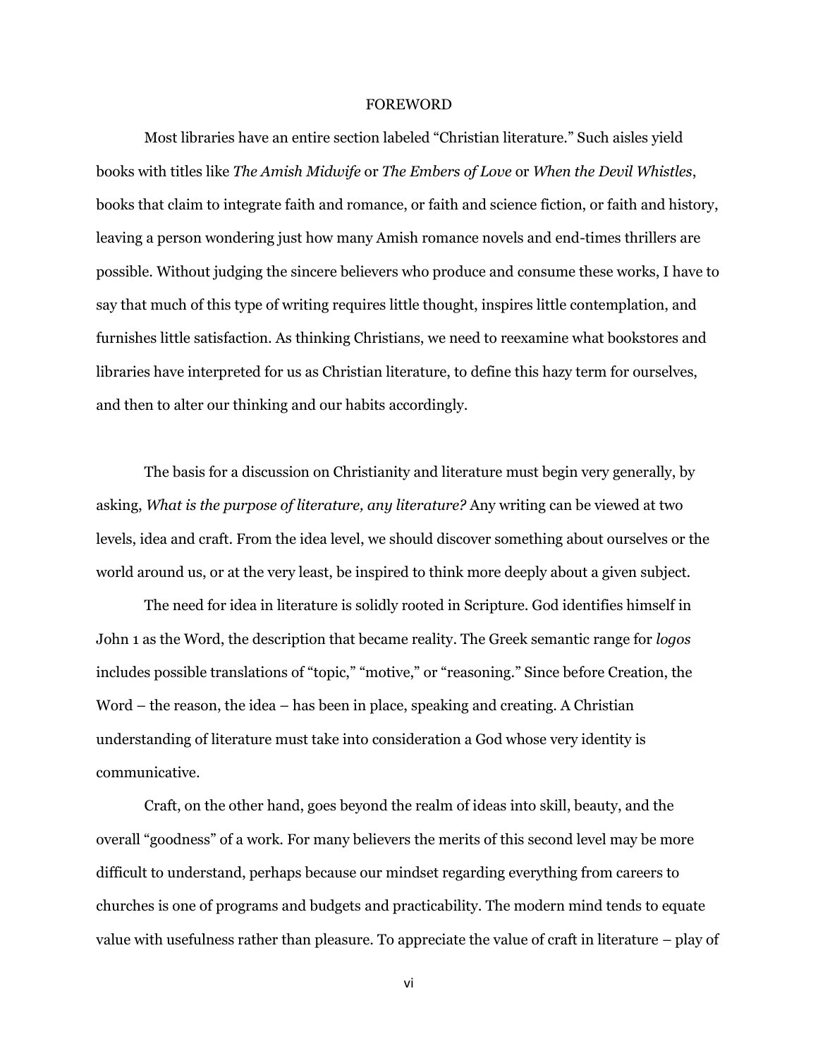# FOREWORD

Most libraries have an entire section labeled "Christian literature." Such aisles yield books with titles like *The Amish Midwife* or *The Embers of Love* or *When the Devil Whistles*, books that claim to integrate faith and romance, or faith and science fiction, or faith and history, leaving a person wondering just how many Amish romance novels and end-times thrillers are possible. Without judging the sincere believers who produce and consume these works, I have to say that much of this type of writing requires little thought, inspires little contemplation, and furnishes little satisfaction. As thinking Christians, we need to reexamine what bookstores and libraries have interpreted for us as Christian literature, to define this hazy term for ourselves, and then to alter our thinking and our habits accordingly.

The basis for a discussion on Christianity and literature must begin very generally, by asking, *What is the purpose of literature, any literature?* Any writing can be viewed at two levels, idea and craft. From the idea level, we should discover something about ourselves or the world around us, or at the very least, be inspired to think more deeply about a given subject.

The need for idea in literature is solidly rooted in Scripture. God identifies himself in John 1 as the Word, the description that became reality. The Greek semantic range for *logos* includes possible translations of "topic," "motive," or "reasoning." Since before Creation, the Word – the reason, the idea – has been in place, speaking and creating. A Christian understanding of literature must take into consideration a God whose very identity is communicative.

Craft, on the other hand, goes beyond the realm of ideas into skill, beauty, and the overall "goodness" of a work. For many believers the merits of this second level may be more difficult to understand, perhaps because our mindset regarding everything from careers to churches is one of programs and budgets and practicability. The modern mind tends to equate value with usefulness rather than pleasure. To appreciate the value of craft in literature – play of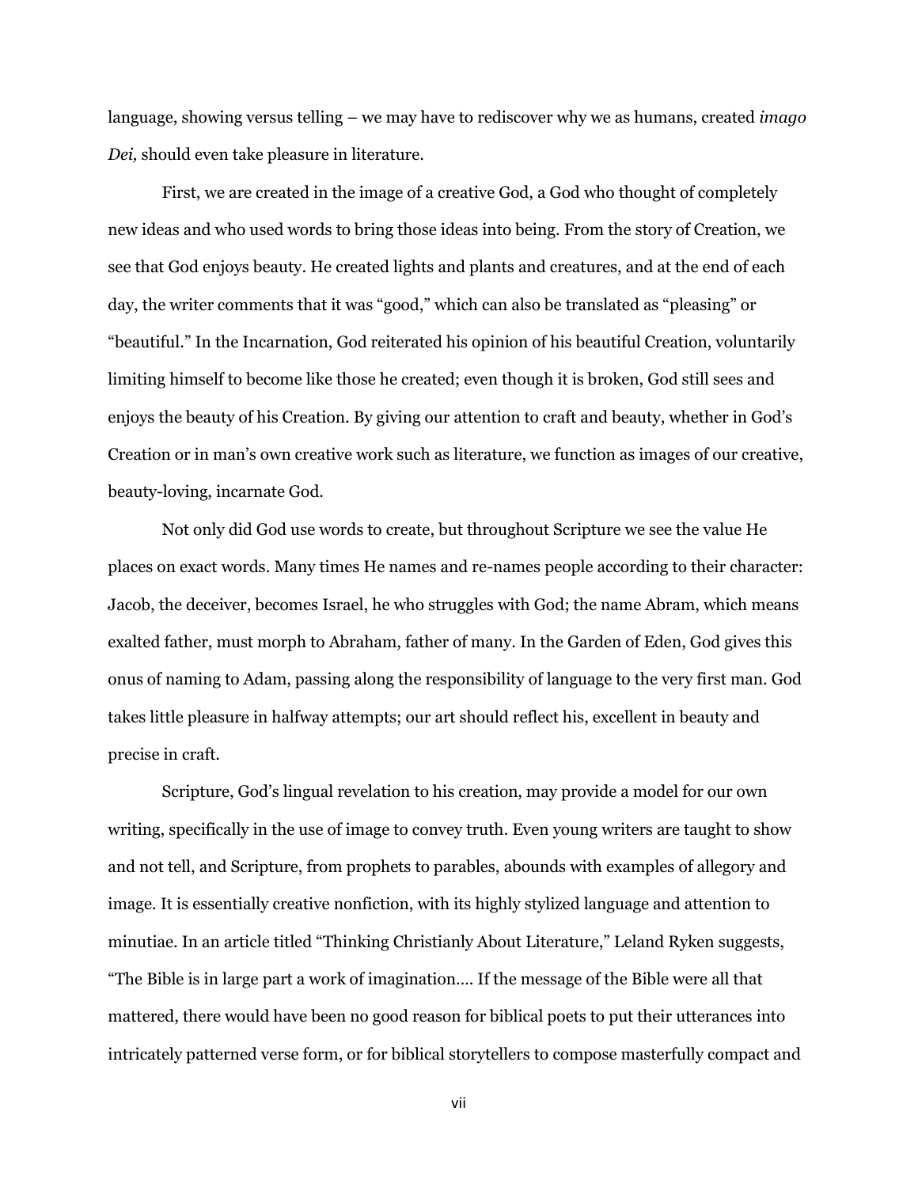language, showing versus telling – we may have to rediscover why we as humans, created *imago Dei,* should even take pleasure in literature.

First, we are created in the image of a creative God, a God who thought of completely new ideas and who used words to bring those ideas into being. From the story of Creation, we see that God enjoys beauty. He created lights and plants and creatures, and at the end of each day, the writer comments that it was "good," which can also be translated as "pleasing" or "beautiful." In the Incarnation, God reiterated his opinion of his beautiful Creation, voluntarily limiting himself to become like those he created; even though it is broken, God still sees and enjoys the beauty of his Creation. By giving our attention to craft and beauty, whether in God's Creation or in man's own creative work such as literature, we function as images of our creative, beauty-loving, incarnate God.

Not only did God use words to create, but throughout Scripture we see the value He places on exact words. Many times He names and re-names people according to their character: Jacob, the deceiver, becomes Israel, he who struggles with God; the name Abram, which means exalted father, must morph to Abraham, father of many. In the Garden of Eden, God gives this onus of naming to Adam, passing along the responsibility of language to the very first man. God takes little pleasure in halfway attempts; our art should reflect his, excellent in beauty and precise in craft.

Scripture, God's lingual revelation to his creation, may provide a model for our own writing, specifically in the use of image to convey truth. Even young writers are taught to show and not tell, and Scripture, from prophets to parables, abounds with examples of allegory and image. It is essentially creative nonfiction, with its highly stylized language and attention to minutiae. In an article titled "Thinking Christianly About Literature," Leland Ryken suggests, "The Bible is in large part a work of imagination…. If the message of the Bible were all that mattered, there would have been no good reason for biblical poets to put their utterances into intricately patterned verse form, or for biblical storytellers to compose masterfully compact and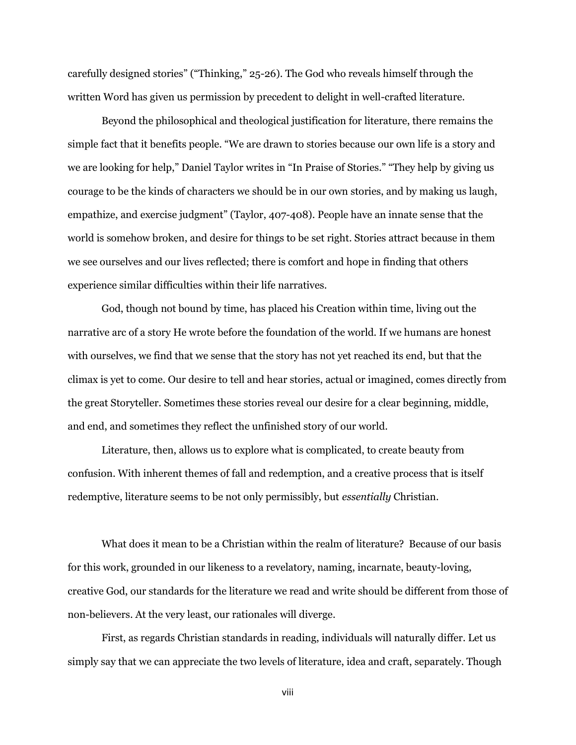carefully designed stories" ("Thinking," 25-26). The God who reveals himself through the written Word has given us permission by precedent to delight in well-crafted literature.

Beyond the philosophical and theological justification for literature, there remains the simple fact that it benefits people. "We are drawn to stories because our own life is a story and we are looking for help," Daniel Taylor writes in "In Praise of Stories." "They help by giving us courage to be the kinds of characters we should be in our own stories, and by making us laugh, empathize, and exercise judgment" (Taylor, 407-408). People have an innate sense that the world is somehow broken, and desire for things to be set right. Stories attract because in them we see ourselves and our lives reflected; there is comfort and hope in finding that others experience similar difficulties within their life narratives.

God, though not bound by time, has placed his Creation within time, living out the narrative arc of a story He wrote before the foundation of the world. If we humans are honest with ourselves, we find that we sense that the story has not yet reached its end, but that the climax is yet to come. Our desire to tell and hear stories, actual or imagined, comes directly from the great Storyteller. Sometimes these stories reveal our desire for a clear beginning, middle, and end, and sometimes they reflect the unfinished story of our world.

Literature, then, allows us to explore what is complicated, to create beauty from confusion. With inherent themes of fall and redemption, and a creative process that is itself redemptive, literature seems to be not only permissibly, but *essentially* Christian.

What does it mean to be a Christian within the realm of literature? Because of our basis for this work, grounded in our likeness to a revelatory, naming, incarnate, beauty-loving, creative God, our standards for the literature we read and write should be different from those of non-believers. At the very least, our rationales will diverge.

First, as regards Christian standards in reading, individuals will naturally differ. Let us simply say that we can appreciate the two levels of literature, idea and craft, separately. Though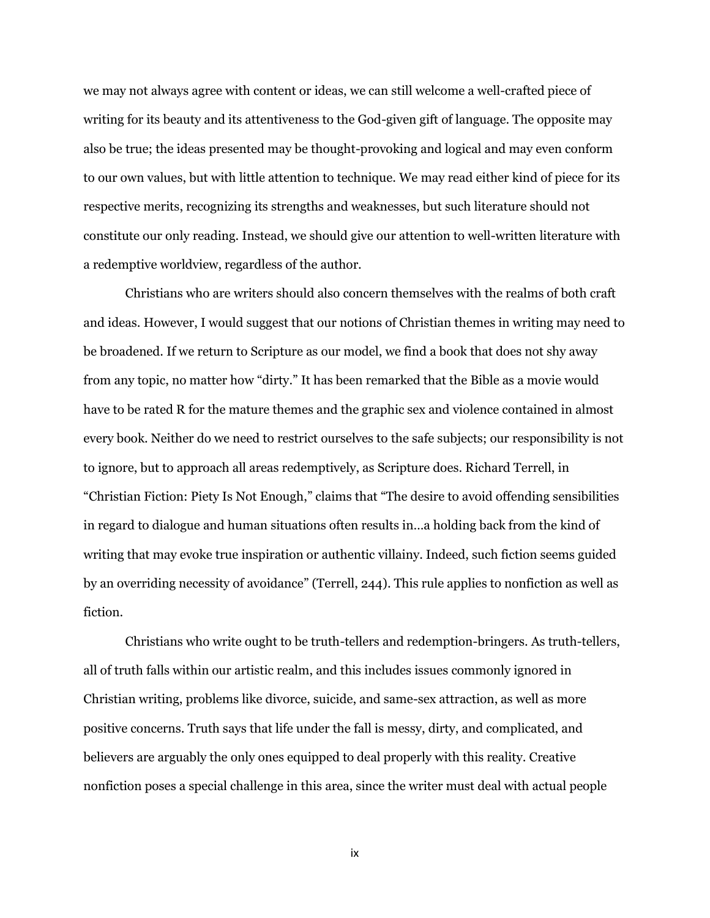we may not always agree with content or ideas, we can still welcome a well-crafted piece of writing for its beauty and its attentiveness to the God-given gift of language. The opposite may also be true; the ideas presented may be thought-provoking and logical and may even conform to our own values, but with little attention to technique. We may read either kind of piece for its respective merits, recognizing its strengths and weaknesses, but such literature should not constitute our only reading. Instead, we should give our attention to well-written literature with a redemptive worldview, regardless of the author.

Christians who are writers should also concern themselves with the realms of both craft and ideas. However, I would suggest that our notions of Christian themes in writing may need to be broadened. If we return to Scripture as our model, we find a book that does not shy away from any topic, no matter how "dirty." It has been remarked that the Bible as a movie would have to be rated R for the mature themes and the graphic sex and violence contained in almost every book. Neither do we need to restrict ourselves to the safe subjects; our responsibility is not to ignore, but to approach all areas redemptively, as Scripture does. Richard Terrell, in "Christian Fiction: Piety Is Not Enough," claims that "The desire to avoid offending sensibilities in regard to dialogue and human situations often results in…a holding back from the kind of writing that may evoke true inspiration or authentic villainy. Indeed, such fiction seems guided by an overriding necessity of avoidance" (Terrell, 244). This rule applies to nonfiction as well as fiction.

Christians who write ought to be truth-tellers and redemption-bringers. As truth-tellers, all of truth falls within our artistic realm, and this includes issues commonly ignored in Christian writing, problems like divorce, suicide, and same-sex attraction, as well as more positive concerns. Truth says that life under the fall is messy, dirty, and complicated, and believers are arguably the only ones equipped to deal properly with this reality. Creative nonfiction poses a special challenge in this area, since the writer must deal with actual people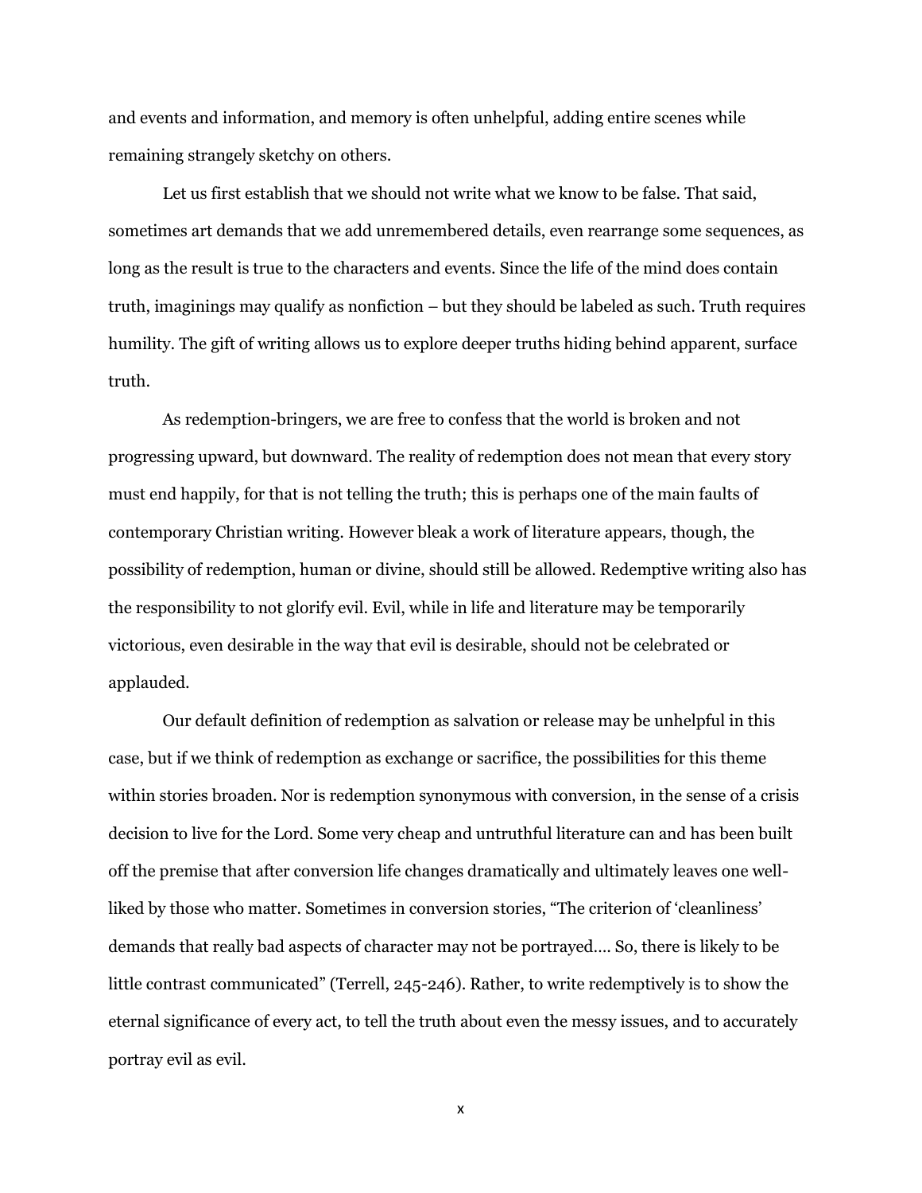and events and information, and memory is often unhelpful, adding entire scenes while remaining strangely sketchy on others.

Let us first establish that we should not write what we know to be false. That said, sometimes art demands that we add unremembered details, even rearrange some sequences, as long as the result is true to the characters and events. Since the life of the mind does contain truth, imaginings may qualify as nonfiction – but they should be labeled as such. Truth requires humility. The gift of writing allows us to explore deeper truths hiding behind apparent, surface truth.

As redemption-bringers, we are free to confess that the world is broken and not progressing upward, but downward. The reality of redemption does not mean that every story must end happily, for that is not telling the truth; this is perhaps one of the main faults of contemporary Christian writing. However bleak a work of literature appears, though, the possibility of redemption, human or divine, should still be allowed. Redemptive writing also has the responsibility to not glorify evil. Evil, while in life and literature may be temporarily victorious, even desirable in the way that evil is desirable, should not be celebrated or applauded.

Our default definition of redemption as salvation or release may be unhelpful in this case, but if we think of redemption as exchange or sacrifice, the possibilities for this theme within stories broaden. Nor is redemption synonymous with conversion, in the sense of a crisis decision to live for the Lord. Some very cheap and untruthful literature can and has been built off the premise that after conversion life changes dramatically and ultimately leaves one well-liked by those who matter. Sometimes in conversion stories, "The criterion of 'cleanliness' demands that really bad aspects of character may not be portrayed…. So, there is likely to be little contrast communicated" (Terrell, 245-246). Rather, to write redemptively is to show the eternal significance of every act, to tell the truth about even the messy issues, and to accurately portray evil as evil.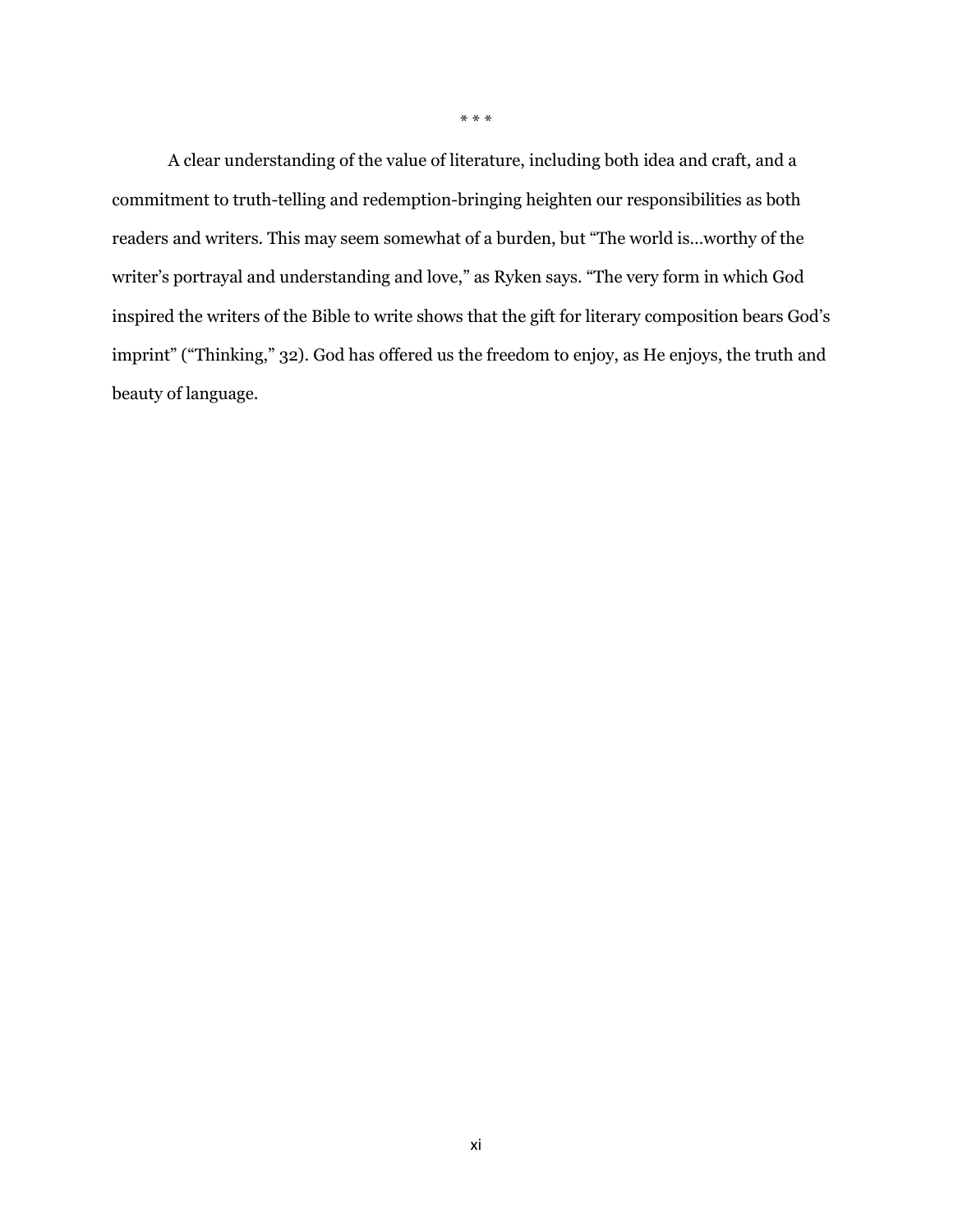\* \* \*

A clear understanding of the value of literature, including both idea and craft, and a commitment to truth-telling and redemption-bringing heighten our responsibilities as both readers and writers. This may seem somewhat of a burden, but "The world is…worthy of the writer's portrayal and understanding and love," as Ryken says. "The very form in which God inspired the writers of the Bible to write shows that the gift for literary composition bears God's imprint" ("Thinking," 32). God has offered us the freedom to enjoy, as He enjoys, the truth and beauty of language.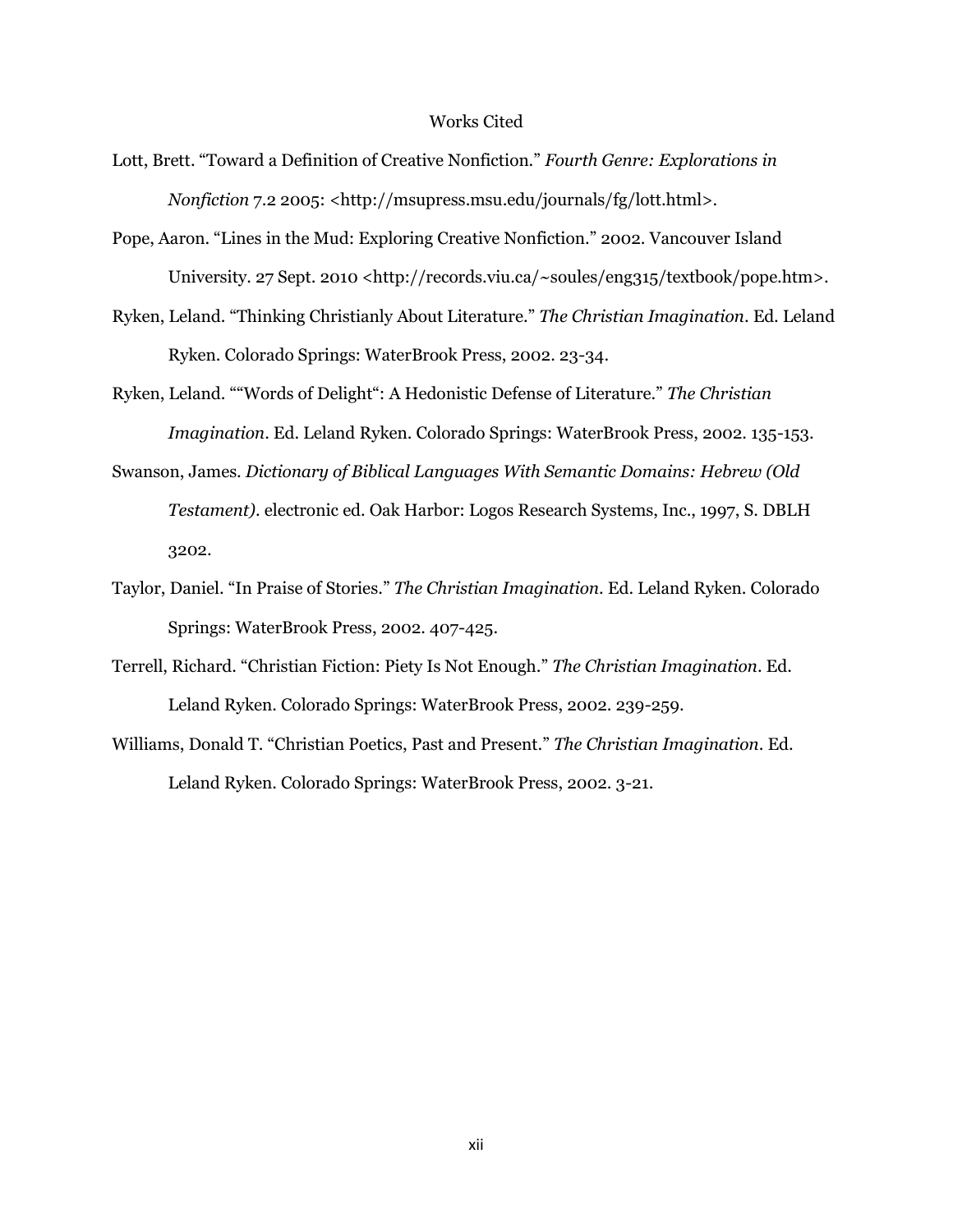# Works Cited

Lott, Brett. "Toward a Definition of Creative Nonfiction." *Fourth Genre: Explorations in Nonfiction* 7.2 2005: <http://msupress.msu.edu/journals/fg/lott.html>.

Pope, Aaron. "Lines in the Mud: Exploring Creative Nonfiction." 2002. Vancouver Island University. 27 Sept. 2010 <http://records.viu.ca/~soules/eng315/textbook/pope.htm>.

Ryken, Leland. "Thinking Christianly About Literature." *The Christian Imagination*. Ed. Leland Ryken. Colorado Springs: WaterBrook Press, 2002. 23-34.

Ryken, Leland. ""Words of Delight": A Hedonistic Defense of Literature." *The Christian Imagination*. Ed. Leland Ryken. Colorado Springs: WaterBrook Press, 2002. 135-153.

Swanson, James. *Dictionary of Biblical Languages With Semantic Domains: Hebrew (Old Testament)*. electronic ed. Oak Harbor: Logos Research Systems, Inc., 1997, S. DBLH 3202.

Taylor, Daniel. "In Praise of Stories." *The Christian Imagination*. Ed. Leland Ryken. Colorado Springs: WaterBrook Press, 2002. 407-425.

Terrell, Richard. "Christian Fiction: Piety Is Not Enough." *The Christian Imagination*. Ed. Leland Ryken. Colorado Springs: WaterBrook Press, 2002. 239-259.

Williams, Donald T. "Christian Poetics, Past and Present." *The Christian Imagination*. Ed. Leland Ryken. Colorado Springs: WaterBrook Press, 2002. 3-21.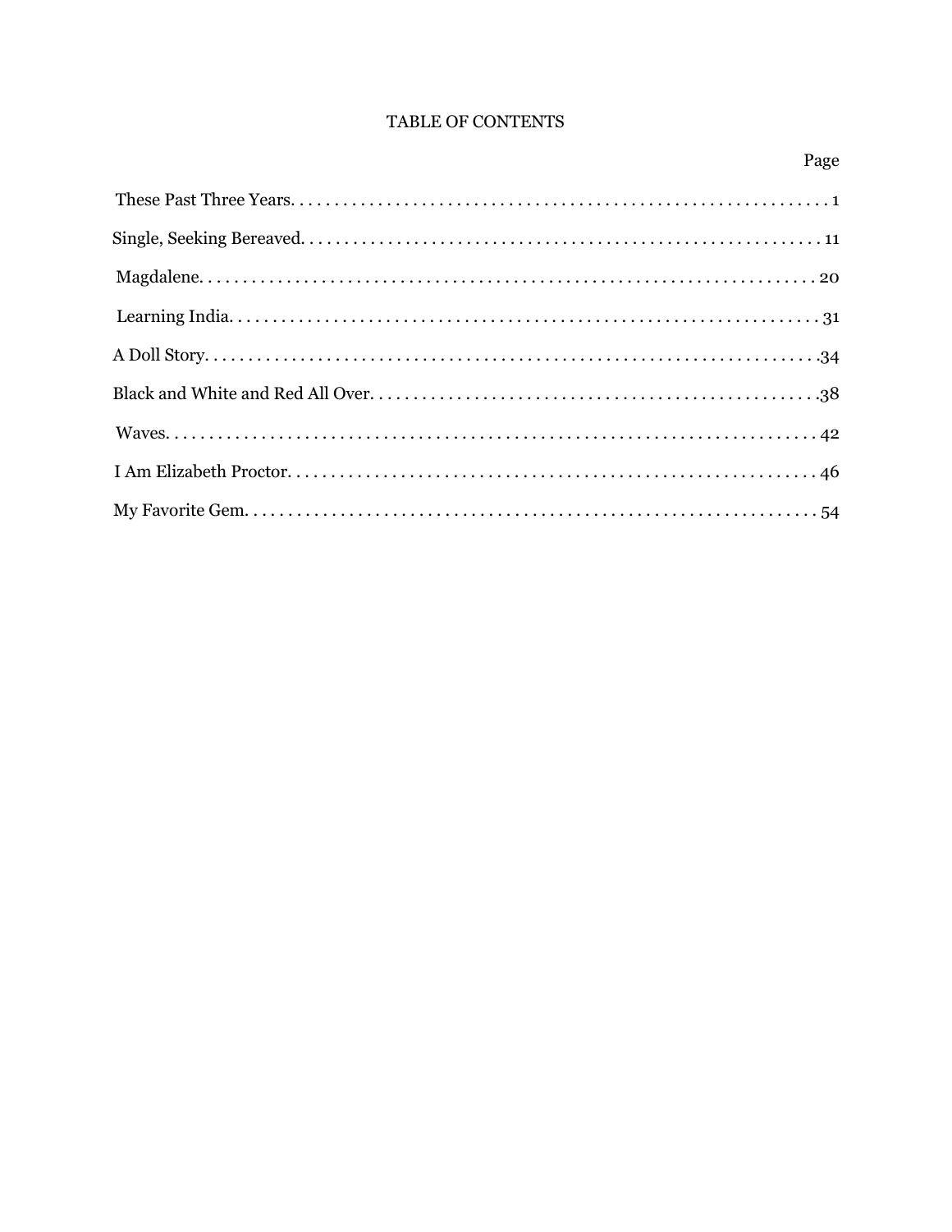# TABLE OF CONTENTS

| | Page |
|---|---|
| These Past Three Years | 1 |
| Single, Seeking Bereaved | 11 |
| Magdalene | 20 |
| Learning India | 31 |
| A Doll Story | 34 |
| Black and White and Red All Over | 38 |
| Waves | 42 |
| I Am Elizabeth Proctor | 46 |
| My Favorite Gem | 54 |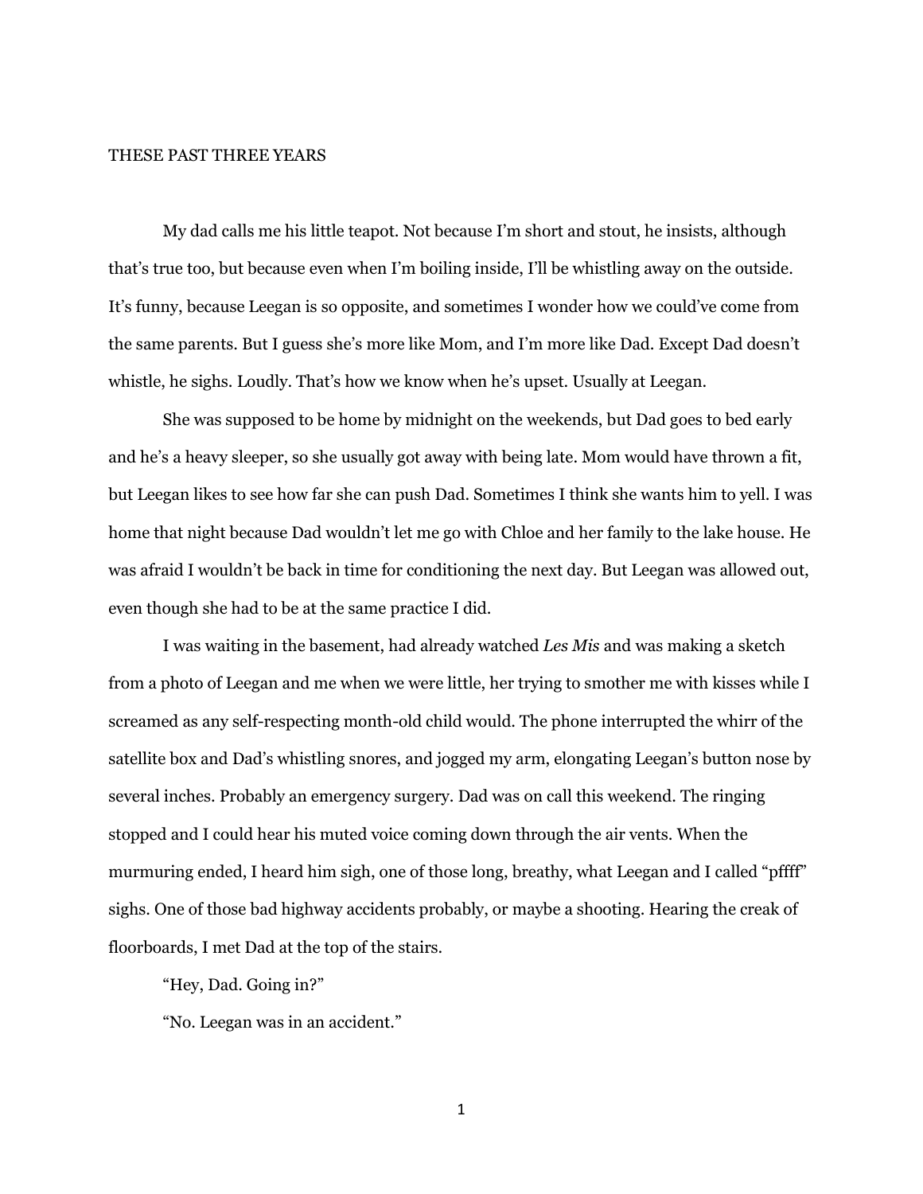# THESE PAST THREE YEARS

My dad calls me his little teapot. Not because I'm short and stout, he insists, although that's true too, but because even when I'm boiling inside, I'll be whistling away on the outside. It's funny, because Leegan is so opposite, and sometimes I wonder how we could've come from the same parents. But I guess she's more like Mom, and I'm more like Dad. Except Dad doesn't whistle, he sighs. Loudly. That's how we know when he's upset. Usually at Leegan.

She was supposed to be home by midnight on the weekends, but Dad goes to bed early and he's a heavy sleeper, so she usually got away with being late. Mom would have thrown a fit, but Leegan likes to see how far she can push Dad. Sometimes I think she wants him to yell. I was home that night because Dad wouldn't let me go with Chloe and her family to the lake house. He was afraid I wouldn't be back in time for conditioning the next day. But Leegan was allowed out, even though she had to be at the same practice I did.

I was waiting in the basement, had already watched *Les Mis* and was making a sketch from a photo of Leegan and me when we were little, her trying to smother me with kisses while I screamed as any self-respecting month-old child would. The phone interrupted the whirr of the satellite box and Dad's whistling snores, and jogged my arm, elongating Leegan's button nose by several inches. Probably an emergency surgery. Dad was on call this weekend. The ringing stopped and I could hear his muted voice coming down through the air vents. When the murmuring ended, I heard him sigh, one of those long, breathy, what Leegan and I called "pffff" sighs. One of those bad highway accidents probably, or maybe a shooting. Hearing the creak of floorboards, I met Dad at the top of the stairs.

"Hey, Dad. Going in?"

"No. Leegan was in an accident."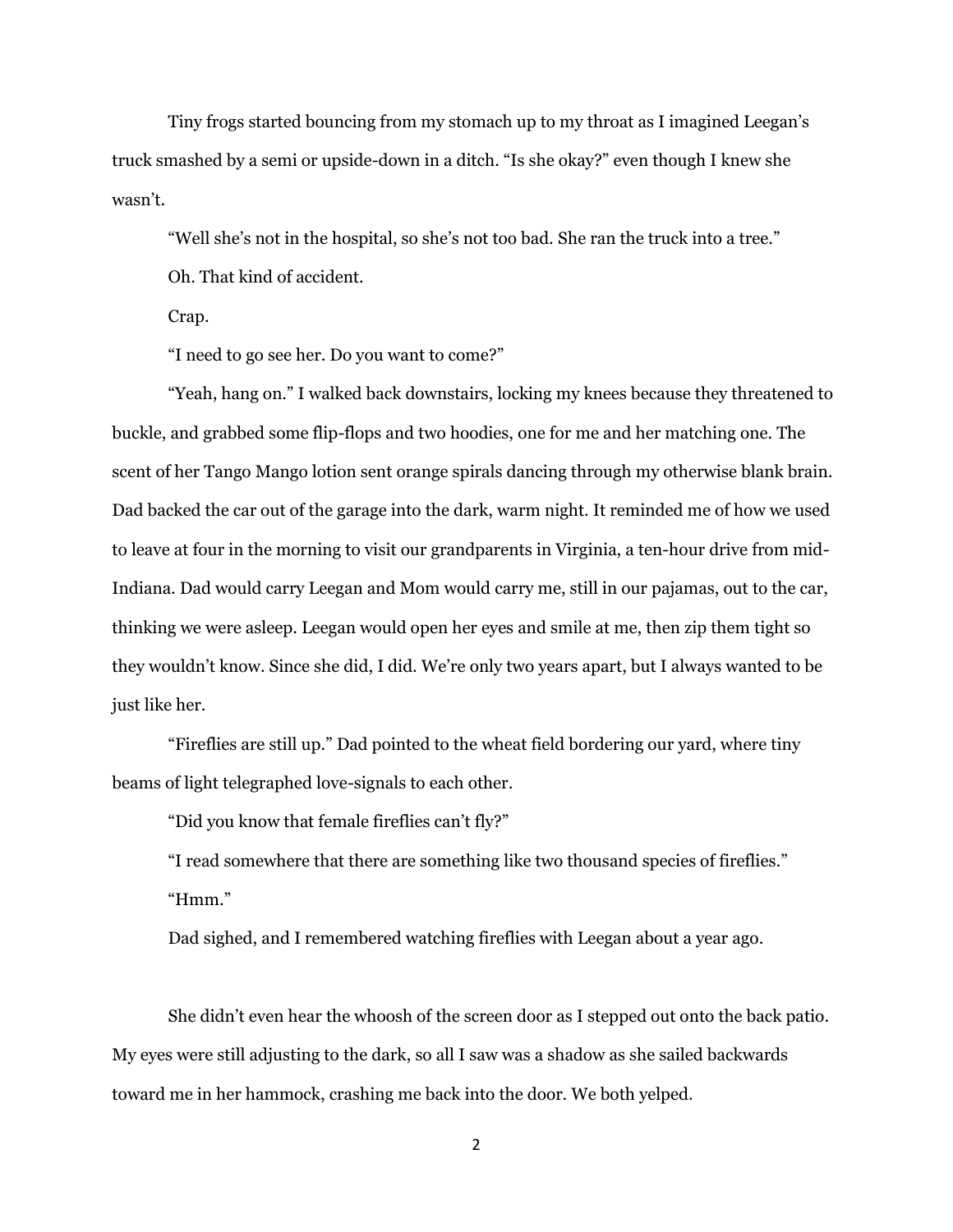Tiny frogs started bouncing from my stomach up to my throat as I imagined Leegan's truck smashed by a semi or upside-down in a ditch. "Is she okay?" even though I knew she wasn't.

"Well she's not in the hospital, so she's not too bad. She ran the truck into a tree."

Oh. That kind of accident.

Crap.

"I need to go see her. Do you want to come?"

"Yeah, hang on." I walked back downstairs, locking my knees because they threatened to buckle, and grabbed some flip-flops and two hoodies, one for me and her matching one. The scent of her Tango Mango lotion sent orange spirals dancing through my otherwise blank brain. Dad backed the car out of the garage into the dark, warm night. It reminded me of how we used to leave at four in the morning to visit our grandparents in Virginia, a ten-hour drive from mid-Indiana. Dad would carry Leegan and Mom would carry me, still in our pajamas, out to the car, thinking we were asleep. Leegan would open her eyes and smile at me, then zip them tight so they wouldn't know. Since she did, I did. We're only two years apart, but I always wanted to be just like her.

"Fireflies are still up." Dad pointed to the wheat field bordering our yard, where tiny beams of light telegraphed love-signals to each other.

"Did you know that female fireflies can't fly?"

"I read somewhere that there are something like two thousand species of fireflies."

"Hmm."

Dad sighed, and I remembered watching fireflies with Leegan about a year ago.

She didn't even hear the whoosh of the screen door as I stepped out onto the back patio. My eyes were still adjusting to the dark, so all I saw was a shadow as she sailed backwards toward me in her hammock, crashing me back into the door. We both yelped.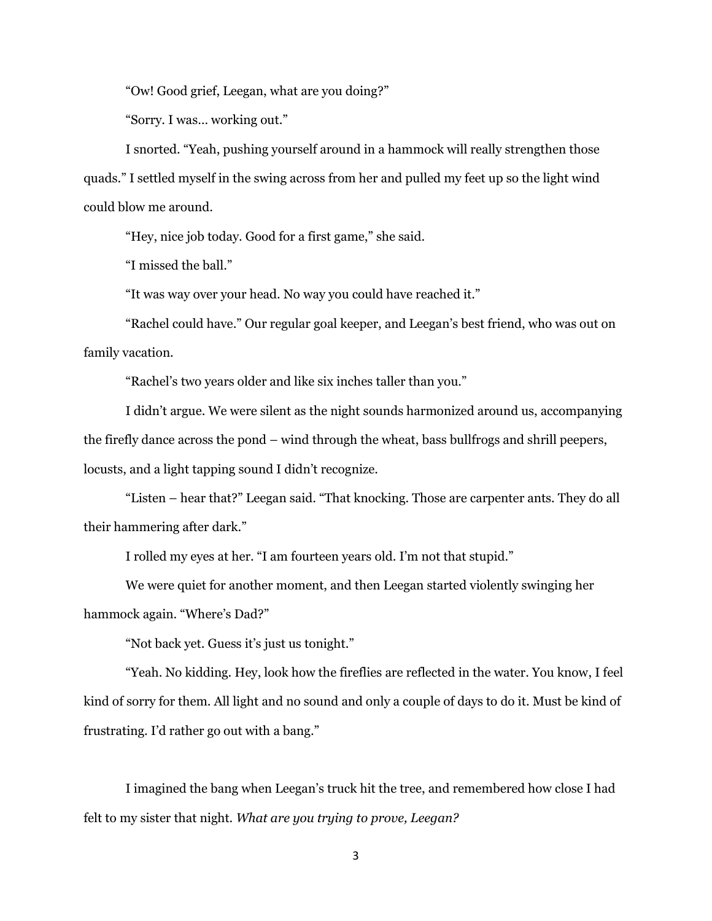"Ow! Good grief, Leegan, what are you doing?"

"Sorry. I was… working out."

I snorted. "Yeah, pushing yourself around in a hammock will really strengthen those quads." I settled myself in the swing across from her and pulled my feet up so the light wind could blow me around.

"Hey, nice job today. Good for a first game," she said.

"I missed the ball."

"It was way over your head. No way you could have reached it."

"Rachel could have." Our regular goal keeper, and Leegan's best friend, who was out on family vacation.

"Rachel's two years older and like six inches taller than you."

I didn't argue. We were silent as the night sounds harmonized around us, accompanying the firefly dance across the pond – wind through the wheat, bass bullfrogs and shrill peepers, locusts, and a light tapping sound I didn't recognize.

"Listen – hear that?" Leegan said. "That knocking. Those are carpenter ants. They do all their hammering after dark."

I rolled my eyes at her. "I am fourteen years old. I'm not that stupid."

We were quiet for another moment, and then Leegan started violently swinging her hammock again. "Where's Dad?"

"Not back yet. Guess it's just us tonight."

"Yeah. No kidding. Hey, look how the fireflies are reflected in the water. You know, I feel kind of sorry for them. All light and no sound and only a couple of days to do it. Must be kind of frustrating. I'd rather go out with a bang."

I imagined the bang when Leegan's truck hit the tree, and remembered how close I had felt to my sister that night. *What are you trying to prove, Leegan?*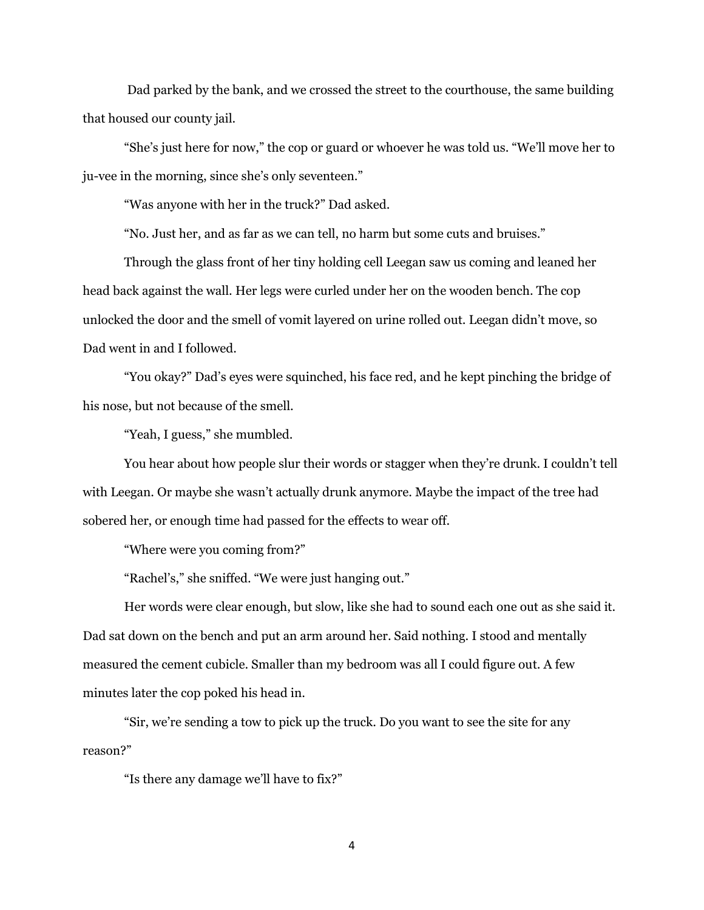Dad parked by the bank, and we crossed the street to the courthouse, the same building that housed our county jail.

"She's just here for now," the cop or guard or whoever he was told us. "We'll move her to ju-vee in the morning, since she's only seventeen."

"Was anyone with her in the truck?" Dad asked.

"No. Just her, and as far as we can tell, no harm but some cuts and bruises."

Through the glass front of her tiny holding cell Leegan saw us coming and leaned her head back against the wall. Her legs were curled under her on the wooden bench. The cop unlocked the door and the smell of vomit layered on urine rolled out. Leegan didn't move, so Dad went in and I followed.

"You okay?" Dad's eyes were squinched, his face red, and he kept pinching the bridge of his nose, but not because of the smell.

"Yeah, I guess," she mumbled.

You hear about how people slur their words or stagger when they're drunk. I couldn't tell with Leegan. Or maybe she wasn't actually drunk anymore. Maybe the impact of the tree had sobered her, or enough time had passed for the effects to wear off.

"Where were you coming from?"

"Rachel's," she sniffed. "We were just hanging out."

Her words were clear enough, but slow, like she had to sound each one out as she said it. Dad sat down on the bench and put an arm around her. Said nothing. I stood and mentally measured the cement cubicle. Smaller than my bedroom was all I could figure out. A few minutes later the cop poked his head in.

"Sir, we're sending a tow to pick up the truck. Do you want to see the site for any reason?"

"Is there any damage we'll have to fix?"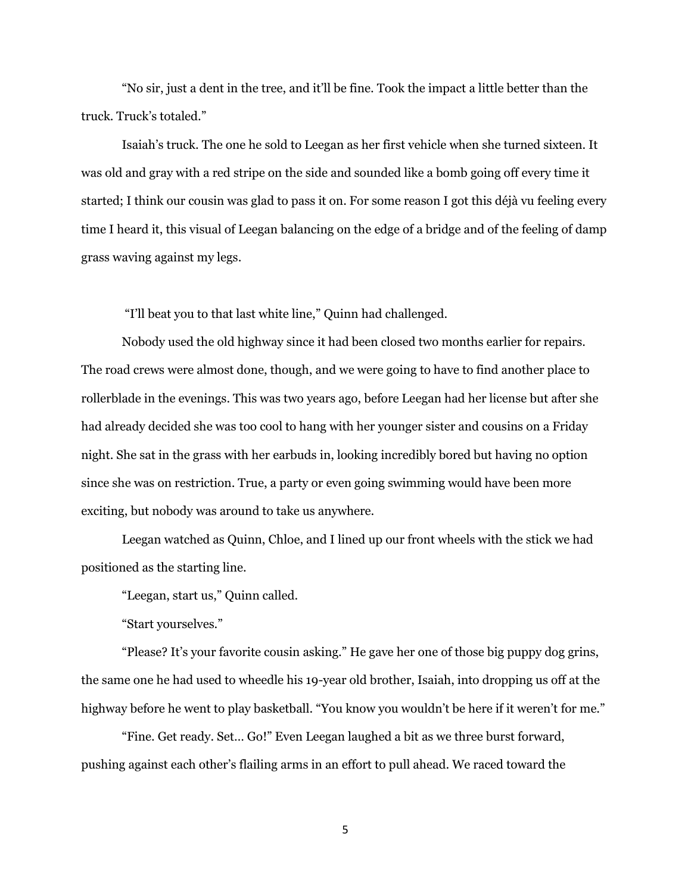"No sir, just a dent in the tree, and it'll be fine. Took the impact a little better than the truck. Truck's totaled."

Isaiah's truck. The one he sold to Leegan as her first vehicle when she turned sixteen. It was old and gray with a red stripe on the side and sounded like a bomb going off every time it started; I think our cousin was glad to pass it on. For some reason I got this déjà vu feeling every time I heard it, this visual of Leegan balancing on the edge of a bridge and of the feeling of damp grass waving against my legs.

"I'll beat you to that last white line," Quinn had challenged.

Nobody used the old highway since it had been closed two months earlier for repairs. The road crews were almost done, though, and we were going to have to find another place to rollerblade in the evenings. This was two years ago, before Leegan had her license but after she had already decided she was too cool to hang with her younger sister and cousins on a Friday night. She sat in the grass with her earbuds in, looking incredibly bored but having no option since she was on restriction. True, a party or even going swimming would have been more exciting, but nobody was around to take us anywhere.

Leegan watched as Quinn, Chloe, and I lined up our front wheels with the stick we had positioned as the starting line.

"Leegan, start us," Quinn called.

"Start yourselves."

"Please? It's your favorite cousin asking." He gave her one of those big puppy dog grins, the same one he had used to wheedle his 19-year old brother, Isaiah, into dropping us off at the highway before he went to play basketball. "You know you wouldn't be here if it weren't for me."

"Fine. Get ready. Set… Go!" Even Leegan laughed a bit as we three burst forward, pushing against each other's flailing arms in an effort to pull ahead. We raced toward the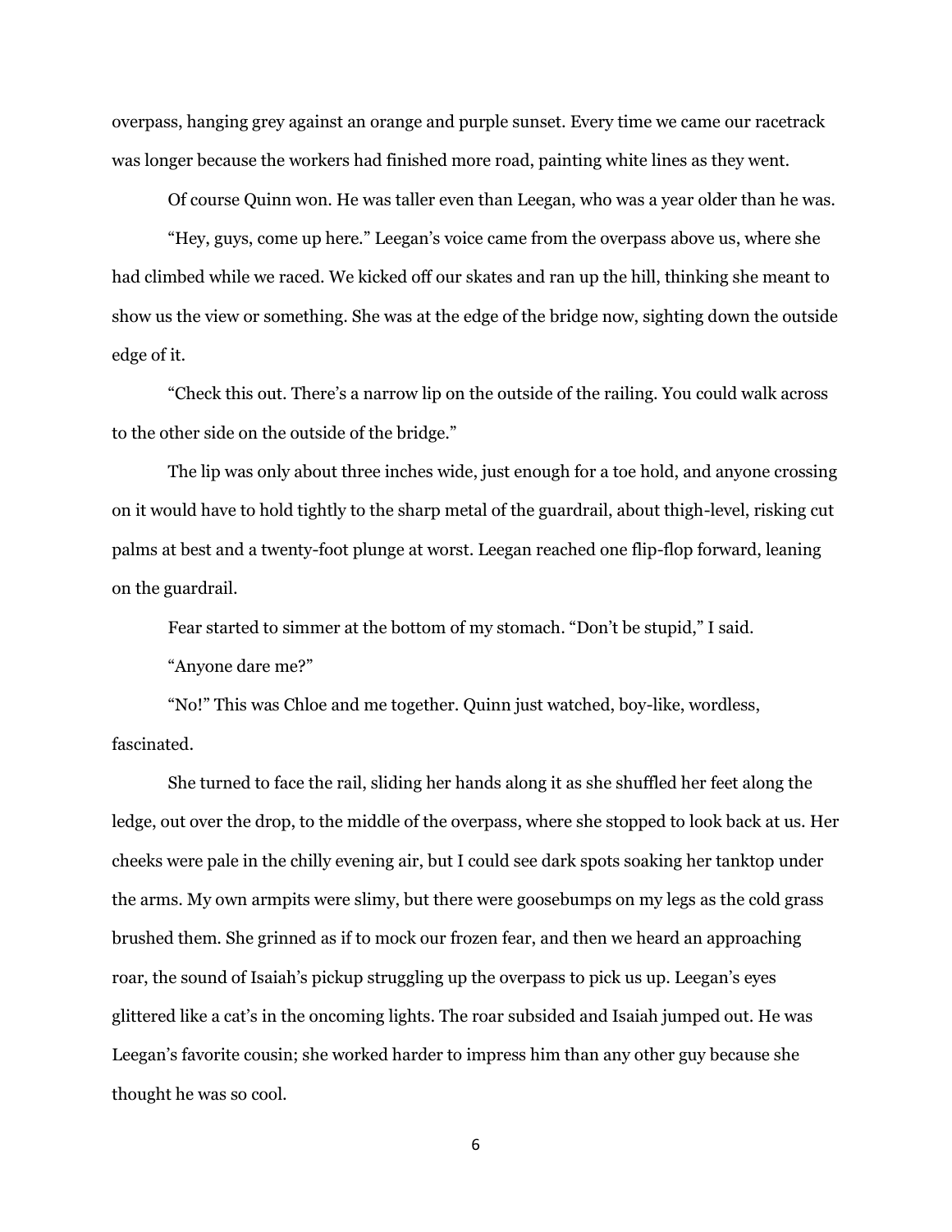overpass, hanging grey against an orange and purple sunset. Every time we came our racetrack was longer because the workers had finished more road, painting white lines as they went.

Of course Quinn won. He was taller even than Leegan, who was a year older than he was.

"Hey, guys, come up here." Leegan's voice came from the overpass above us, where she had climbed while we raced. We kicked off our skates and ran up the hill, thinking she meant to show us the view or something. She was at the edge of the bridge now, sighting down the outside edge of it.

"Check this out. There's a narrow lip on the outside of the railing. You could walk across to the other side on the outside of the bridge."

The lip was only about three inches wide, just enough for a toe hold, and anyone crossing on it would have to hold tightly to the sharp metal of the guardrail, about thigh-level, risking cut palms at best and a twenty-foot plunge at worst. Leegan reached one flip-flop forward, leaning on the guardrail.

Fear started to simmer at the bottom of my stomach. "Don't be stupid," I said.

"Anyone dare me?"

"No!" This was Chloe and me together. Quinn just watched, boy-like, wordless, fascinated.

She turned to face the rail, sliding her hands along it as she shuffled her feet along the ledge, out over the drop, to the middle of the overpass, where she stopped to look back at us. Her cheeks were pale in the chilly evening air, but I could see dark spots soaking her tanktop under the arms. My own armpits were slimy, but there were goosebumps on my legs as the cold grass brushed them. She grinned as if to mock our frozen fear, and then we heard an approaching roar, the sound of Isaiah's pickup struggling up the overpass to pick us up. Leegan's eyes glittered like a cat's in the oncoming lights. The roar subsided and Isaiah jumped out. He was Leegan's favorite cousin; she worked harder to impress him than any other guy because she thought he was so cool.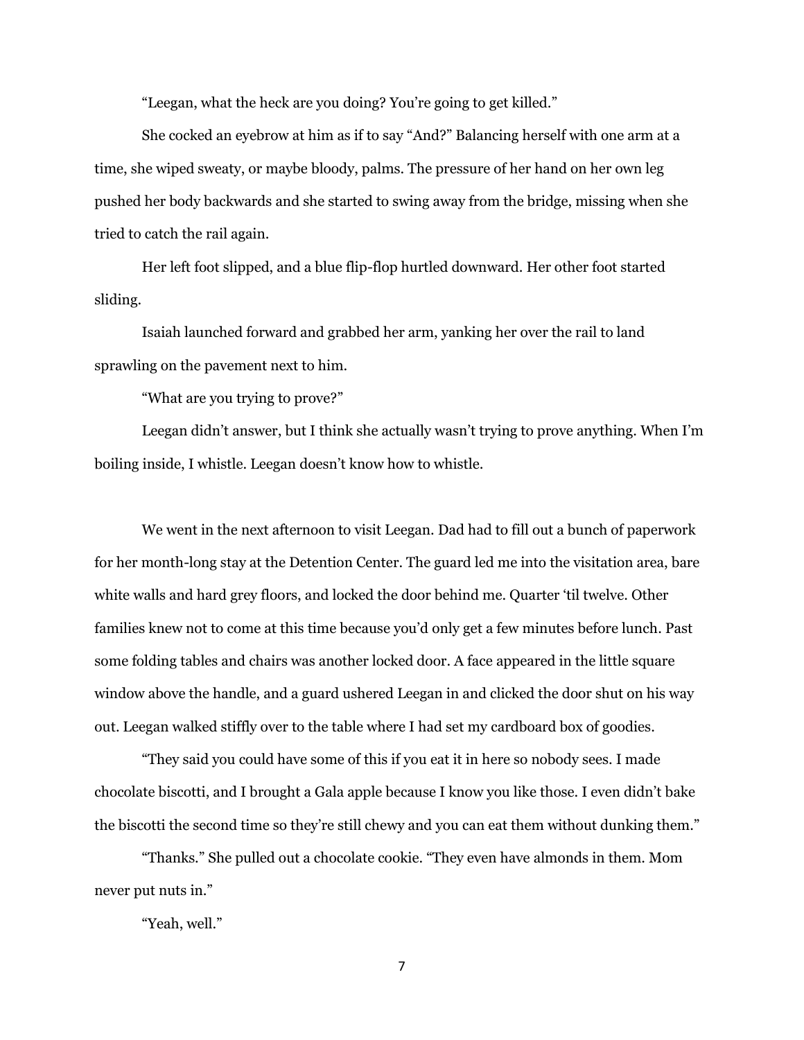"Leegan, what the heck are you doing? You're going to get killed."

She cocked an eyebrow at him as if to say "And?" Balancing herself with one arm at a time, she wiped sweaty, or maybe bloody, palms. The pressure of her hand on her own leg pushed her body backwards and she started to swing away from the bridge, missing when she tried to catch the rail again.

Her left foot slipped, and a blue flip-flop hurtled downward. Her other foot started sliding.

Isaiah launched forward and grabbed her arm, yanking her over the rail to land sprawling on the pavement next to him.

"What are you trying to prove?"

Leegan didn't answer, but I think she actually wasn't trying to prove anything. When I'm boiling inside, I whistle. Leegan doesn't know how to whistle.

We went in the next afternoon to visit Leegan. Dad had to fill out a bunch of paperwork for her month-long stay at the Detention Center. The guard led me into the visitation area, bare white walls and hard grey floors, and locked the door behind me. Quarter 'til twelve. Other families knew not to come at this time because you'd only get a few minutes before lunch. Past some folding tables and chairs was another locked door. A face appeared in the little square window above the handle, and a guard ushered Leegan in and clicked the door shut on his way out. Leegan walked stiffly over to the table where I had set my cardboard box of goodies.

"They said you could have some of this if you eat it in here so nobody sees. I made chocolate biscotti, and I brought a Gala apple because I know you like those. I even didn't bake the biscotti the second time so they're still chewy and you can eat them without dunking them."

"Thanks." She pulled out a chocolate cookie. "They even have almonds in them. Mom never put nuts in."

"Yeah, well."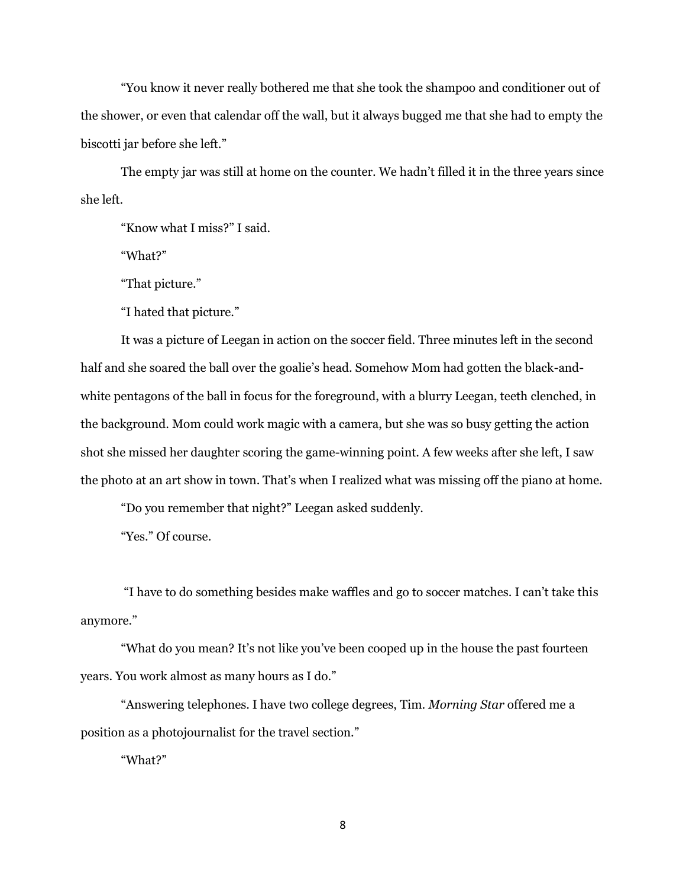"You know it never really bothered me that she took the shampoo and conditioner out of the shower, or even that calendar off the wall, but it always bugged me that she had to empty the biscotti jar before she left."

The empty jar was still at home on the counter. We hadn't filled it in the three years since she left.

"Know what I miss?" I said.

"What?"

"That picture."

"I hated that picture."

It was a picture of Leegan in action on the soccer field. Three minutes left in the second half and she soared the ball over the goalie's head. Somehow Mom had gotten the black-and-white pentagons of the ball in focus for the foreground, with a blurry Leegan, teeth clenched, in the background. Mom could work magic with a camera, but she was so busy getting the action shot she missed her daughter scoring the game-winning point. A few weeks after she left, I saw the photo at an art show in town. That's when I realized what was missing off the piano at home.

"Do you remember that night?" Leegan asked suddenly.

"Yes." Of course.

"I have to do something besides make waffles and go to soccer matches. I can't take this anymore."

"What do you mean? It's not like you've been cooped up in the house the past fourteen years. You work almost as many hours as I do."

"Answering telephones. I have two college degrees, Tim. *Morning Star* offered me a position as a photojournalist for the travel section."

"What?"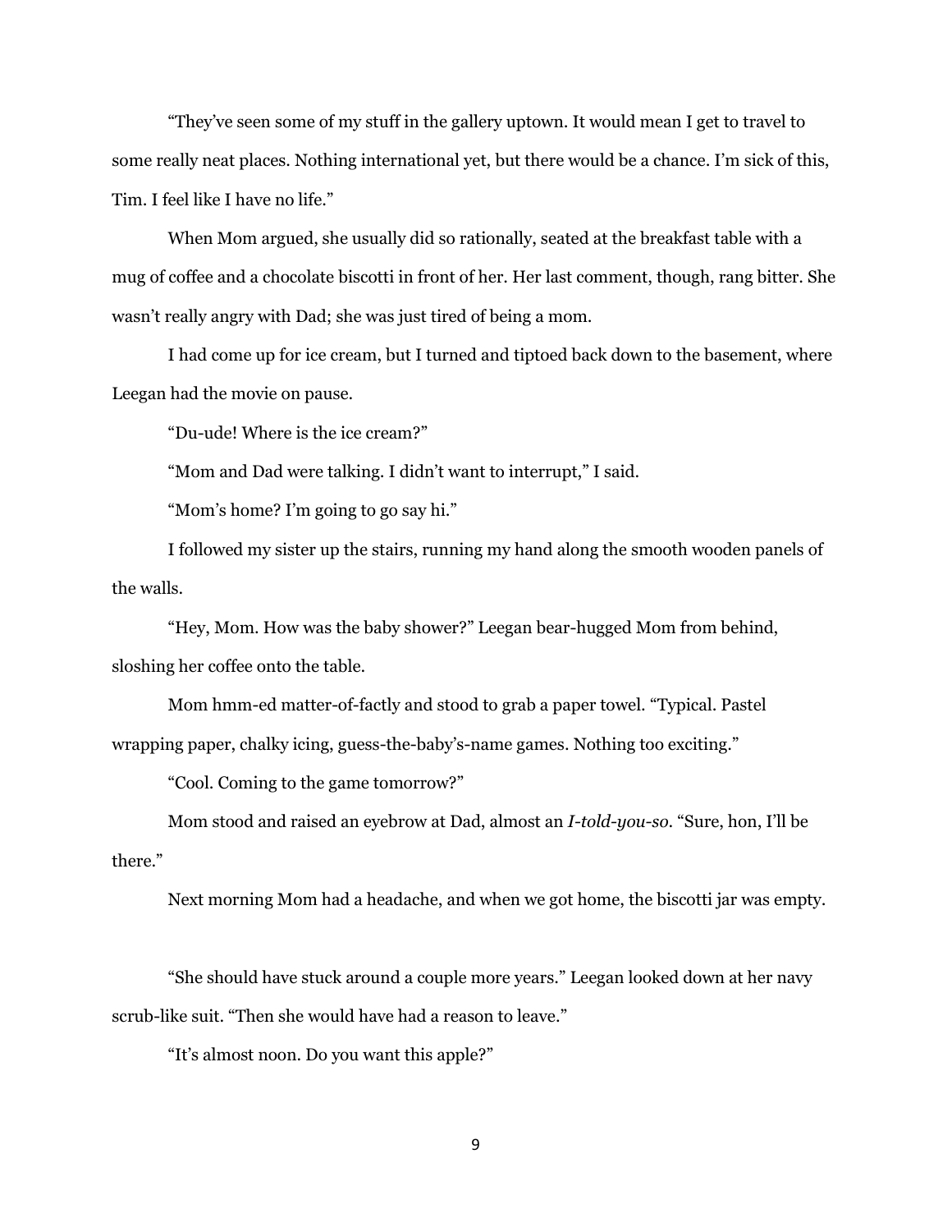"They've seen some of my stuff in the gallery uptown. It would mean I get to travel to some really neat places. Nothing international yet, but there would be a chance. I'm sick of this, Tim. I feel like I have no life."

When Mom argued, she usually did so rationally, seated at the breakfast table with a mug of coffee and a chocolate biscotti in front of her. Her last comment, though, rang bitter. She wasn't really angry with Dad; she was just tired of being a mom.

I had come up for ice cream, but I turned and tiptoed back down to the basement, where Leegan had the movie on pause.

"Du-ude! Where is the ice cream?"

"Mom and Dad were talking. I didn't want to interrupt," I said.

"Mom's home? I'm going to go say hi."

I followed my sister up the stairs, running my hand along the smooth wooden panels of the walls.

"Hey, Mom. How was the baby shower?" Leegan bear-hugged Mom from behind, sloshing her coffee onto the table.

Mom hmm-ed matter-of-factly and stood to grab a paper towel. "Typical. Pastel wrapping paper, chalky icing, guess-the-baby's-name games. Nothing too exciting."

"Cool. Coming to the game tomorrow?"

Mom stood and raised an eyebrow at Dad, almost an *I-told-you-so*. "Sure, hon, I'll be there."

Next morning Mom had a headache, and when we got home, the biscotti jar was empty.

"She should have stuck around a couple more years." Leegan looked down at her navy scrub-like suit. "Then she would have had a reason to leave."

"It's almost noon. Do you want this apple?"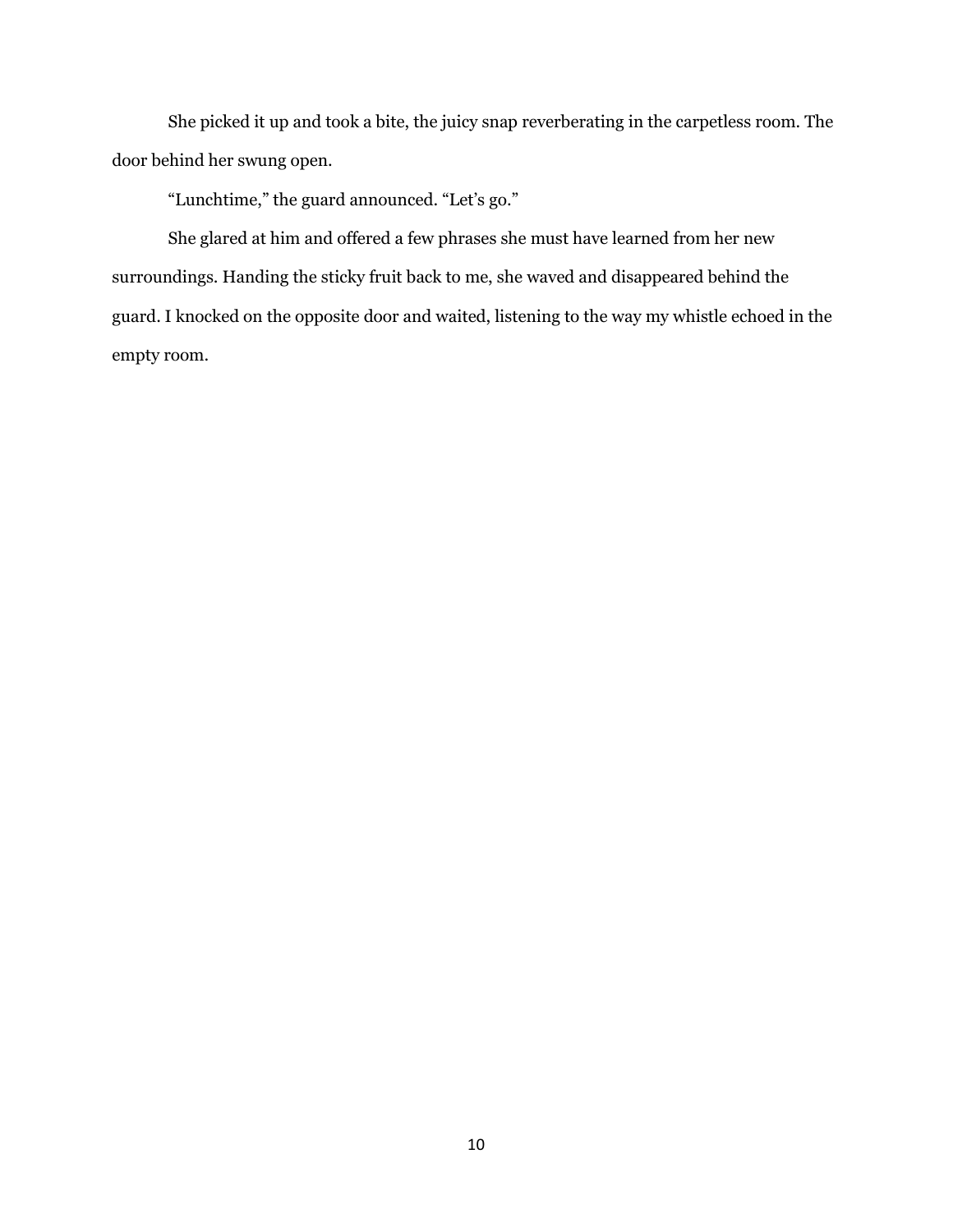She picked it up and took a bite, the juicy snap reverberating in the carpetless room. The door behind her swung open.

"Lunchtime," the guard announced. "Let's go."

She glared at him and offered a few phrases she must have learned from her new surroundings. Handing the sticky fruit back to me, she waved and disappeared behind the guard. I knocked on the opposite door and waited, listening to the way my whistle echoed in the empty room.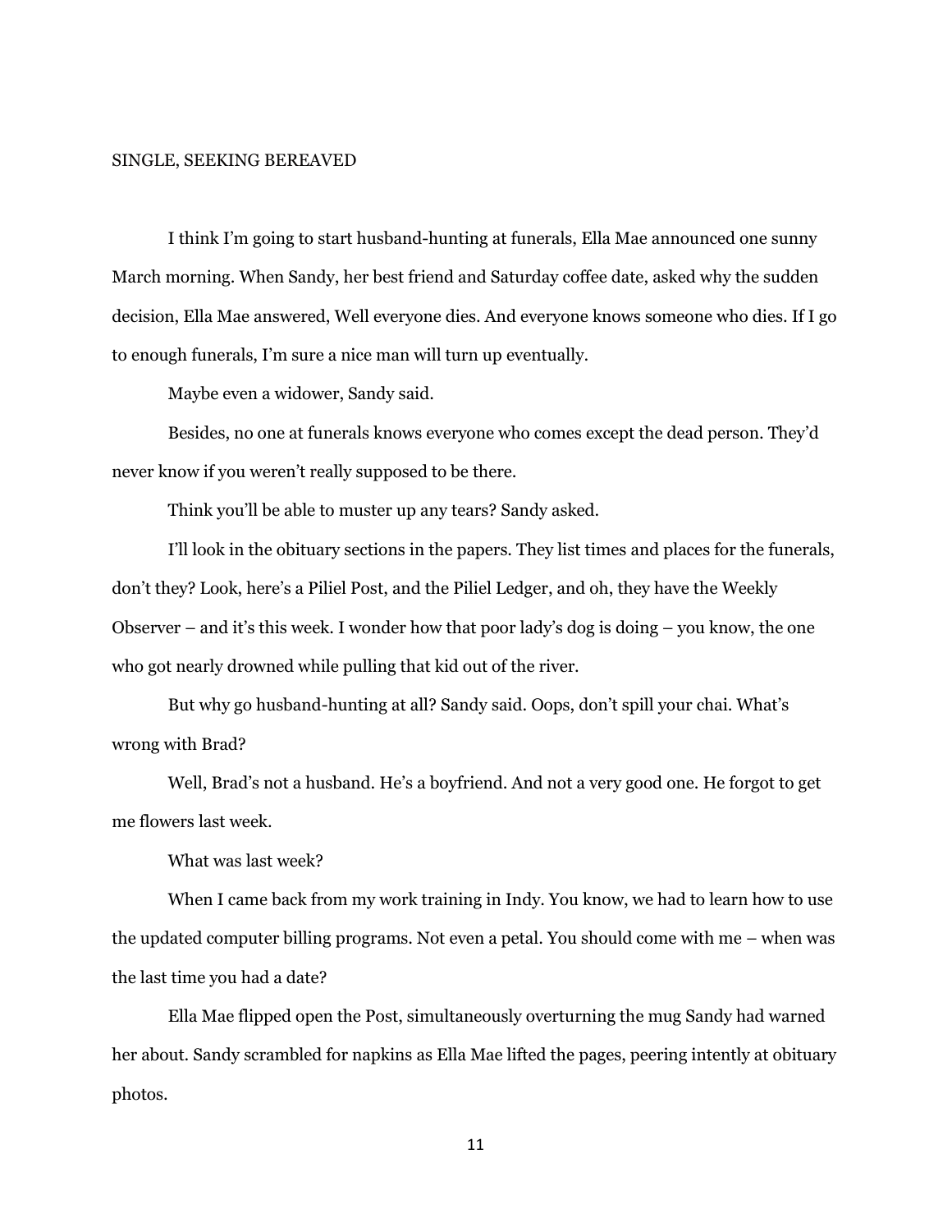# SINGLE, SEEKING BEREAVED

I think I'm going to start husband-hunting at funerals, Ella Mae announced one sunny March morning. When Sandy, her best friend and Saturday coffee date, asked why the sudden decision, Ella Mae answered, Well everyone dies. And everyone knows someone who dies. If I go to enough funerals, I'm sure a nice man will turn up eventually.

Maybe even a widower, Sandy said.

Besides, no one at funerals knows everyone who comes except the dead person. They'd never know if you weren't really supposed to be there.

Think you'll be able to muster up any tears? Sandy asked.

I'll look in the obituary sections in the papers. They list times and places for the funerals, don't they? Look, here's a Piliel Post, and the Piliel Ledger, and oh, they have the Weekly Observer – and it's this week. I wonder how that poor lady's dog is doing – you know, the one who got nearly drowned while pulling that kid out of the river.

But why go husband-hunting at all? Sandy said. Oops, don't spill your chai. What's wrong with Brad?

Well, Brad's not a husband. He's a boyfriend. And not a very good one. He forgot to get me flowers last week.

What was last week?

When I came back from my work training in Indy. You know, we had to learn how to use the updated computer billing programs. Not even a petal. You should come with me – when was the last time you had a date?

Ella Mae flipped open the Post, simultaneously overturning the mug Sandy had warned her about. Sandy scrambled for napkins as Ella Mae lifted the pages, peering intently at obituary photos.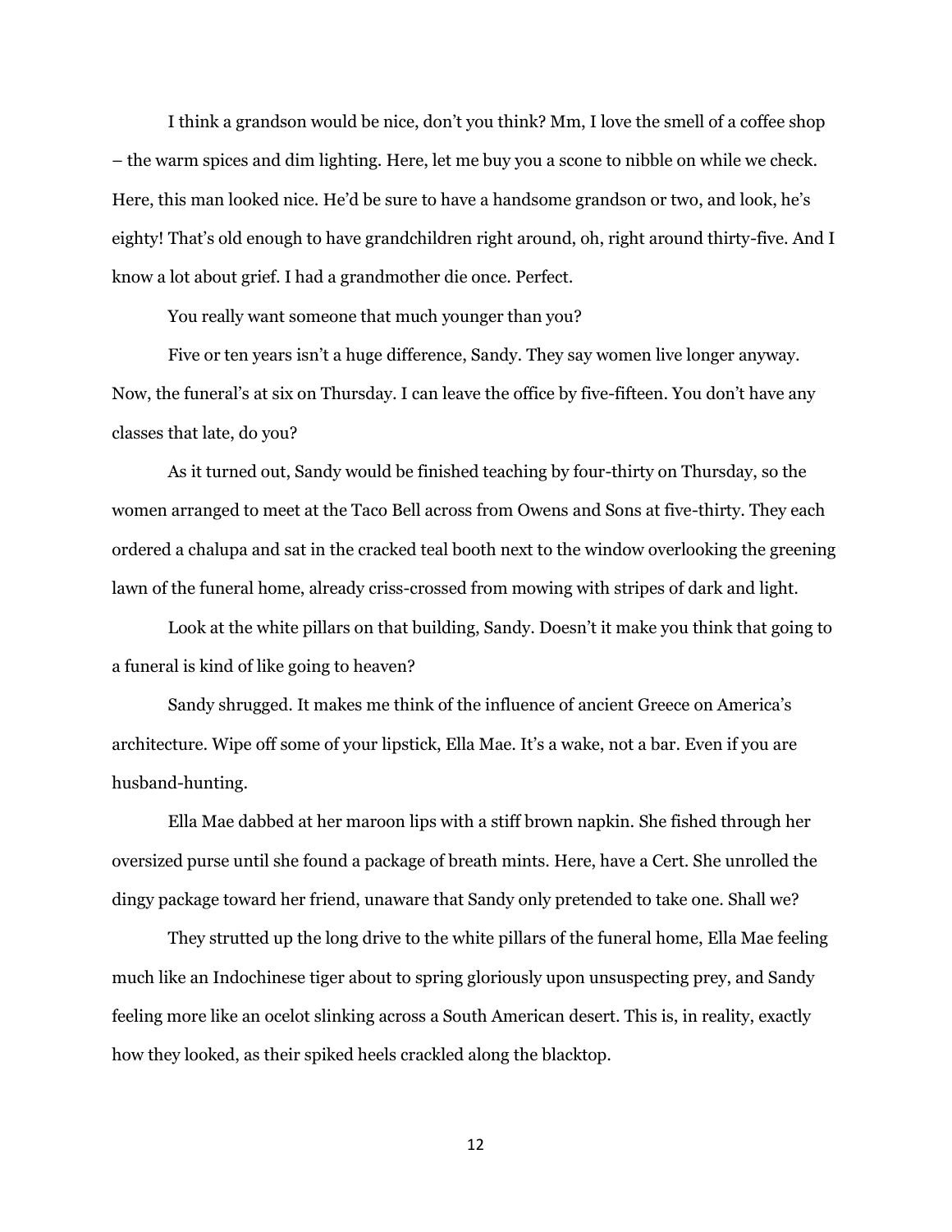I think a grandson would be nice, don't you think? Mm, I love the smell of a coffee shop – the warm spices and dim lighting. Here, let me buy you a scone to nibble on while we check. Here, this man looked nice. He'd be sure to have a handsome grandson or two, and look, he's eighty! That's old enough to have grandchildren right around, oh, right around thirty-five. And I know a lot about grief. I had a grandmother die once. Perfect.

You really want someone that much younger than you?

Five or ten years isn't a huge difference, Sandy. They say women live longer anyway. Now, the funeral's at six on Thursday. I can leave the office by five-fifteen. You don't have any classes that late, do you?

As it turned out, Sandy would be finished teaching by four-thirty on Thursday, so the women arranged to meet at the Taco Bell across from Owens and Sons at five-thirty. They each ordered a chalupa and sat in the cracked teal booth next to the window overlooking the greening lawn of the funeral home, already criss-crossed from mowing with stripes of dark and light.

Look at the white pillars on that building, Sandy. Doesn't it make you think that going to a funeral is kind of like going to heaven?

Sandy shrugged. It makes me think of the influence of ancient Greece on America's architecture. Wipe off some of your lipstick, Ella Mae. It's a wake, not a bar. Even if you are husband-hunting.

Ella Mae dabbed at her maroon lips with a stiff brown napkin. She fished through her oversized purse until she found a package of breath mints. Here, have a Cert. She unrolled the dingy package toward her friend, unaware that Sandy only pretended to take one. Shall we?

They strutted up the long drive to the white pillars of the funeral home, Ella Mae feeling much like an Indochinese tiger about to spring gloriously upon unsuspecting prey, and Sandy feeling more like an ocelot slinking across a South American desert. This is, in reality, exactly how they looked, as their spiked heels crackled along the blacktop.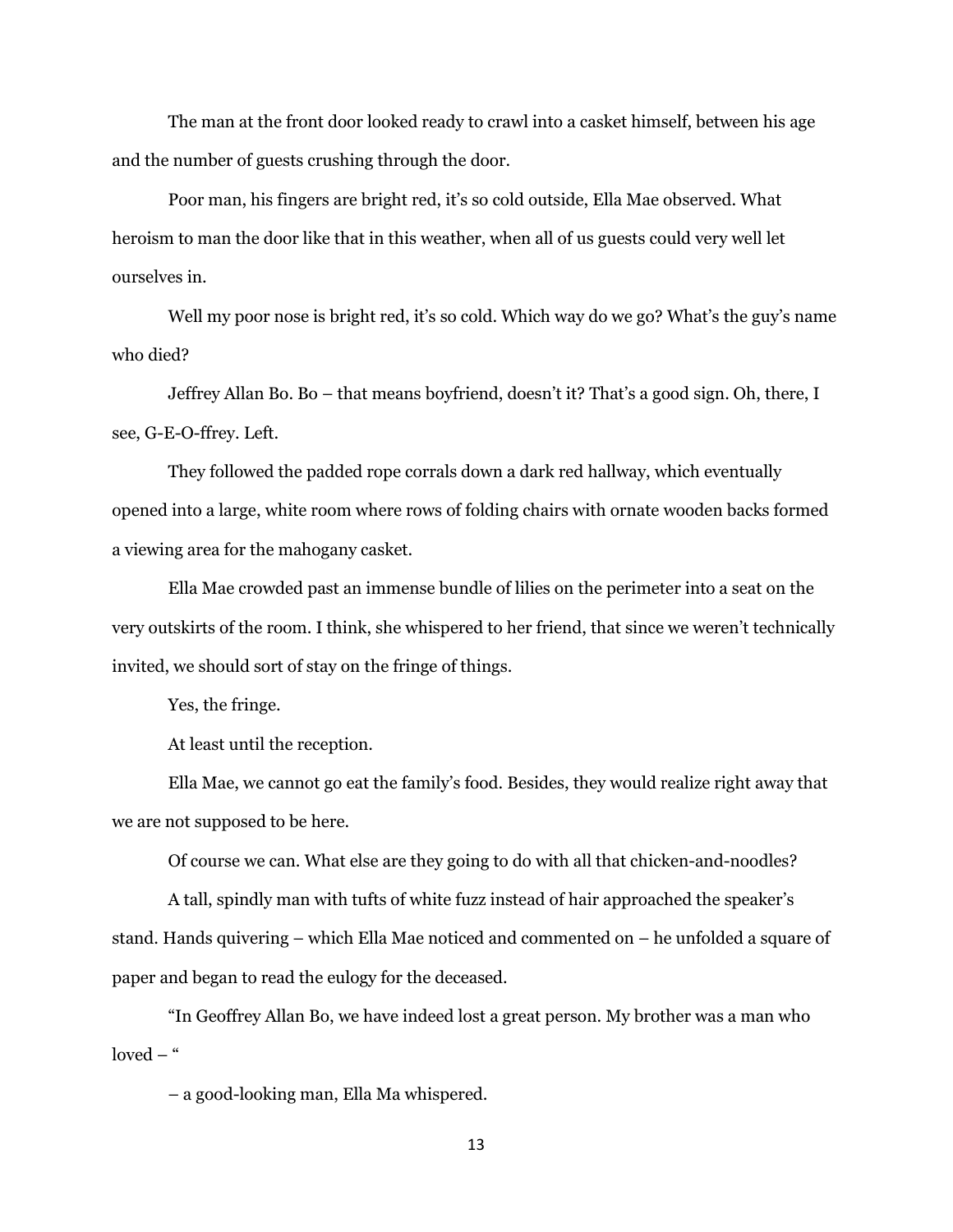The man at the front door looked ready to crawl into a casket himself, between his age and the number of guests crushing through the door.

Poor man, his fingers are bright red, it's so cold outside, Ella Mae observed. What heroism to man the door like that in this weather, when all of us guests could very well let ourselves in.

Well my poor nose is bright red, it's so cold. Which way do we go? What's the guy's name who died?

Jeffrey Allan Bo. Bo – that means boyfriend, doesn't it? That's a good sign. Oh, there, I see, G-E-O-ffrey. Left.

They followed the padded rope corrals down a dark red hallway, which eventually opened into a large, white room where rows of folding chairs with ornate wooden backs formed a viewing area for the mahogany casket.

Ella Mae crowded past an immense bundle of lilies on the perimeter into a seat on the very outskirts of the room. I think, she whispered to her friend, that since we weren't technically invited, we should sort of stay on the fringe of things.

Yes, the fringe.

At least until the reception.

Ella Mae, we cannot go eat the family's food. Besides, they would realize right away that we are not supposed to be here.

Of course we can. What else are they going to do with all that chicken-and-noodles?

A tall, spindly man with tufts of white fuzz instead of hair approached the speaker's stand. Hands quivering – which Ella Mae noticed and commented on – he unfolded a square of paper and began to read the eulogy for the deceased.

"In Geoffrey Allan Bo, we have indeed lost a great person. My brother was a man who loved – "

– a good-looking man, Ella Ma whispered.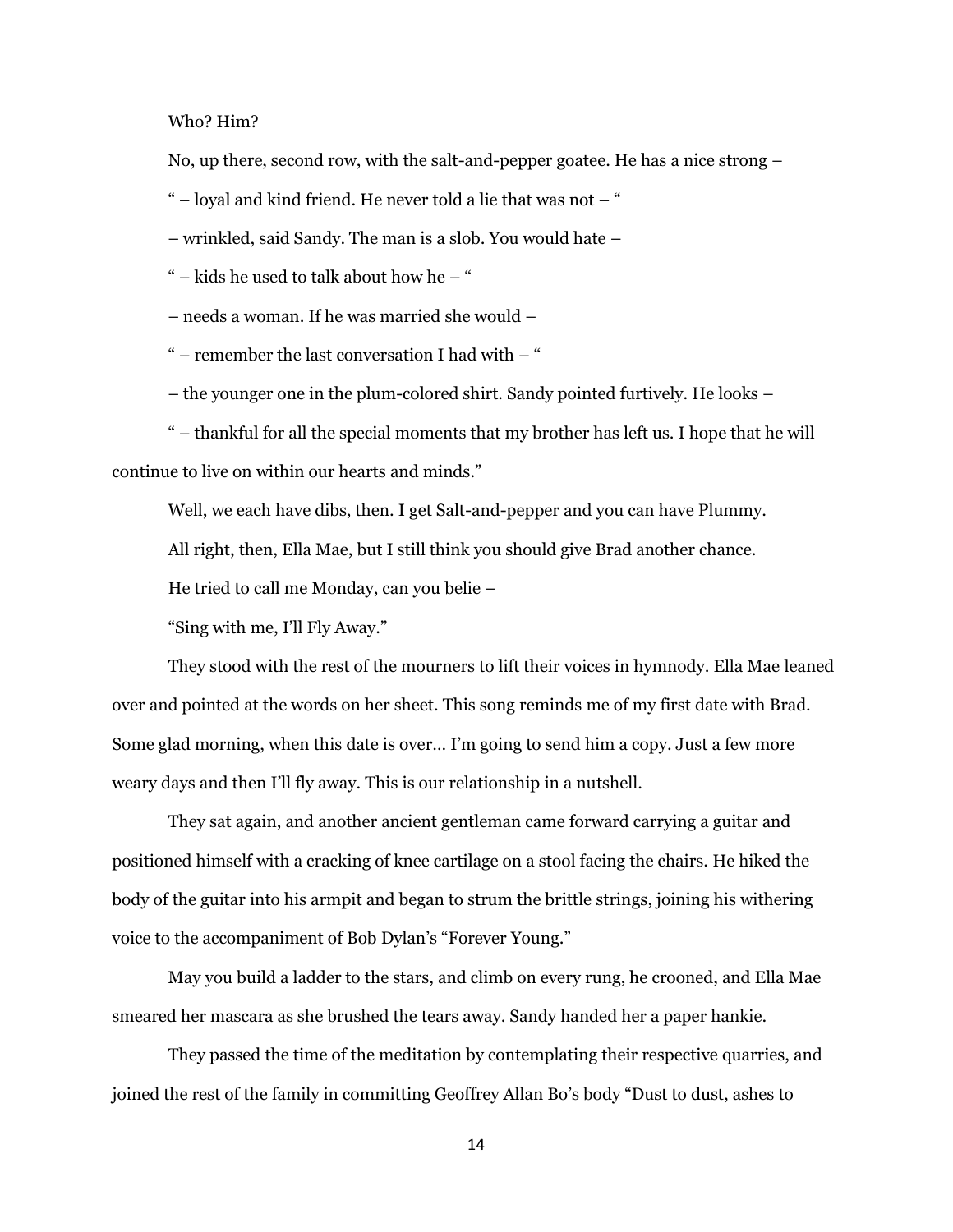Who? Him?

No, up there, second row, with the salt-and-pepper goatee. He has a nice strong –

" – loyal and kind friend. He never told a lie that was not – "

– wrinkled, said Sandy. The man is a slob. You would hate –

" – kids he used to talk about how he – "

– needs a woman. If he was married she would –

" – remember the last conversation I had with – "

– the younger one in the plum-colored shirt. Sandy pointed furtively. He looks –

" – thankful for all the special moments that my brother has left us. I hope that he will continue to live on within our hearts and minds."

Well, we each have dibs, then. I get Salt-and-pepper and you can have Plummy.

All right, then, Ella Mae, but I still think you should give Brad another chance.

He tried to call me Monday, can you belie –

"Sing with me, I'll Fly Away."

They stood with the rest of the mourners to lift their voices in hymnody. Ella Mae leaned over and pointed at the words on her sheet. This song reminds me of my first date with Brad. Some glad morning, when this date is over… I'm going to send him a copy. Just a few more weary days and then I'll fly away. This is our relationship in a nutshell.

They sat again, and another ancient gentleman came forward carrying a guitar and positioned himself with a cracking of knee cartilage on a stool facing the chairs. He hiked the body of the guitar into his armpit and began to strum the brittle strings, joining his withering voice to the accompaniment of Bob Dylan's "Forever Young."

May you build a ladder to the stars, and climb on every rung, he crooned, and Ella Mae smeared her mascara as she brushed the tears away. Sandy handed her a paper hankie.

They passed the time of the meditation by contemplating their respective quarries, and joined the rest of the family in committing Geoffrey Allan Bo's body "Dust to dust, ashes to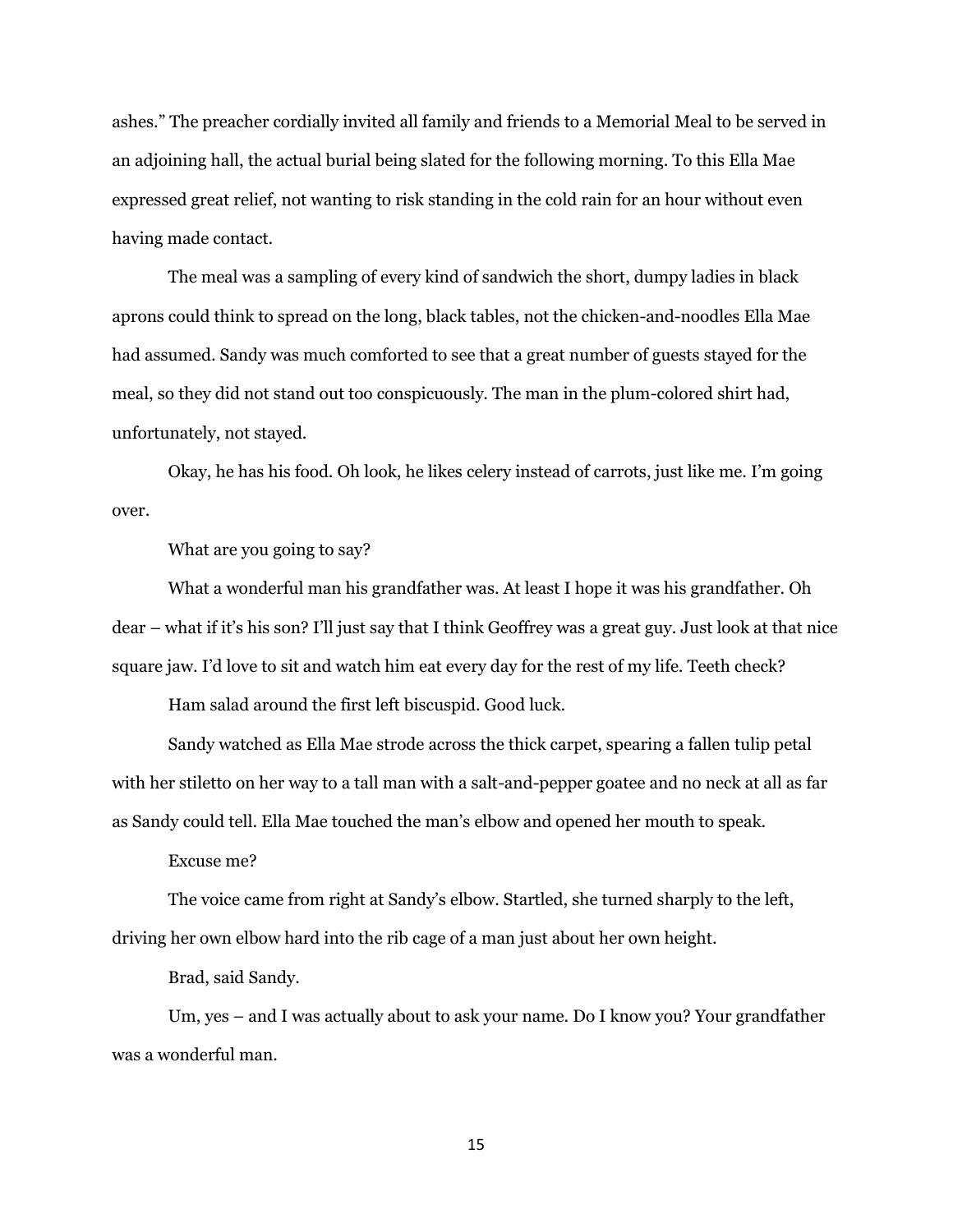ashes." The preacher cordially invited all family and friends to a Memorial Meal to be served in an adjoining hall, the actual burial being slated for the following morning. To this Ella Mae expressed great relief, not wanting to risk standing in the cold rain for an hour without even having made contact.

The meal was a sampling of every kind of sandwich the short, dumpy ladies in black aprons could think to spread on the long, black tables, not the chicken-and-noodles Ella Mae had assumed. Sandy was much comforted to see that a great number of guests stayed for the meal, so they did not stand out too conspicuously. The man in the plum-colored shirt had, unfortunately, not stayed.

Okay, he has his food. Oh look, he likes celery instead of carrots, just like me. I'm going over.

What are you going to say?

What a wonderful man his grandfather was. At least I hope it was his grandfather. Oh dear – what if it's his son? I'll just say that I think Geoffrey was a great guy. Just look at that nice square jaw. I'd love to sit and watch him eat every day for the rest of my life. Teeth check?

Ham salad around the first left biscuspid. Good luck.

Sandy watched as Ella Mae strode across the thick carpet, spearing a fallen tulip petal with her stiletto on her way to a tall man with a salt-and-pepper goatee and no neck at all as far as Sandy could tell. Ella Mae touched the man's elbow and opened her mouth to speak.

Excuse me?

The voice came from right at Sandy's elbow. Startled, she turned sharply to the left, driving her own elbow hard into the rib cage of a man just about her own height.

Brad, said Sandy.

Um, yes – and I was actually about to ask your name. Do I know you? Your grandfather was a wonderful man.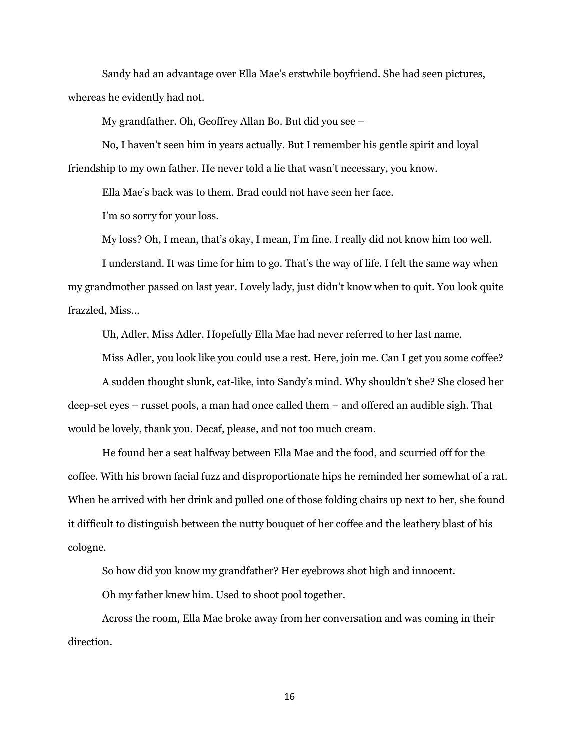Sandy had an advantage over Ella Mae's erstwhile boyfriend. She had seen pictures, whereas he evidently had not.

My grandfather. Oh, Geoffrey Allan Bo. But did you see –

No, I haven't seen him in years actually. But I remember his gentle spirit and loyal friendship to my own father. He never told a lie that wasn't necessary, you know.

Ella Mae's back was to them. Brad could not have seen her face.

I'm so sorry for your loss.

My loss? Oh, I mean, that's okay, I mean, I'm fine. I really did not know him too well.

I understand. It was time for him to go. That's the way of life. I felt the same way when my grandmother passed on last year. Lovely lady, just didn't know when to quit. You look quite frazzled, Miss…

Uh, Adler. Miss Adler. Hopefully Ella Mae had never referred to her last name.

Miss Adler, you look like you could use a rest. Here, join me. Can I get you some coffee?

A sudden thought slunk, cat-like, into Sandy's mind. Why shouldn't she? She closed her deep-set eyes – russet pools, a man had once called them – and offered an audible sigh. That would be lovely, thank you. Decaf, please, and not too much cream.

He found her a seat halfway between Ella Mae and the food, and scurried off for the coffee. With his brown facial fuzz and disproportionate hips he reminded her somewhat of a rat. When he arrived with her drink and pulled one of those folding chairs up next to her, she found it difficult to distinguish between the nutty bouquet of her coffee and the leathery blast of his cologne.

So how did you know my grandfather? Her eyebrows shot high and innocent.

Oh my father knew him. Used to shoot pool together.

Across the room, Ella Mae broke away from her conversation and was coming in their direction.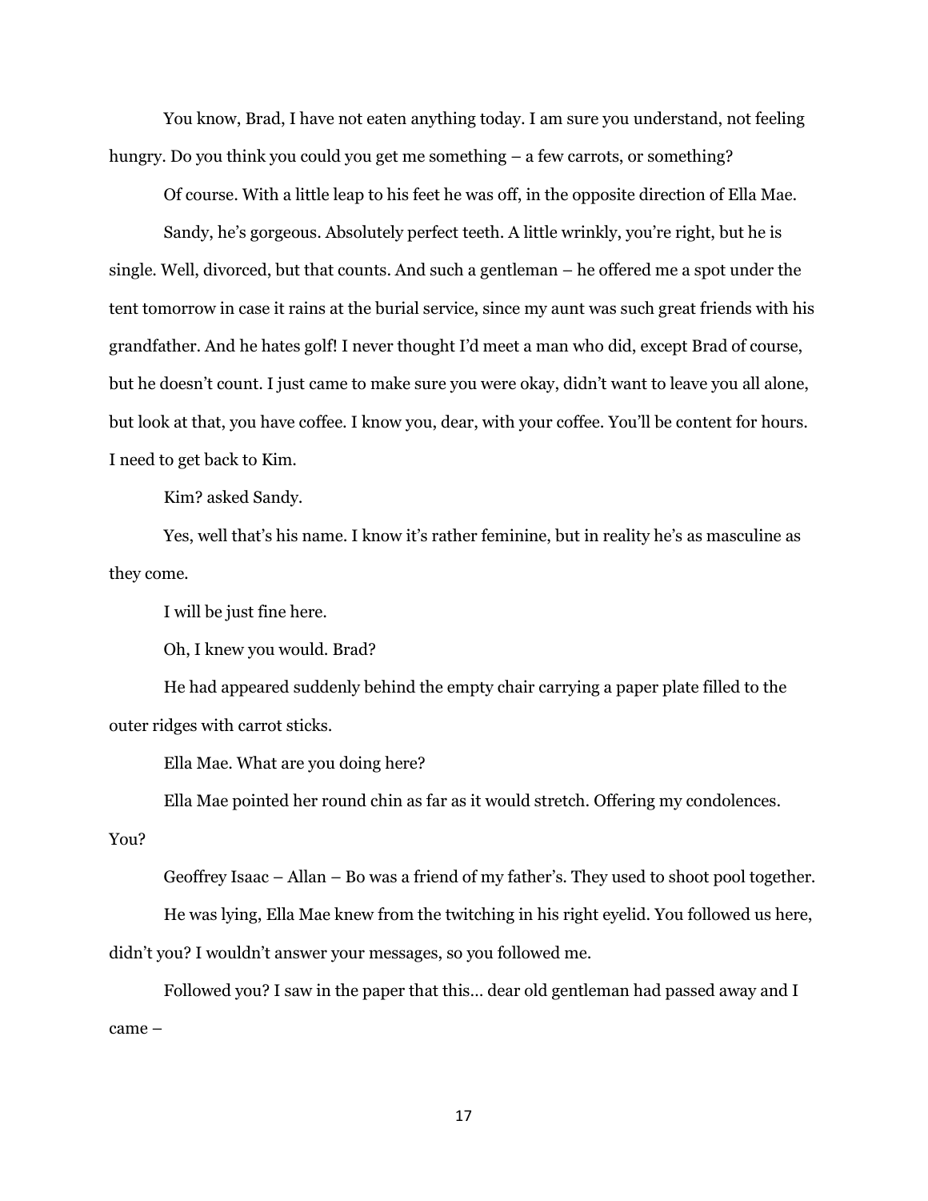You know, Brad, I have not eaten anything today. I am sure you understand, not feeling hungry. Do you think you could you get me something – a few carrots, or something?

Of course. With a little leap to his feet he was off, in the opposite direction of Ella Mae.

Sandy, he's gorgeous. Absolutely perfect teeth. A little wrinkly, you're right, but he is single. Well, divorced, but that counts. And such a gentleman – he offered me a spot under the tent tomorrow in case it rains at the burial service, since my aunt was such great friends with his grandfather. And he hates golf! I never thought I'd meet a man who did, except Brad of course, but he doesn't count. I just came to make sure you were okay, didn't want to leave you all alone, but look at that, you have coffee. I know you, dear, with your coffee. You'll be content for hours. I need to get back to Kim.

Kim? asked Sandy.

Yes, well that's his name. I know it's rather feminine, but in reality he's as masculine as they come.

I will be just fine here.

Oh, I knew you would. Brad?

He had appeared suddenly behind the empty chair carrying a paper plate filled to the outer ridges with carrot sticks.

Ella Mae. What are you doing here?

Ella Mae pointed her round chin as far as it would stretch. Offering my condolences. You?

Geoffrey Isaac – Allan – Bo was a friend of my father's. They used to shoot pool together.

He was lying, Ella Mae knew from the twitching in his right eyelid. You followed us here, didn't you? I wouldn't answer your messages, so you followed me.

Followed you? I saw in the paper that this… dear old gentleman had passed away and I came –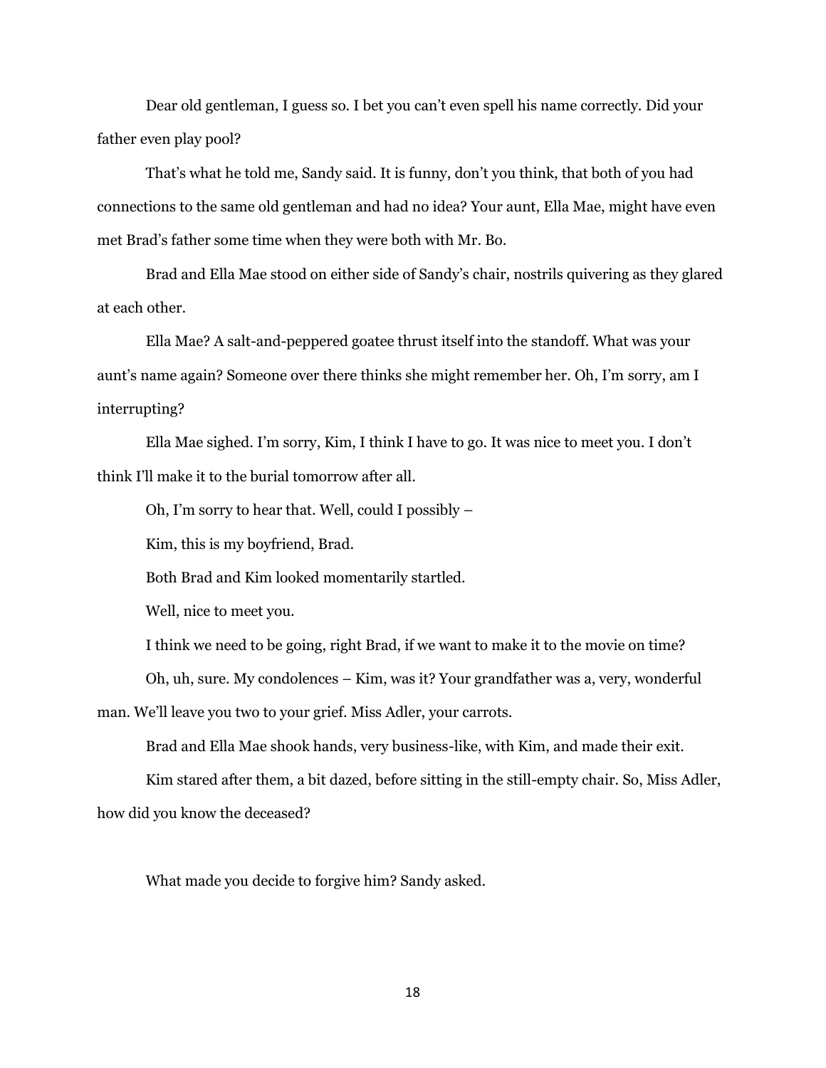Dear old gentleman, I guess so. I bet you can't even spell his name correctly. Did your father even play pool?

That's what he told me, Sandy said. It is funny, don't you think, that both of you had connections to the same old gentleman and had no idea? Your aunt, Ella Mae, might have even met Brad's father some time when they were both with Mr. Bo.

Brad and Ella Mae stood on either side of Sandy's chair, nostrils quivering as they glared at each other.

Ella Mae? A salt-and-peppered goatee thrust itself into the standoff. What was your aunt's name again? Someone over there thinks she might remember her. Oh, I'm sorry, am I interrupting?

Ella Mae sighed. I'm sorry, Kim, I think I have to go. It was nice to meet you. I don't think I'll make it to the burial tomorrow after all.

Oh, I'm sorry to hear that. Well, could I possibly –

Kim, this is my boyfriend, Brad.

Both Brad and Kim looked momentarily startled.

Well, nice to meet you.

I think we need to be going, right Brad, if we want to make it to the movie on time?

Oh, uh, sure. My condolences – Kim, was it? Your grandfather was a, very, wonderful man. We'll leave you two to your grief. Miss Adler, your carrots.

Brad and Ella Mae shook hands, very business-like, with Kim, and made their exit.

Kim stared after them, a bit dazed, before sitting in the still-empty chair. So, Miss Adler, how did you know the deceased?

What made you decide to forgive him? Sandy asked.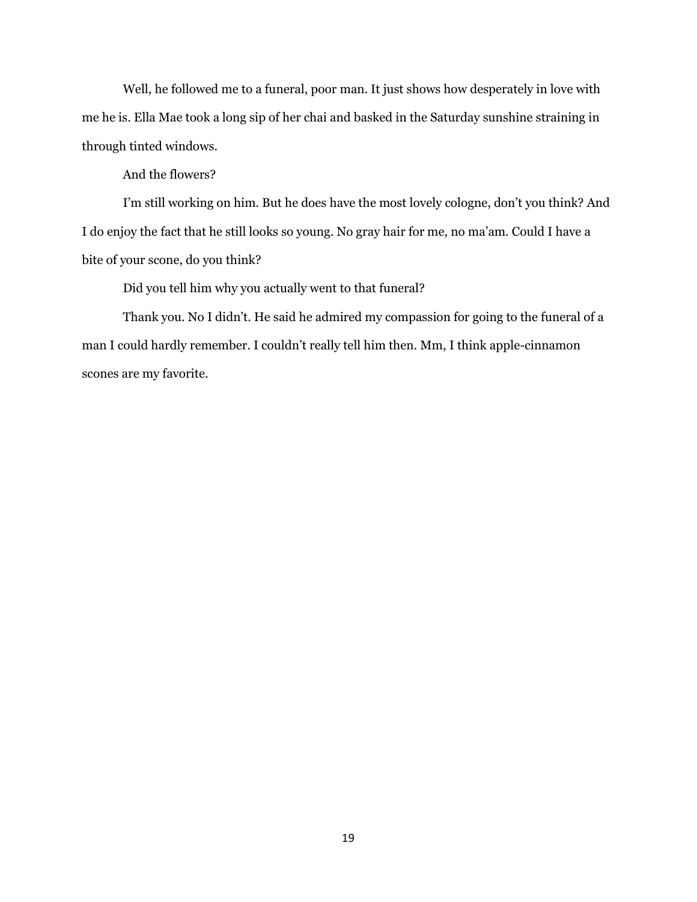Well, he followed me to a funeral, poor man. It just shows how desperately in love with me he is. Ella Mae took a long sip of her chai and basked in the Saturday sunshine straining in through tinted windows.

And the flowers?

I'm still working on him. But he does have the most lovely cologne, don't you think? And I do enjoy the fact that he still looks so young. No gray hair for me, no ma'am. Could I have a bite of your scone, do you think?

Did you tell him why you actually went to that funeral?

Thank you. No I didn't. He said he admired my compassion for going to the funeral of a man I could hardly remember. I couldn't really tell him then. Mm, I think apple-cinnamon scones are my favorite.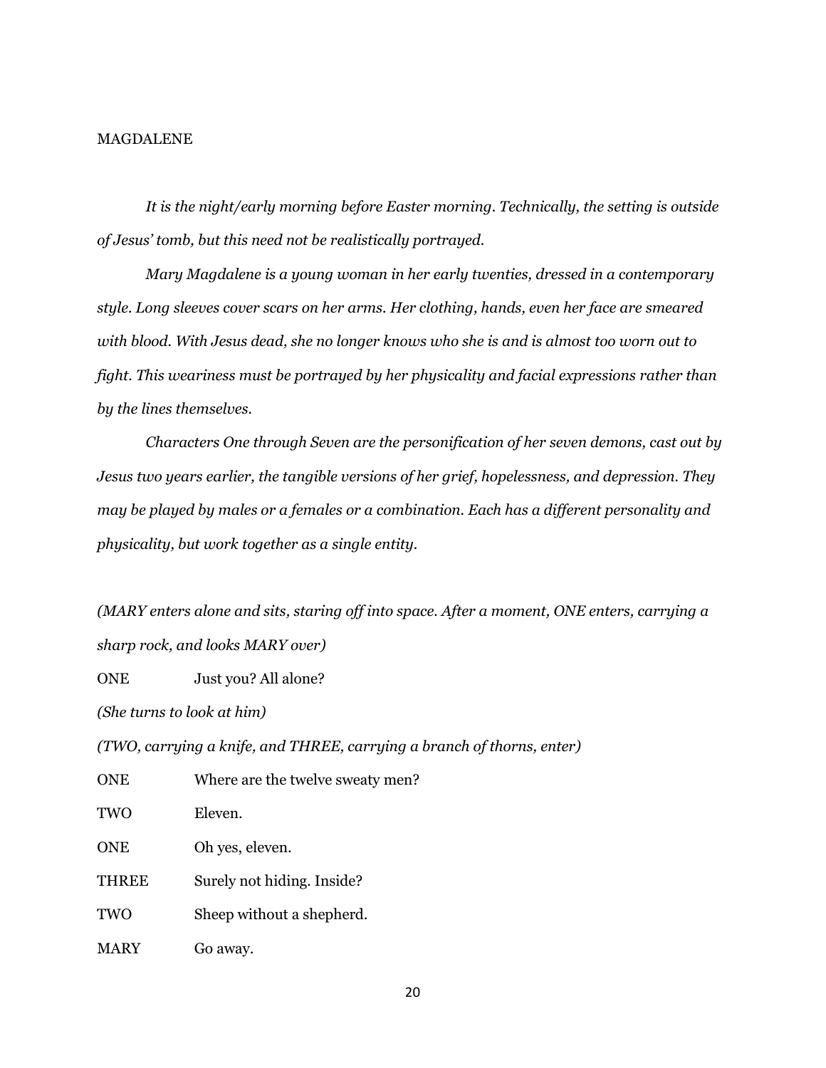MAGDALENE

*It is the night/early morning before Easter morning. Technically, the setting is outside of Jesus' tomb, but this need not be realistically portrayed.*

*Mary Magdalene is a young woman in her early twenties, dressed in a contemporary style. Long sleeves cover scars on her arms. Her clothing, hands, even her face are smeared with blood. With Jesus dead, she no longer knows who she is and is almost too worn out to fight. This weariness must be portrayed by her physicality and facial expressions rather than by the lines themselves.*

*Characters One through Seven are the personification of her seven demons, cast out by Jesus two years earlier, the tangible versions of her grief, hopelessness, and depression. They may be played by males or a females or a combination. Each has a different personality and physicality, but work together as a single entity.*

*(MARY enters alone and sits, staring off into space. After a moment, ONE enters, carrying a sharp rock, and looks MARY over)*

ONE Just you? All alone?

*(She turns to look at him)*

*(TWO, carrying a knife, and THREE, carrying a branch of thorns, enter)*

ONE Where are the twelve sweaty men?

TWO Eleven.

ONE Oh yes, eleven.

THREE Surely not hiding. Inside?

TWO Sheep without a shepherd.

MARY Go away.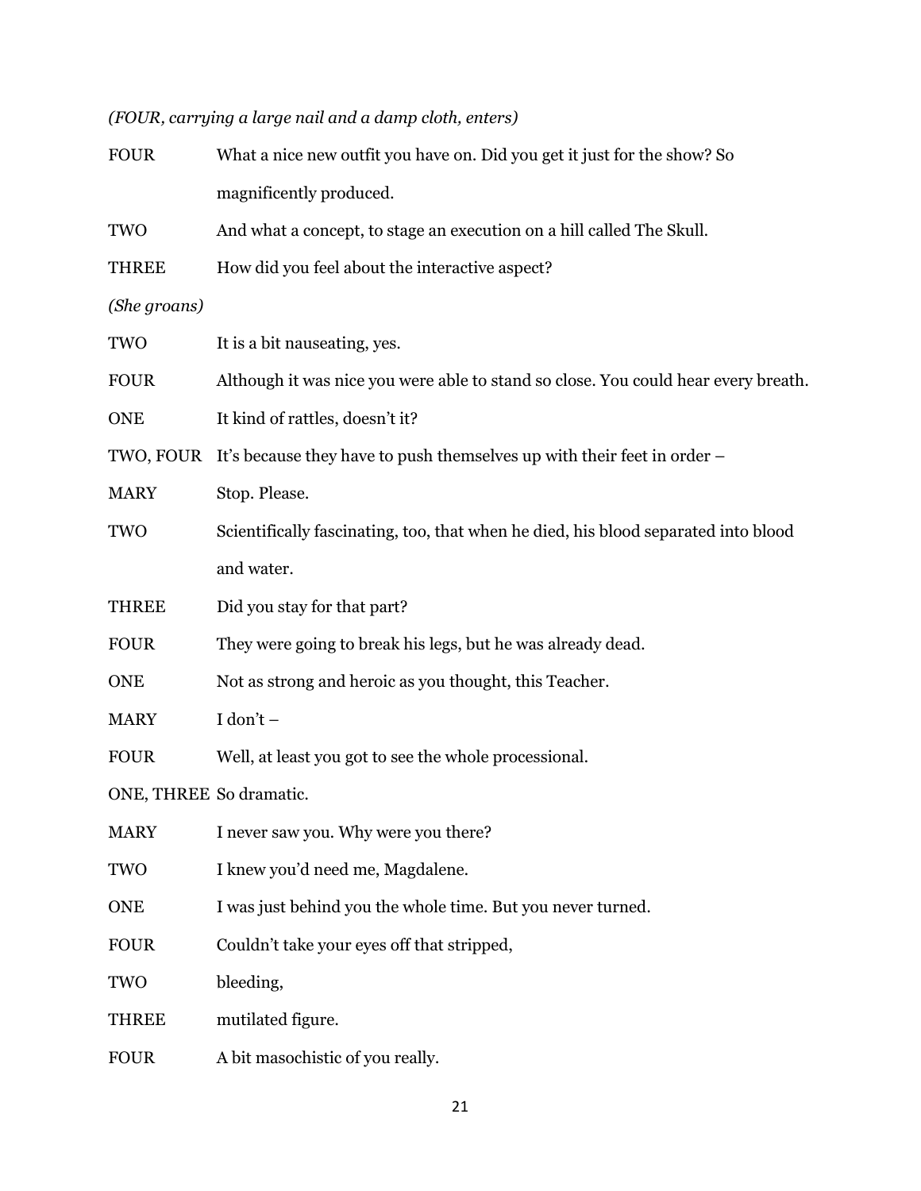*(FOUR, carrying a large nail and a damp cloth, enters)*

FOUR What a nice new outfit you have on. Did you get it just for the show? So magnificently produced.

TWO And what a concept, to stage an execution on a hill called The Skull.

THREE How did you feel about the interactive aspect?

*(She groans)*

TWO It is a bit nauseating, yes.

FOUR Although it was nice you were able to stand so close. You could hear every breath.

ONE It kind of rattles, doesn't it?

TWO, FOUR It's because they have to push themselves up with their feet in order –

MARY Stop. Please.

TWO Scientifically fascinating, too, that when he died, his blood separated into blood and water.

THREE Did you stay for that part?

FOUR They were going to break his legs, but he was already dead.

ONE Not as strong and heroic as you thought, this Teacher.

MARY I don't –

FOUR Well, at least you got to see the whole processional.

ONE, THREE So dramatic.

MARY I never saw you. Why were you there?

TWO I knew you'd need me, Magdalene.

ONE I was just behind you the whole time. But you never turned.

FOUR Couldn't take your eyes off that stripped,

TWO bleeding,

THREE mutilated figure.

FOUR A bit masochistic of you really.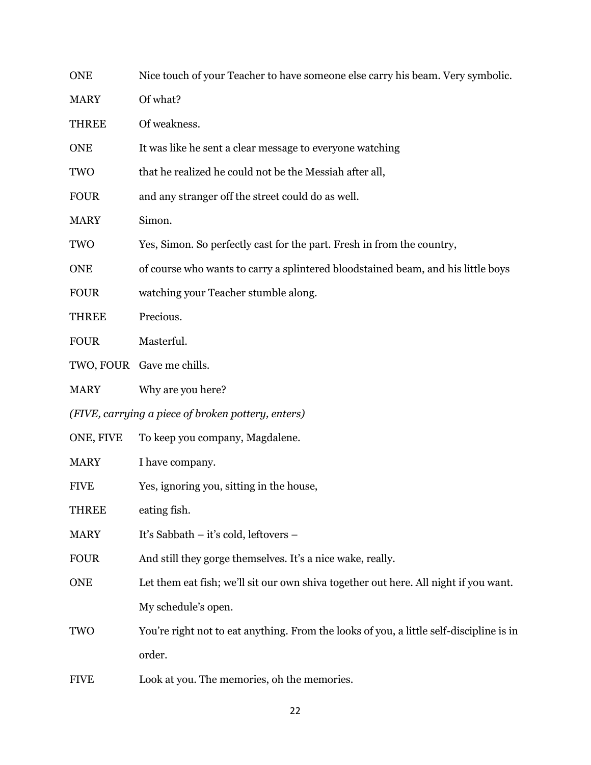ONE	Nice touch of your Teacher to have someone else carry his beam. Very symbolic.

MARY	Of what?

THREE	Of weakness.

ONE	It was like he sent a clear message to everyone watching

TWO	that he realized he could not be the Messiah after all,

FOUR	and any stranger off the street could do as well.

MARY	Simon.

TWO	Yes, Simon. So perfectly cast for the part. Fresh in from the country,

ONE	of course who wants to carry a splintered bloodstained beam, and his little boys

FOUR	watching your Teacher stumble along.

THREE	Precious.

FOUR	Masterful.

TWO, FOUR	Gave me chills.

MARY	Why are you here?

*(FIVE, carrying a piece of broken pottery, enters)*

ONE, FIVE	To keep you company, Magdalene.

MARY	I have company.

FIVE	Yes, ignoring you, sitting in the house,

THREE	eating fish.

MARY	It's Sabbath – it's cold, leftovers –

FOUR	And still they gorge themselves. It's a nice wake, really.

ONE	Let them eat fish; we'll sit our own shiva together out here. All night if you want. My schedule's open.

TWO	You're right not to eat anything. From the looks of you, a little self-discipline is in order.

FIVE	Look at you. The memories, oh the memories.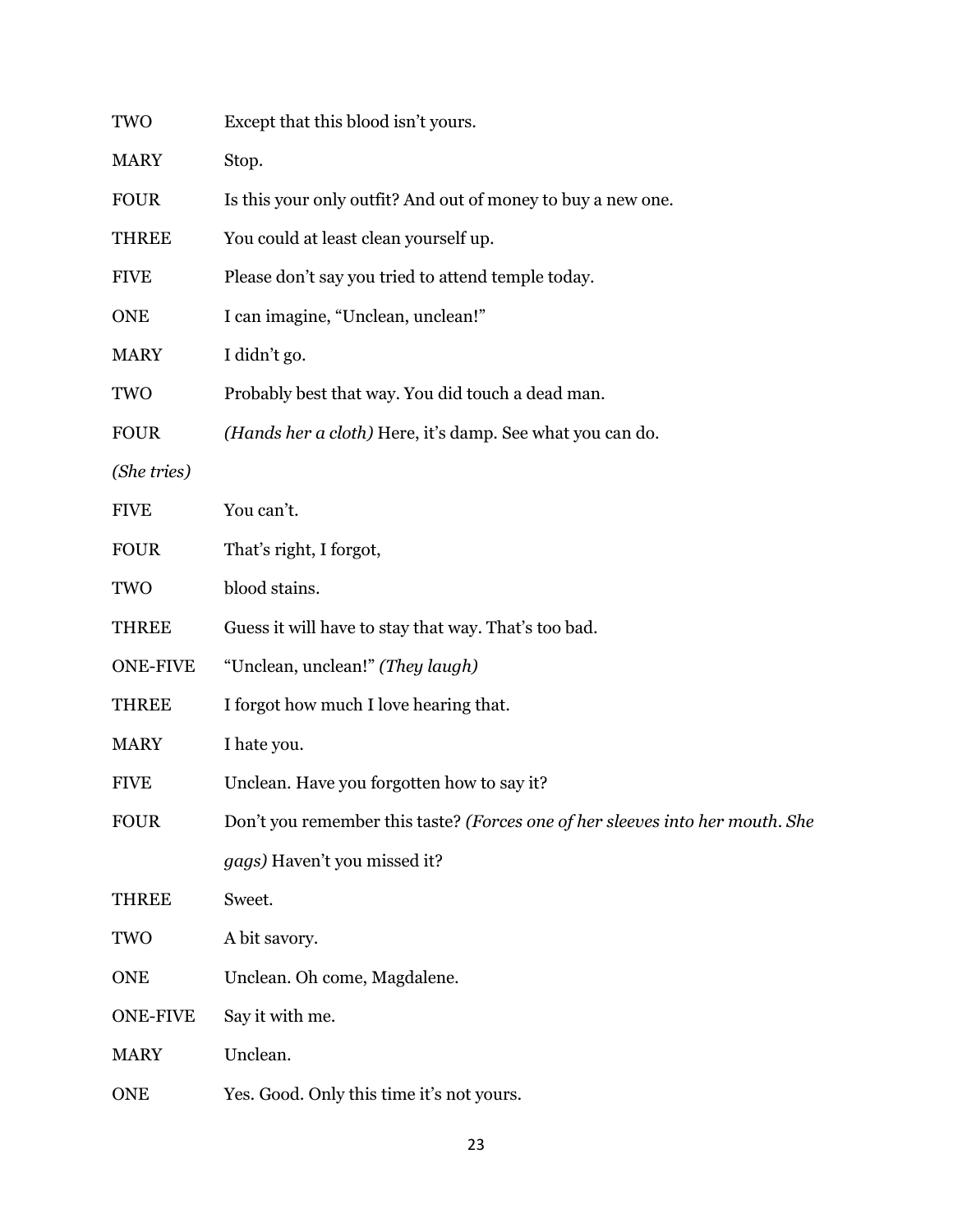TWO Except that this blood isn't yours.

MARY Stop.

FOUR Is this your only outfit? And out of money to buy a new one.

THREE You could at least clean yourself up.

FIVE Please don't say you tried to attend temple today.

ONE I can imagine, "Unclean, unclean!"

MARY I didn't go.

TWO Probably best that way. You did touch a dead man.

FOUR *(Hands her a cloth)* Here, it's damp. See what you can do.

*(She tries)*

FIVE You can't.

FOUR That's right, I forgot,

TWO blood stains.

THREE Guess it will have to stay that way. That's too bad.

ONE-FIVE "Unclean, unclean!" *(They laugh)*

THREE I forgot how much I love hearing that.

MARY I hate you.

FIVE Unclean. Have you forgotten how to say it?

FOUR Don't you remember this taste? *(Forces one of her sleeves into her mouth. She gags)* Haven't you missed it?

THREE Sweet.

TWO A bit savory.

ONE Unclean. Oh come, Magdalene.

ONE-FIVE Say it with me.

MARY Unclean.

ONE Yes. Good. Only this time it's not yours.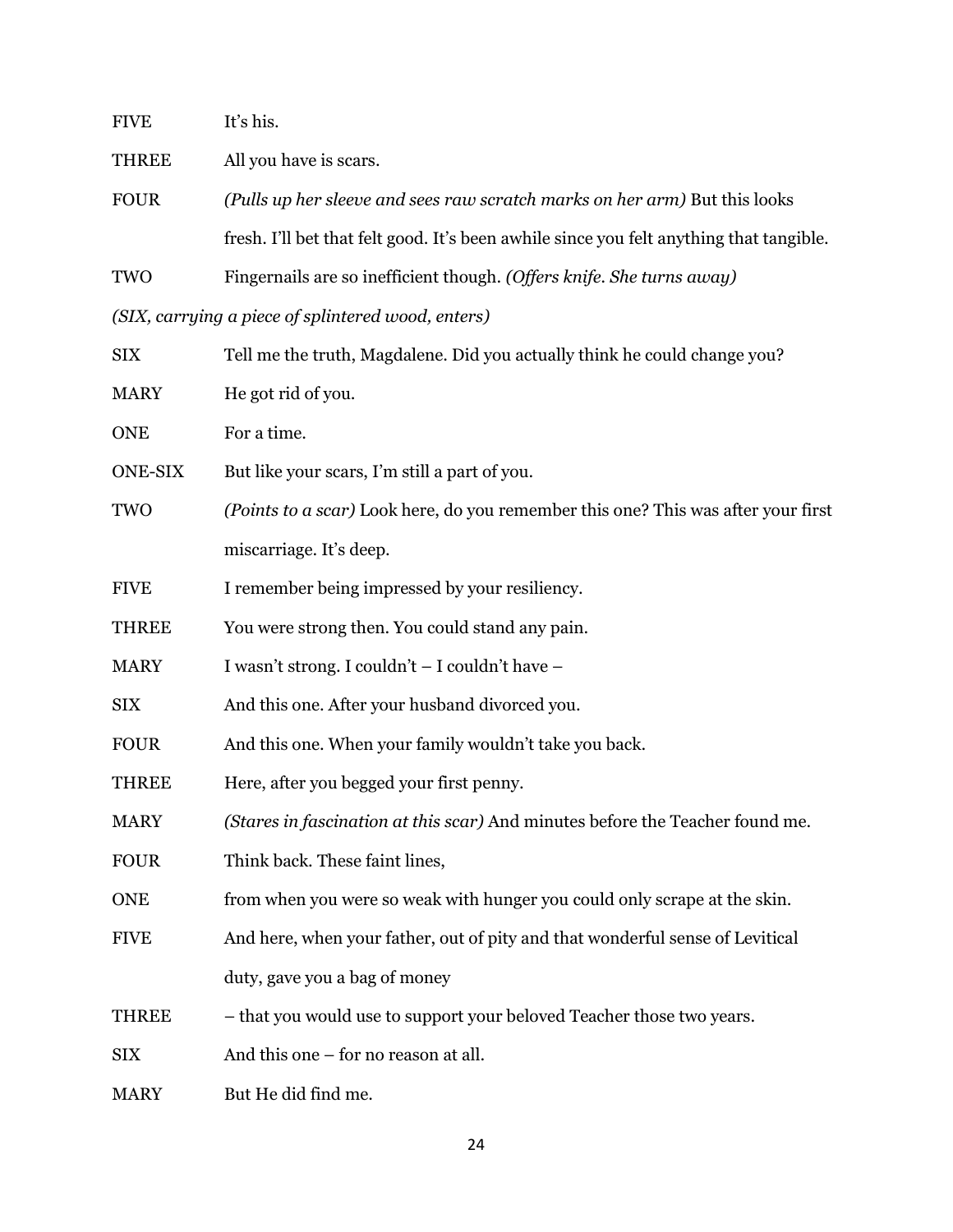FIVE It's his.

THREE All you have is scars.

FOUR *(Pulls up her sleeve and sees raw scratch marks on her arm)* But this looks fresh. I'll bet that felt good. It's been awhile since you felt anything that tangible.

TWO Fingernails are so inefficient though. *(Offers knife. She turns away)*

*(SIX, carrying a piece of splintered wood, enters)*

SIX Tell me the truth, Magdalene. Did you actually think he could change you?

MARY He got rid of you.

ONE For a time.

ONE-SIX But like your scars, I'm still a part of you.

TWO *(Points to a scar)* Look here, do you remember this one? This was after your first miscarriage. It's deep.

FIVE I remember being impressed by your resiliency.

THREE You were strong then. You could stand any pain.

MARY I wasn't strong. I couldn't – I couldn't have –

SIX And this one. After your husband divorced you.

FOUR And this one. When your family wouldn't take you back.

THREE Here, after you begged your first penny.

MARY *(Stares in fascination at this scar)* And minutes before the Teacher found me.

FOUR Think back. These faint lines,

ONE from when you were so weak with hunger you could only scrape at the skin.

FIVE And here, when your father, out of pity and that wonderful sense of Levitical duty, gave you a bag of money

THREE – that you would use to support your beloved Teacher those two years.

SIX And this one – for no reason at all.

MARY But He did find me.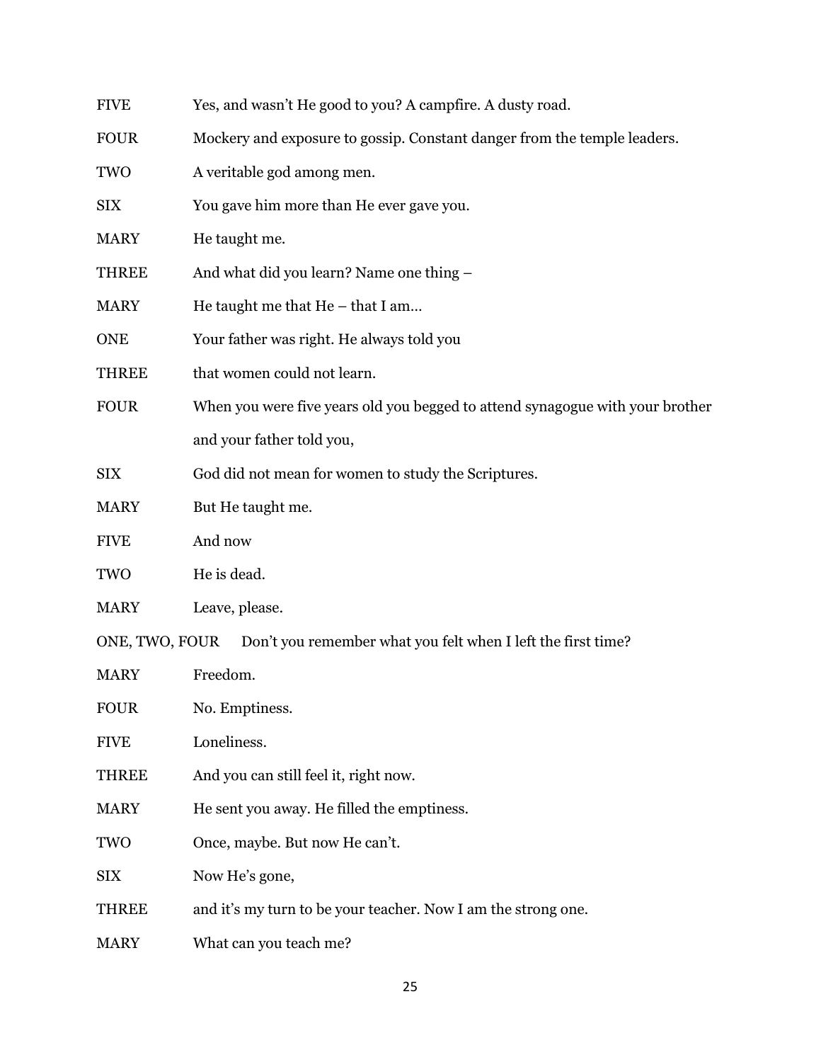FIVE Yes, and wasn't He good to you? A campfire. A dusty road.

FOUR Mockery and exposure to gossip. Constant danger from the temple leaders.

TWO A veritable god among men.

SIX You gave him more than He ever gave you.

MARY He taught me.

THREE And what did you learn? Name one thing –

MARY He taught me that He – that I am…

ONE Your father was right. He always told you

THREE that women could not learn.

FOUR When you were five years old you begged to attend synagogue with your brother and your father told you,

SIX God did not mean for women to study the Scriptures.

MARY But He taught me.

FIVE And now

TWO He is dead.

MARY Leave, please.

ONE, TWO, FOUR Don't you remember what you felt when I left the first time?

MARY Freedom.

FOUR No. Emptiness.

FIVE Loneliness.

THREE And you can still feel it, right now.

MARY He sent you away. He filled the emptiness.

TWO Once, maybe. But now He can't.

SIX Now He's gone,

THREE and it's my turn to be your teacher. Now I am the strong one.

MARY What can you teach me?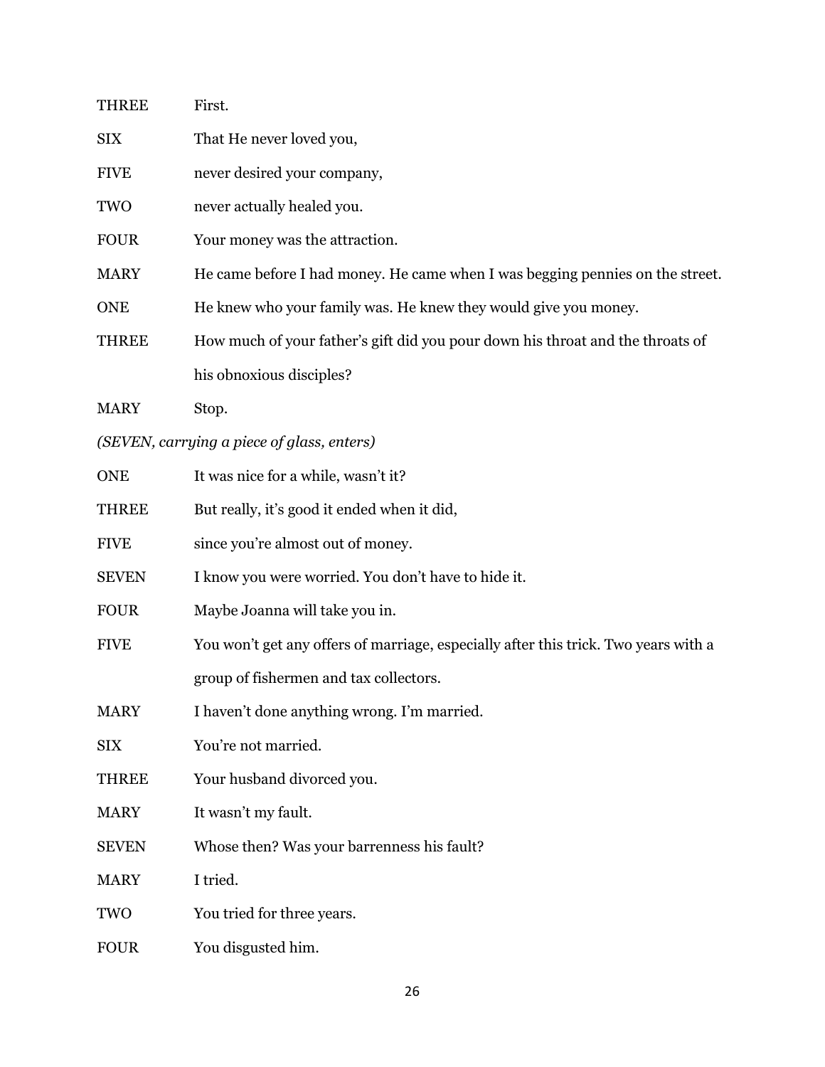THREE First.

SIX That He never loved you,

FIVE never desired your company,

TWO never actually healed you.

FOUR Your money was the attraction.

MARY He came before I had money. He came when I was begging pennies on the street.

ONE He knew who your family was. He knew they would give you money.

THREE How much of your father's gift did you pour down his throat and the throats of his obnoxious disciples?

MARY Stop.

*(SEVEN, carrying a piece of glass, enters)*

ONE It was nice for a while, wasn't it?

THREE But really, it's good it ended when it did,

FIVE since you're almost out of money.

SEVEN I know you were worried. You don't have to hide it.

FOUR Maybe Joanna will take you in.

FIVE You won't get any offers of marriage, especially after this trick. Two years with a group of fishermen and tax collectors.

MARY I haven't done anything wrong. I'm married.

SIX You're not married.

THREE Your husband divorced you.

MARY It wasn't my fault.

SEVEN Whose then? Was your barrenness his fault?

MARY I tried.

TWO You tried for three years.

FOUR You disgusted him.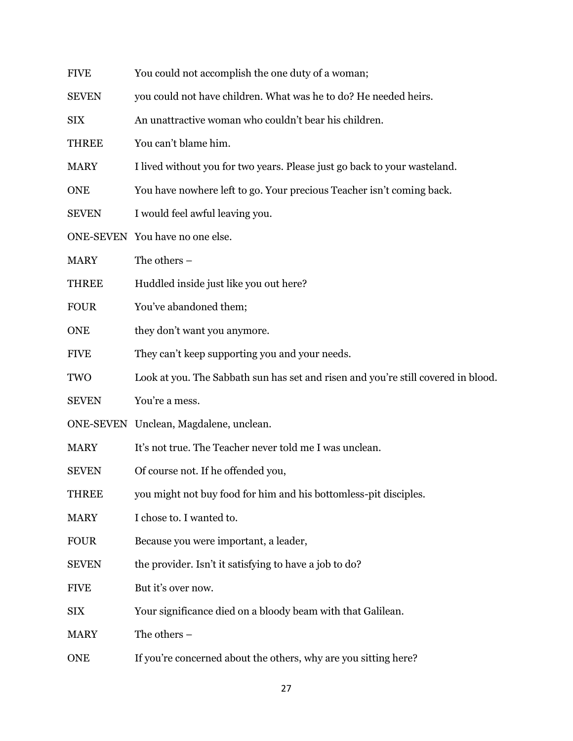FIVE You could not accomplish the one duty of a woman;

SEVEN you could not have children. What was he to do? He needed heirs.

SIX An unattractive woman who couldn't bear his children.

THREE You can't blame him.

MARY I lived without you for two years. Please just go back to your wasteland.

ONE You have nowhere left to go. Your precious Teacher isn't coming back.

SEVEN I would feel awful leaving you.

ONE-SEVEN You have no one else.

MARY The others –

THREE Huddled inside just like you out here?

FOUR You've abandoned them;

ONE they don't want you anymore.

FIVE They can't keep supporting you and your needs.

TWO Look at you. The Sabbath sun has set and risen and you're still covered in blood.

SEVEN You're a mess.

ONE-SEVEN Unclean, Magdalene, unclean.

MARY It's not true. The Teacher never told me I was unclean.

SEVEN Of course not. If he offended you,

THREE you might not buy food for him and his bottomless-pit disciples.

MARY I chose to. I wanted to.

FOUR Because you were important, a leader,

SEVEN the provider. Isn't it satisfying to have a job to do?

FIVE But it's over now.

SIX Your significance died on a bloody beam with that Galilean.

MARY The others –

ONE If you're concerned about the others, why are you sitting here?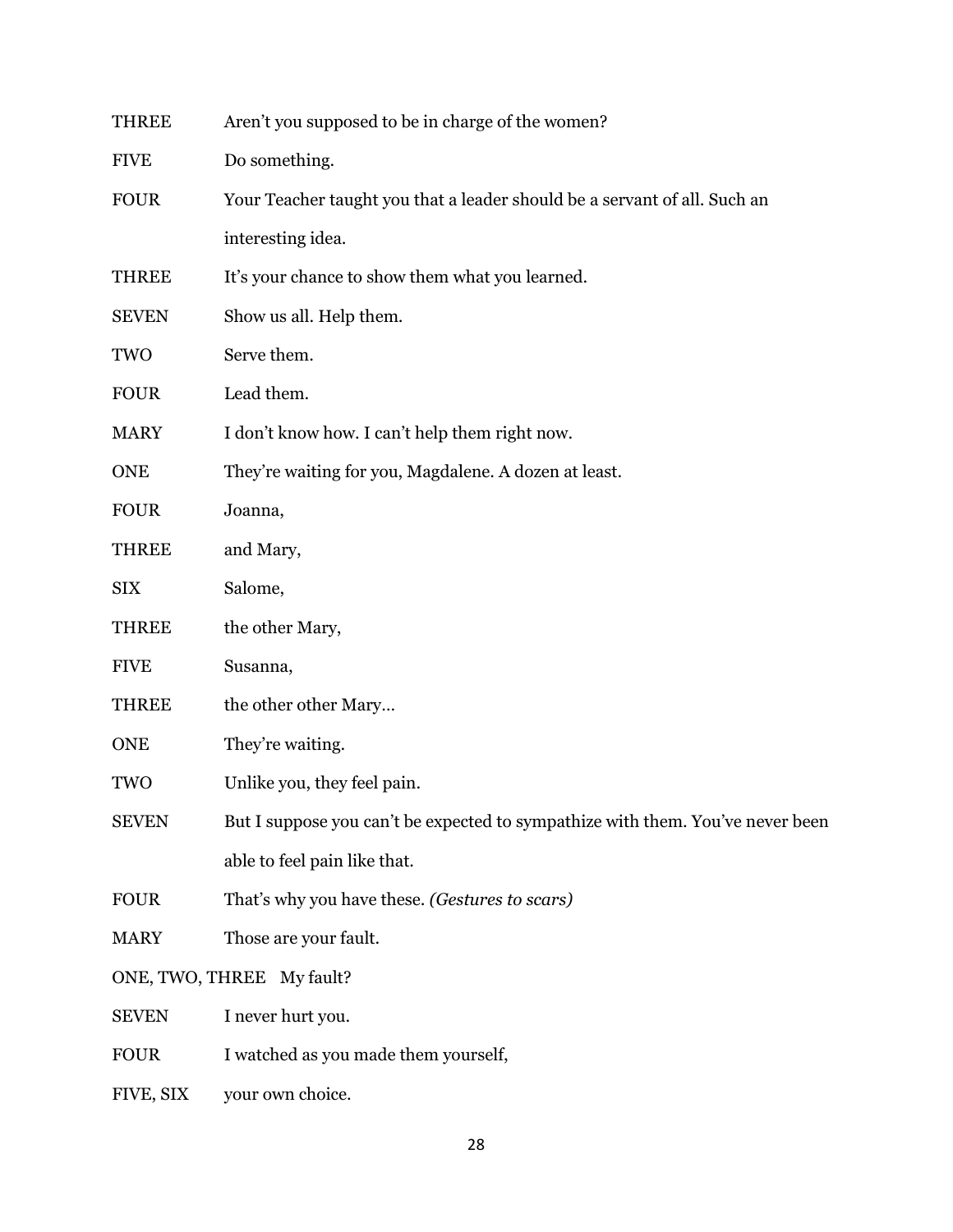THREE Aren't you supposed to be in charge of the women?

FIVE Do something.

FOUR Your Teacher taught you that a leader should be a servant of all. Such an interesting idea.

THREE It's your chance to show them what you learned.

SEVEN Show us all. Help them.

TWO Serve them.

FOUR Lead them.

MARY I don't know how. I can't help them right now.

ONE They're waiting for you, Magdalene. A dozen at least.

FOUR Joanna,

THREE and Mary,

SIX Salome,

THREE the other Mary,

FIVE Susanna,

THREE the other other Mary…

ONE They're waiting.

TWO Unlike you, they feel pain.

SEVEN But I suppose you can't be expected to sympathize with them. You've never been able to feel pain like that.

FOUR That's why you have these. *(Gestures to scars)*

MARY Those are your fault.

ONE, TWO, THREE My fault?

SEVEN I never hurt you.

FOUR I watched as you made them yourself,

FIVE, SIX your own choice.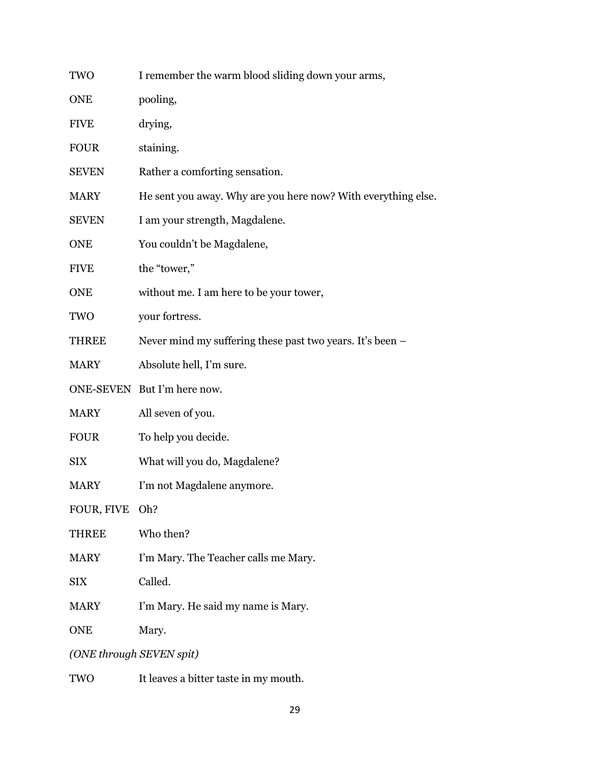TWO I remember the warm blood sliding down your arms,

ONE pooling,

FIVE drying,

FOUR staining.

SEVEN Rather a comforting sensation.

MARY He sent you away. Why are you here now? With everything else.

SEVEN I am your strength, Magdalene.

ONE You couldn't be Magdalene,

FIVE the "tower,"

ONE without me. I am here to be your tower,

TWO your fortress.

THREE Never mind my suffering these past two years. It's been –

MARY Absolute hell, I'm sure.

ONE-SEVEN But I'm here now.

MARY All seven of you.

FOUR To help you decide.

SIX What will you do, Magdalene?

MARY I'm not Magdalene anymore.

FOUR, FIVE Oh?

THREE Who then?

MARY I'm Mary. The Teacher calls me Mary.

SIX Called.

MARY I'm Mary. He said my name is Mary.

ONE Mary.

*(ONE through SEVEN spit)*

TWO It leaves a bitter taste in my mouth.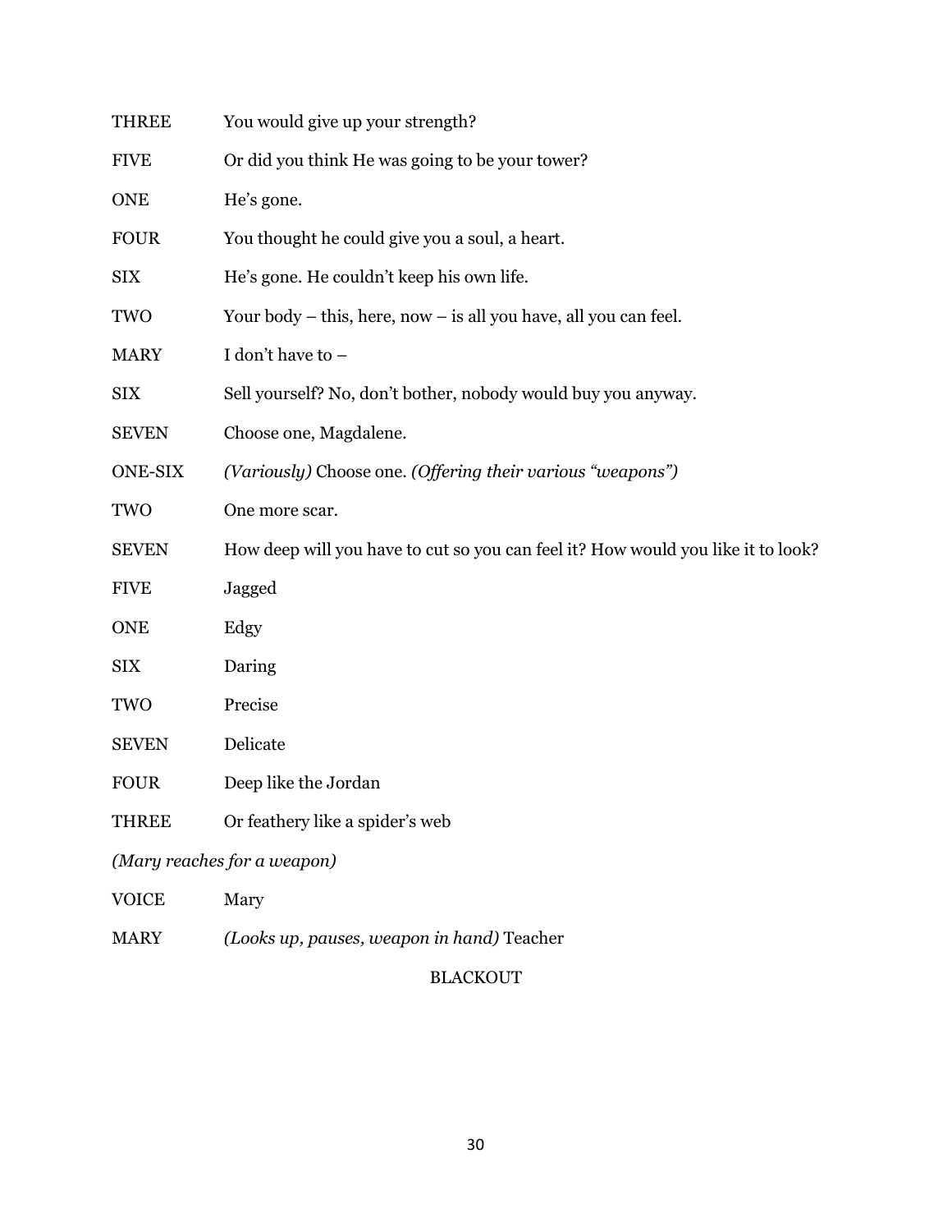THREE	You would give up your strength?

FIVE	Or did you think He was going to be your tower?

ONE	He's gone.

FOUR	You thought he could give you a soul, a heart.

SIX	He's gone. He couldn't keep his own life.

TWO	Your body – this, here, now – is all you have, all you can feel.

MARY	I don't have to –

SIX	Sell yourself? No, don't bother, nobody would buy you anyway.

SEVEN	Choose one, Magdalene.

ONE-SIX	*(Variously)* Choose one. *(Offering their various "weapons")*

TWO	One more scar.

SEVEN	How deep will you have to cut so you can feel it? How would you like it to look?

FIVE	Jagged

ONE	Edgy

SIX	Daring

TWO	Precise

SEVEN	Delicate

FOUR	Deep like the Jordan

THREE	Or feathery like a spider's web

*(Mary reaches for a weapon)*

VOICE	Mary

MARY	*(Looks up, pauses, weapon in hand)* Teacher

BLACKOUT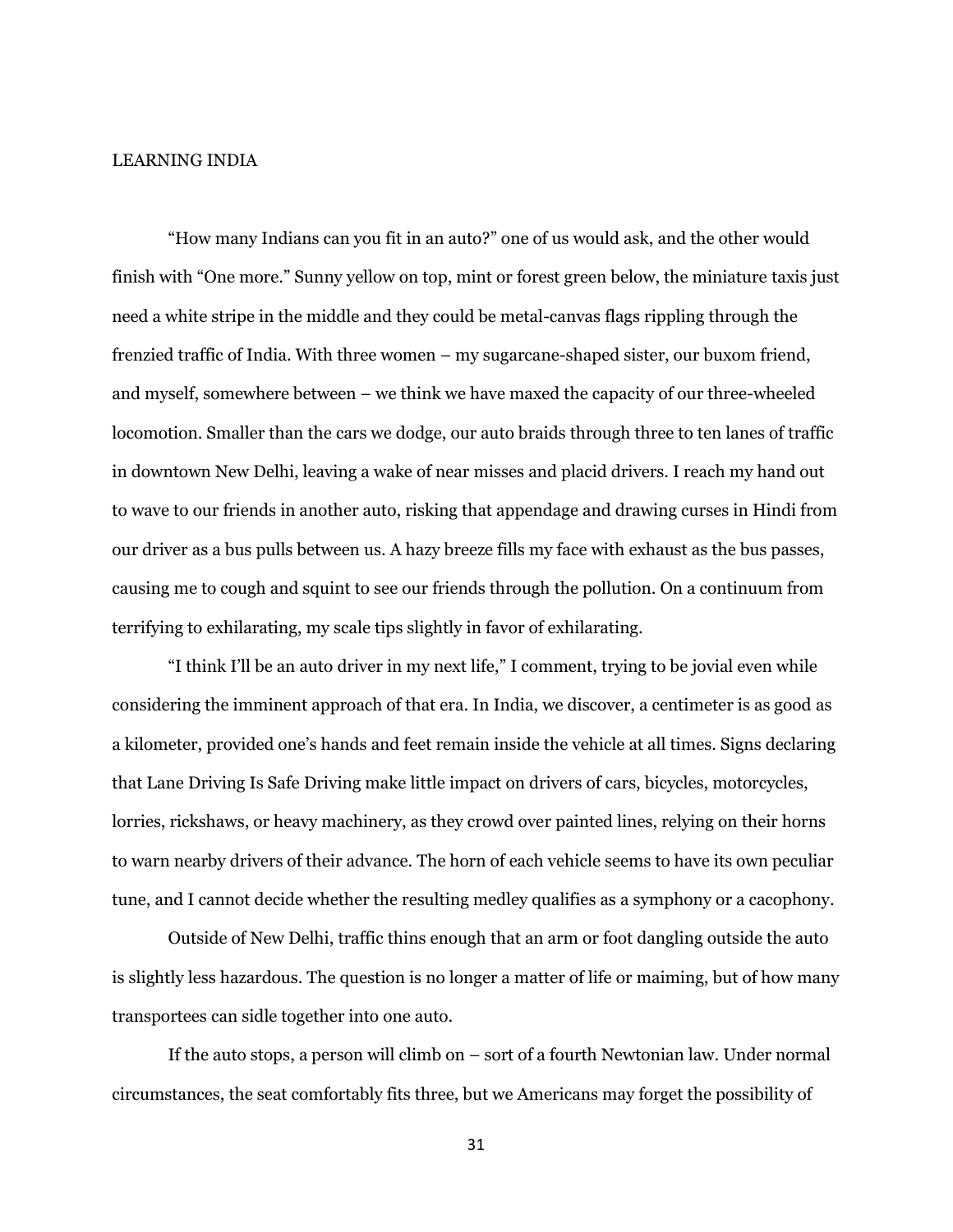# LEARNING INDIA

"How many Indians can you fit in an auto?" one of us would ask, and the other would finish with "One more." Sunny yellow on top, mint or forest green below, the miniature taxis just need a white stripe in the middle and they could be metal-canvas flags rippling through the frenzied traffic of India. With three women – my sugarcane-shaped sister, our buxom friend, and myself, somewhere between – we think we have maxed the capacity of our three-wheeled locomotion. Smaller than the cars we dodge, our auto braids through three to ten lanes of traffic in downtown New Delhi, leaving a wake of near misses and placid drivers. I reach my hand out to wave to our friends in another auto, risking that appendage and drawing curses in Hindi from our driver as a bus pulls between us. A hazy breeze fills my face with exhaust as the bus passes, causing me to cough and squint to see our friends through the pollution. On a continuum from terrifying to exhilarating, my scale tips slightly in favor of exhilarating.

"I think I'll be an auto driver in my next life," I comment, trying to be jovial even while considering the imminent approach of that era. In India, we discover, a centimeter is as good as a kilometer, provided one's hands and feet remain inside the vehicle at all times. Signs declaring that Lane Driving Is Safe Driving make little impact on drivers of cars, bicycles, motorcycles, lorries, rickshaws, or heavy machinery, as they crowd over painted lines, relying on their horns to warn nearby drivers of their advance. The horn of each vehicle seems to have its own peculiar tune, and I cannot decide whether the resulting medley qualifies as a symphony or a cacophony.

Outside of New Delhi, traffic thins enough that an arm or foot dangling outside the auto is slightly less hazardous. The question is no longer a matter of life or maiming, but of how many transportees can sidle together into one auto.

If the auto stops, a person will climb on – sort of a fourth Newtonian law. Under normal circumstances, the seat comfortably fits three, but we Americans may forget the possibility of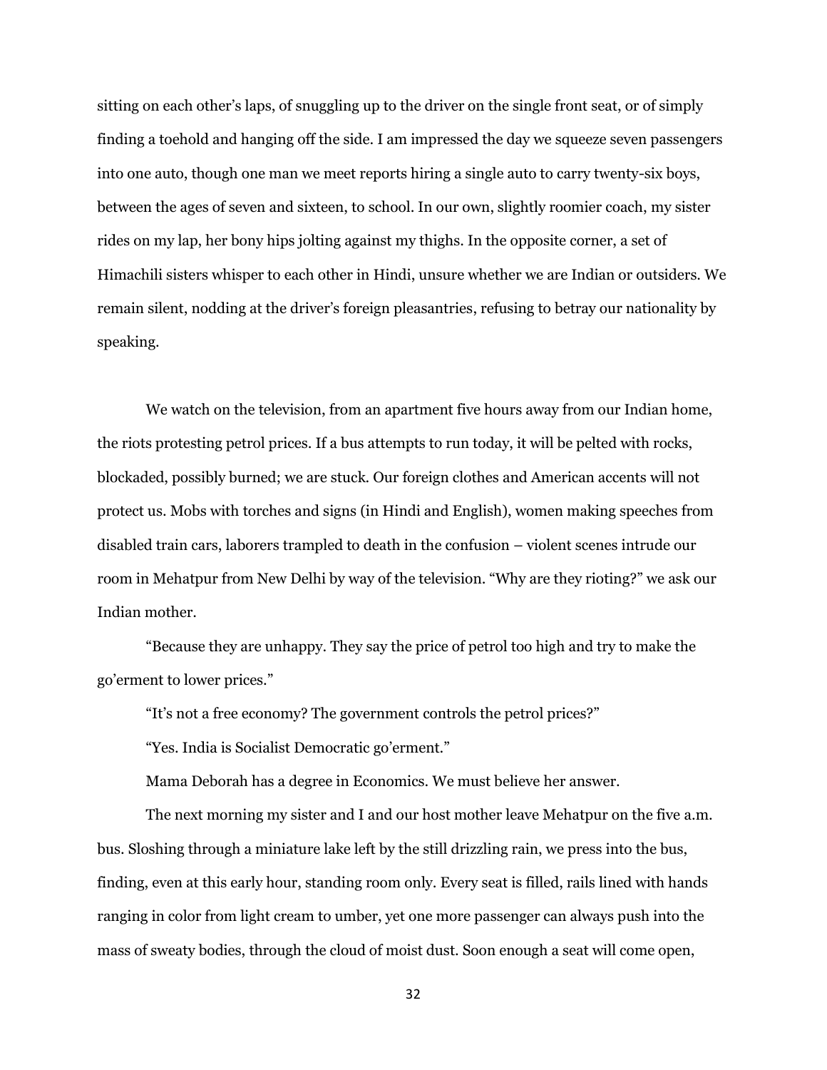sitting on each other's laps, of snuggling up to the driver on the single front seat, or of simply finding a toehold and hanging off the side. I am impressed the day we squeeze seven passengers into one auto, though one man we meet reports hiring a single auto to carry twenty-six boys, between the ages of seven and sixteen, to school. In our own, slightly roomier coach, my sister rides on my lap, her bony hips jolting against my thighs. In the opposite corner, a set of Himachili sisters whisper to each other in Hindi, unsure whether we are Indian or outsiders. We remain silent, nodding at the driver's foreign pleasantries, refusing to betray our nationality by speaking.

We watch on the television, from an apartment five hours away from our Indian home, the riots protesting petrol prices. If a bus attempts to run today, it will be pelted with rocks, blockaded, possibly burned; we are stuck. Our foreign clothes and American accents will not protect us. Mobs with torches and signs (in Hindi and English), women making speeches from disabled train cars, laborers trampled to death in the confusion – violent scenes intrude our room in Mehatpur from New Delhi by way of the television. "Why are they rioting?" we ask our Indian mother.

"Because they are unhappy. They say the price of petrol too high and try to make the go'erment to lower prices."

"It's not a free economy? The government controls the petrol prices?"

"Yes. India is Socialist Democratic go'erment."

Mama Deborah has a degree in Economics. We must believe her answer.

The next morning my sister and I and our host mother leave Mehatpur on the five a.m. bus. Sloshing through a miniature lake left by the still drizzling rain, we press into the bus, finding, even at this early hour, standing room only. Every seat is filled, rails lined with hands ranging in color from light cream to umber, yet one more passenger can always push into the mass of sweaty bodies, through the cloud of moist dust. Soon enough a seat will come open,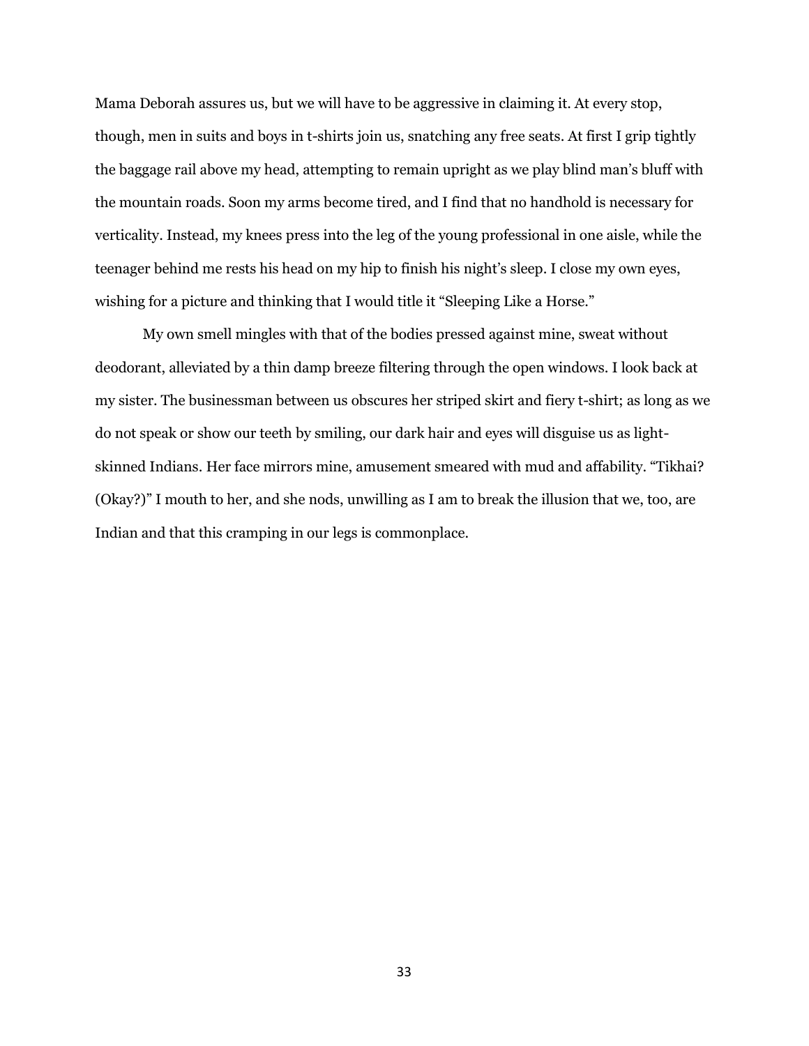Mama Deborah assures us, but we will have to be aggressive in claiming it. At every stop, though, men in suits and boys in t-shirts join us, snatching any free seats. At first I grip tightly the baggage rail above my head, attempting to remain upright as we play blind man's bluff with the mountain roads. Soon my arms become tired, and I find that no handhold is necessary for verticality. Instead, my knees press into the leg of the young professional in one aisle, while the teenager behind me rests his head on my hip to finish his night's sleep. I close my own eyes, wishing for a picture and thinking that I would title it "Sleeping Like a Horse."

My own smell mingles with that of the bodies pressed against mine, sweat without deodorant, alleviated by a thin damp breeze filtering through the open windows. I look back at my sister. The businessman between us obscures her striped skirt and fiery t-shirt; as long as we do not speak or show our teeth by smiling, our dark hair and eyes will disguise us as light-skinned Indians. Her face mirrors mine, amusement smeared with mud and affability. "Tikhai? (Okay?)" I mouth to her, and she nods, unwilling as I am to break the illusion that we, too, are Indian and that this cramping in our legs is commonplace.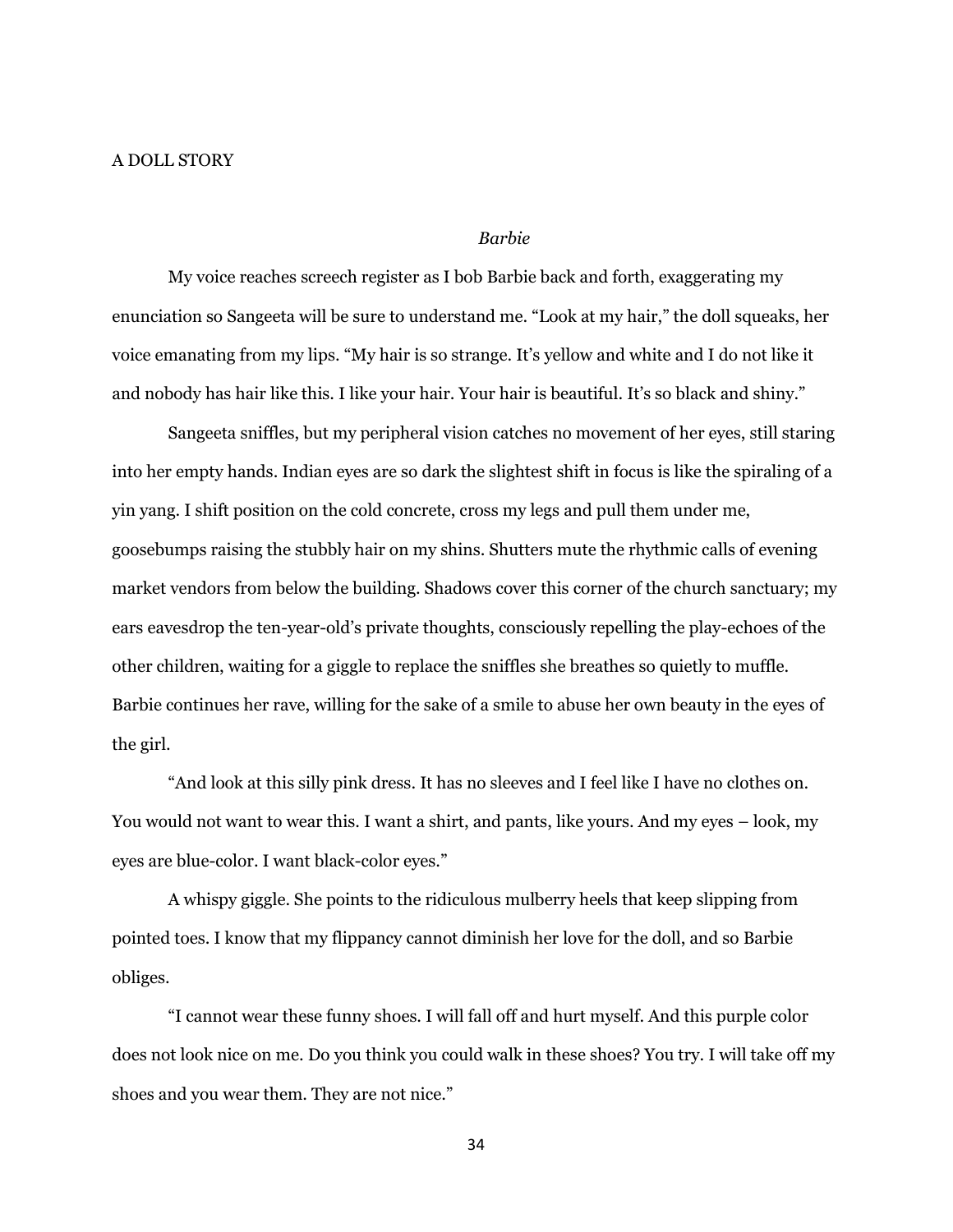# A DOLL STORY

### *Barbie*

My voice reaches screech register as I bob Barbie back and forth, exaggerating my enunciation so Sangeeta will be sure to understand me. "Look at my hair," the doll squeaks, her voice emanating from my lips. "My hair is so strange. It's yellow and white and I do not like it and nobody has hair like this. I like your hair. Your hair is beautiful. It's so black and shiny."

Sangeeta sniffles, but my peripheral vision catches no movement of her eyes, still staring into her empty hands. Indian eyes are so dark the slightest shift in focus is like the spiraling of a yin yang. I shift position on the cold concrete, cross my legs and pull them under me, goosebumps raising the stubbly hair on my shins. Shutters mute the rhythmic calls of evening market vendors from below the building. Shadows cover this corner of the church sanctuary; my ears eavesdrop the ten-year-old's private thoughts, consciously repelling the play-echoes of the other children, waiting for a giggle to replace the sniffles she breathes so quietly to muffle. Barbie continues her rave, willing for the sake of a smile to abuse her own beauty in the eyes of the girl.

"And look at this silly pink dress. It has no sleeves and I feel like I have no clothes on. You would not want to wear this. I want a shirt, and pants, like yours. And my eyes – look, my eyes are blue-color. I want black-color eyes."

A whispy giggle. She points to the ridiculous mulberry heels that keep slipping from pointed toes. I know that my flippancy cannot diminish her love for the doll, and so Barbie obliges.

"I cannot wear these funny shoes. I will fall off and hurt myself. And this purple color does not look nice on me. Do you think you could walk in these shoes? You try. I will take off my shoes and you wear them. They are not nice."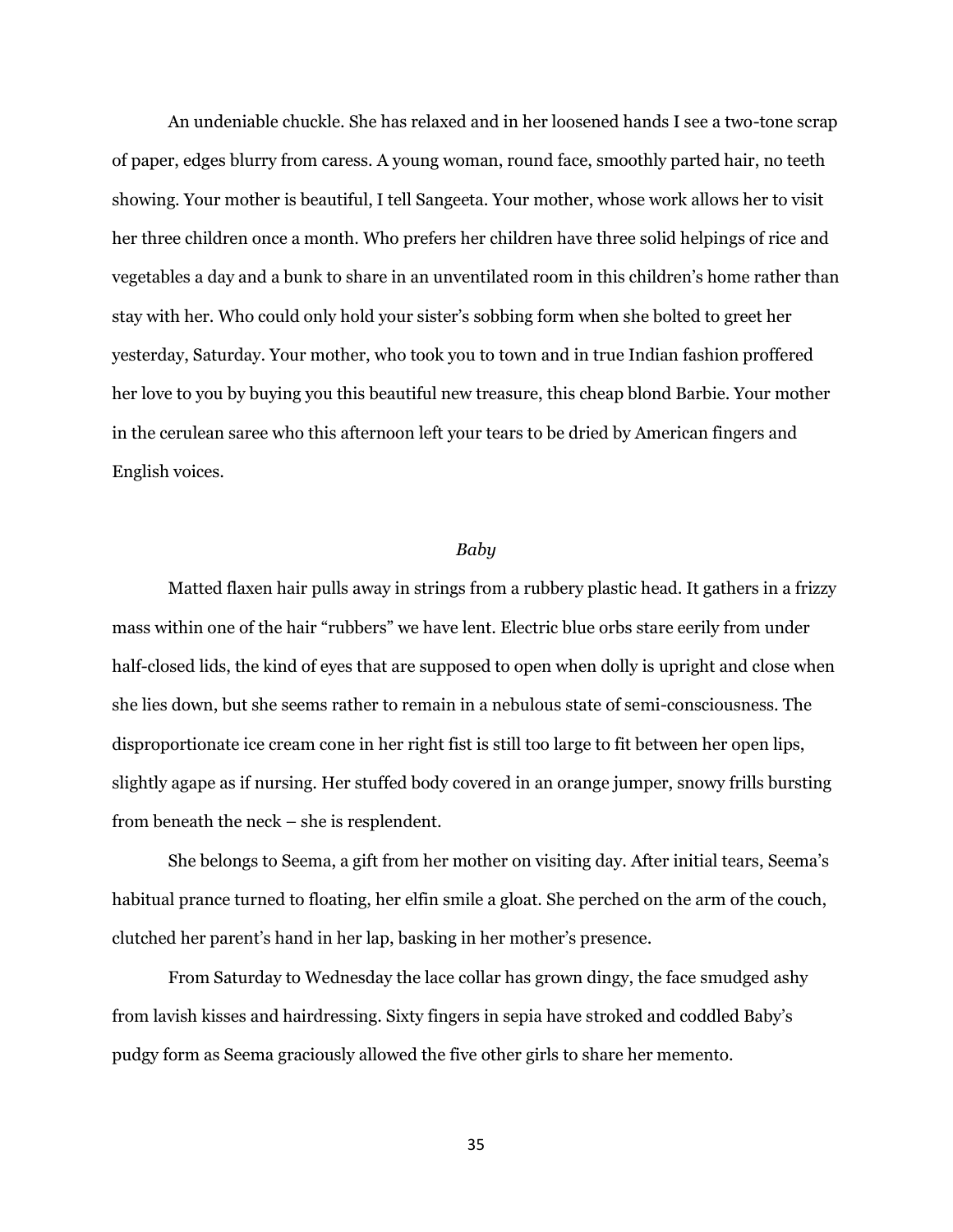An undeniable chuckle. She has relaxed and in her loosened hands I see a two-tone scrap of paper, edges blurry from caress. A young woman, round face, smoothly parted hair, no teeth showing. Your mother is beautiful, I tell Sangeeta. Your mother, whose work allows her to visit her three children once a month. Who prefers her children have three solid helpings of rice and vegetables a day and a bunk to share in an unventilated room in this children's home rather than stay with her. Who could only hold your sister's sobbing form when she bolted to greet her yesterday, Saturday. Your mother, who took you to town and in true Indian fashion proffered her love to you by buying you this beautiful new treasure, this cheap blond Barbie. Your mother in the cerulean saree who this afternoon left your tears to be dried by American fingers and English voices.

### *Baby*

Matted flaxen hair pulls away in strings from a rubbery plastic head. It gathers in a frizzy mass within one of the hair "rubbers" we have lent. Electric blue orbs stare eerily from under half-closed lids, the kind of eyes that are supposed to open when dolly is upright and close when she lies down, but she seems rather to remain in a nebulous state of semi-consciousness. The disproportionate ice cream cone in her right fist is still too large to fit between her open lips, slightly agape as if nursing. Her stuffed body covered in an orange jumper, snowy frills bursting from beneath the neck – she is resplendent.

She belongs to Seema, a gift from her mother on visiting day. After initial tears, Seema's habitual prance turned to floating, her elfin smile a gloat. She perched on the arm of the couch, clutched her parent's hand in her lap, basking in her mother's presence.

From Saturday to Wednesday the lace collar has grown dingy, the face smudged ashy from lavish kisses and hairdressing. Sixty fingers in sepia have stroked and coddled Baby's pudgy form as Seema graciously allowed the five other girls to share her memento.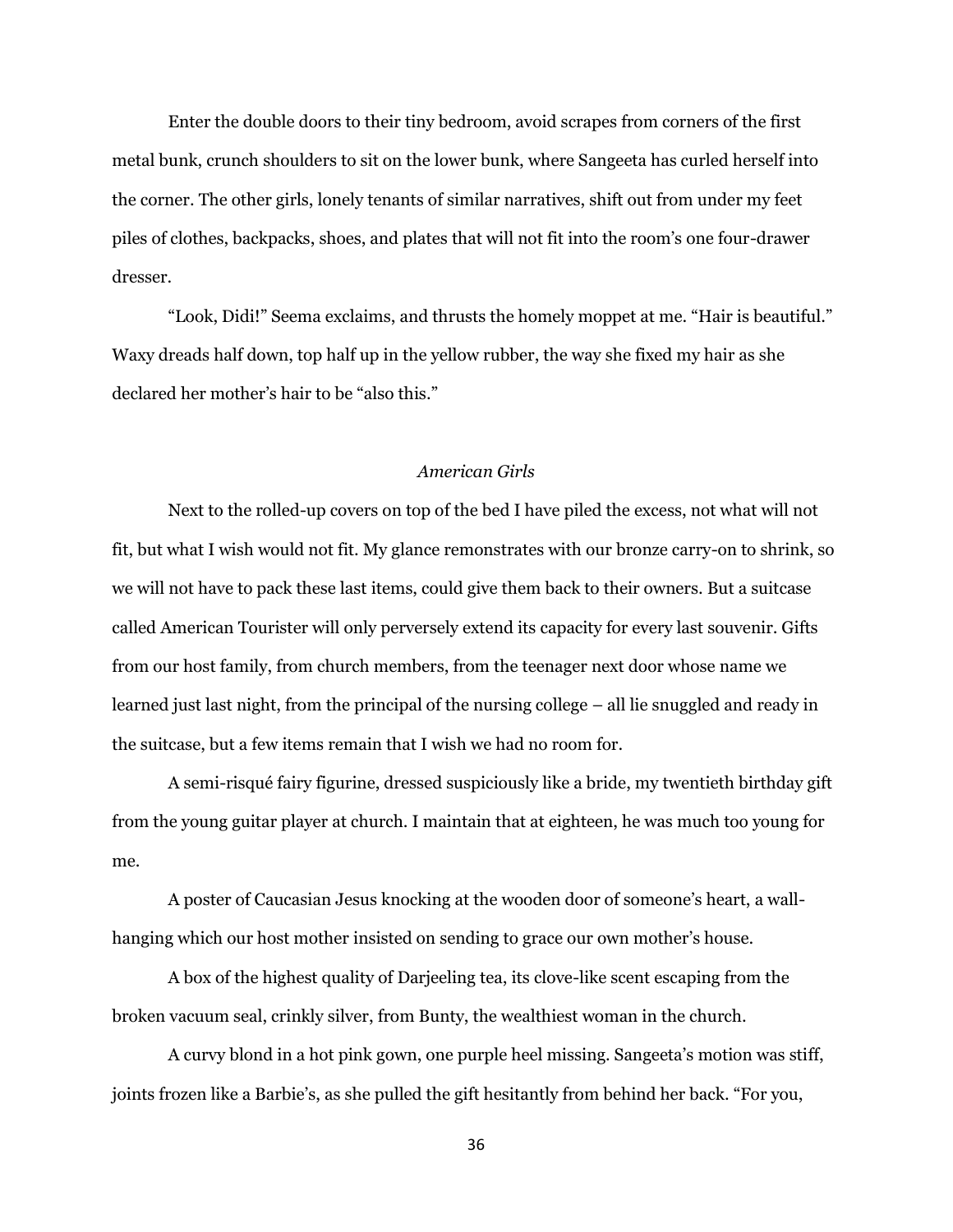Enter the double doors to their tiny bedroom, avoid scrapes from corners of the first metal bunk, crunch shoulders to sit on the lower bunk, where Sangeeta has curled herself into the corner. The other girls, lonely tenants of similar narratives, shift out from under my feet piles of clothes, backpacks, shoes, and plates that will not fit into the room's one four-drawer dresser.

"Look, Didi!" Seema exclaims, and thrusts the homely moppet at me. "Hair is beautiful." Waxy dreads half down, top half up in the yellow rubber, the way she fixed my hair as she declared her mother's hair to be "also this."

## *American Girls*

Next to the rolled-up covers on top of the bed I have piled the excess, not what will not fit, but what I wish would not fit. My glance remonstrates with our bronze carry-on to shrink, so we will not have to pack these last items, could give them back to their owners. But a suitcase called American Tourister will only perversely extend its capacity for every last souvenir. Gifts from our host family, from church members, from the teenager next door whose name we learned just last night, from the principal of the nursing college – all lie snuggled and ready in the suitcase, but a few items remain that I wish we had no room for.

A semi-risqué fairy figurine, dressed suspiciously like a bride, my twentieth birthday gift from the young guitar player at church. I maintain that at eighteen, he was much too young for me.

A poster of Caucasian Jesus knocking at the wooden door of someone's heart, a wall-hanging which our host mother insisted on sending to grace our own mother's house.

A box of the highest quality of Darjeeling tea, its clove-like scent escaping from the broken vacuum seal, crinkly silver, from Bunty, the wealthiest woman in the church.

A curvy blond in a hot pink gown, one purple heel missing. Sangeeta's motion was stiff, joints frozen like a Barbie's, as she pulled the gift hesitantly from behind her back. "For you,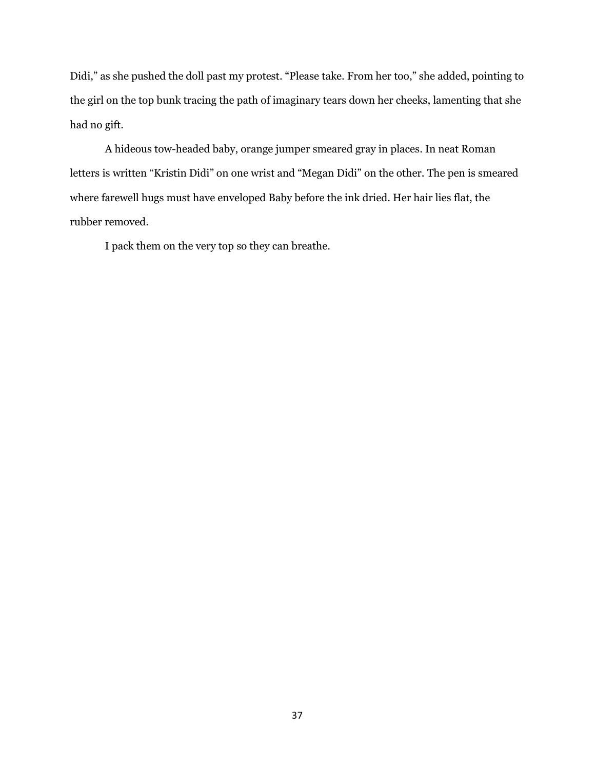Didi," as she pushed the doll past my protest. "Please take. From her too," she added, pointing to the girl on the top bunk tracing the path of imaginary tears down her cheeks, lamenting that she had no gift.

A hideous tow-headed baby, orange jumper smeared gray in places. In neat Roman letters is written "Kristin Didi" on one wrist and "Megan Didi" on the other. The pen is smeared where farewell hugs must have enveloped Baby before the ink dried. Her hair lies flat, the rubber removed.

I pack them on the very top so they can breathe.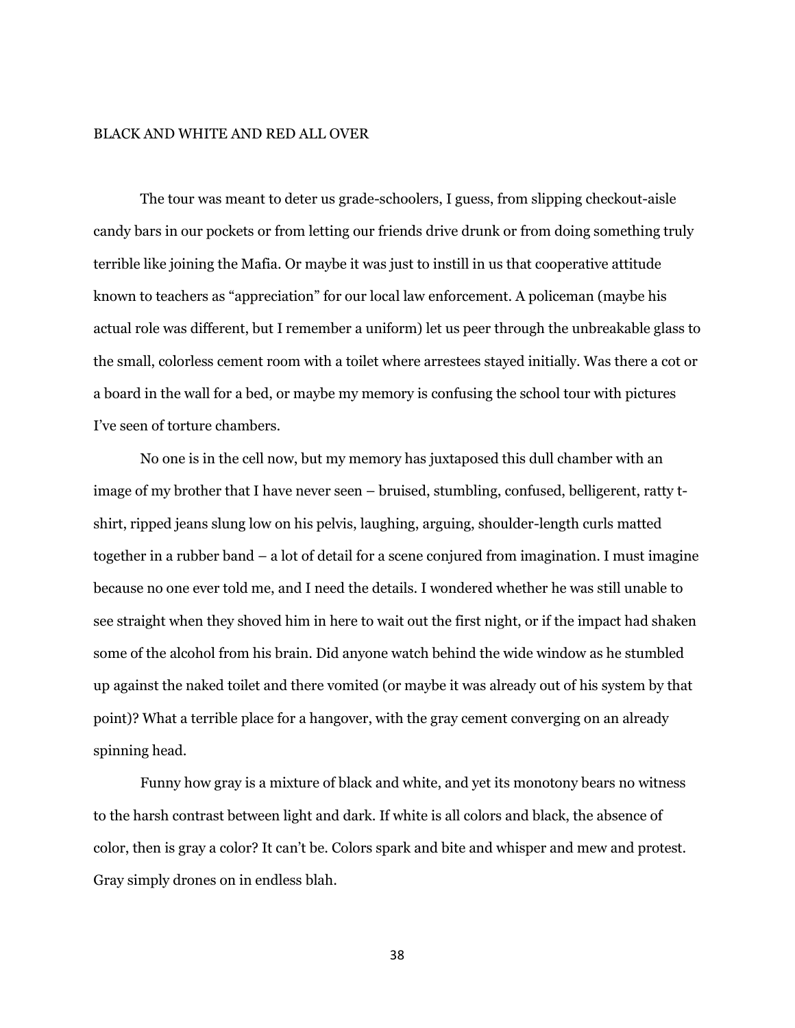# BLACK AND WHITE AND RED ALL OVER

The tour was meant to deter us grade-schoolers, I guess, from slipping checkout-aisle candy bars in our pockets or from letting our friends drive drunk or from doing something truly terrible like joining the Mafia. Or maybe it was just to instill in us that cooperative attitude known to teachers as "appreciation" for our local law enforcement. A policeman (maybe his actual role was different, but I remember a uniform) let us peer through the unbreakable glass to the small, colorless cement room with a toilet where arrestees stayed initially. Was there a cot or a board in the wall for a bed, or maybe my memory is confusing the school tour with pictures I've seen of torture chambers.

No one is in the cell now, but my memory has juxtaposed this dull chamber with an image of my brother that I have never seen – bruised, stumbling, confused, belligerent, ratty t-shirt, ripped jeans slung low on his pelvis, laughing, arguing, shoulder-length curls matted together in a rubber band – a lot of detail for a scene conjured from imagination. I must imagine because no one ever told me, and I need the details. I wondered whether he was still unable to see straight when they shoved him in here to wait out the first night, or if the impact had shaken some of the alcohol from his brain. Did anyone watch behind the wide window as he stumbled up against the naked toilet and there vomited (or maybe it was already out of his system by that point)? What a terrible place for a hangover, with the gray cement converging on an already spinning head.

Funny how gray is a mixture of black and white, and yet its monotony bears no witness to the harsh contrast between light and dark. If white is all colors and black, the absence of color, then is gray a color? It can't be. Colors spark and bite and whisper and mew and protest. Gray simply drones on in endless blah.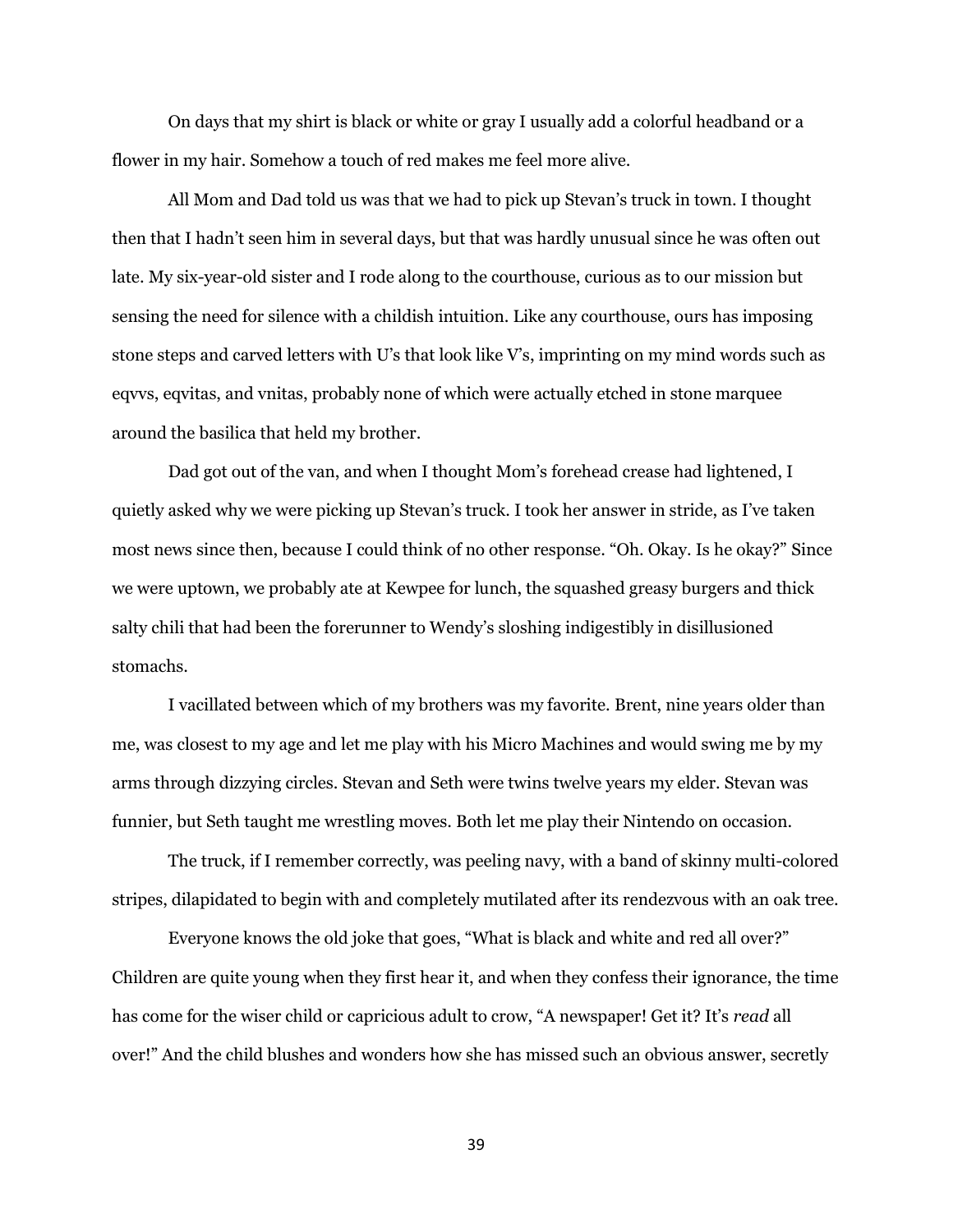On days that my shirt is black or white or gray I usually add a colorful headband or a flower in my hair. Somehow a touch of red makes me feel more alive.

All Mom and Dad told us was that we had to pick up Stevan's truck in town. I thought then that I hadn't seen him in several days, but that was hardly unusual since he was often out late. My six-year-old sister and I rode along to the courthouse, curious as to our mission but sensing the need for silence with a childish intuition. Like any courthouse, ours has imposing stone steps and carved letters with U's that look like V's, imprinting on my mind words such as eqvvs, eqvitas, and vnitas, probably none of which were actually etched in stone marquee around the basilica that held my brother.

Dad got out of the van, and when I thought Mom's forehead crease had lightened, I quietly asked why we were picking up Stevan's truck. I took her answer in stride, as I've taken most news since then, because I could think of no other response. "Oh. Okay. Is he okay?" Since we were uptown, we probably ate at Kewpee for lunch, the squashed greasy burgers and thick salty chili that had been the forerunner to Wendy's sloshing indigestibly in disillusioned stomachs.

I vacillated between which of my brothers was my favorite. Brent, nine years older than me, was closest to my age and let me play with his Micro Machines and would swing me by my arms through dizzying circles. Stevan and Seth were twins twelve years my elder. Stevan was funnier, but Seth taught me wrestling moves. Both let me play their Nintendo on occasion.

The truck, if I remember correctly, was peeling navy, with a band of skinny multi-colored stripes, dilapidated to begin with and completely mutilated after its rendezvous with an oak tree.

Everyone knows the old joke that goes, "What is black and white and red all over?" Children are quite young when they first hear it, and when they confess their ignorance, the time has come for the wiser child or capricious adult to crow, "A newspaper! Get it? It's *read* all over!" And the child blushes and wonders how she has missed such an obvious answer, secretly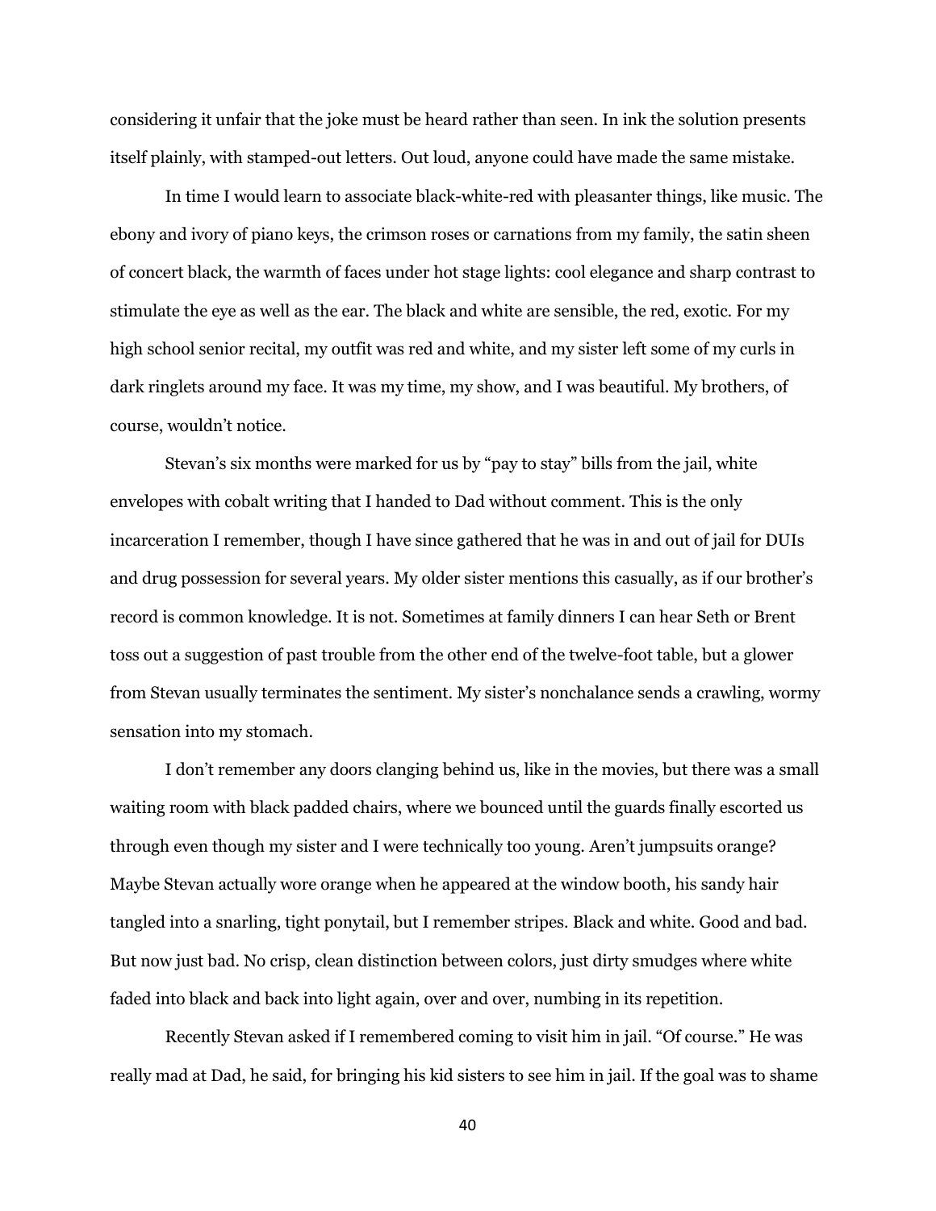considering it unfair that the joke must be heard rather than seen. In ink the solution presents itself plainly, with stamped-out letters. Out loud, anyone could have made the same mistake.

In time I would learn to associate black-white-red with pleasanter things, like music. The ebony and ivory of piano keys, the crimson roses or carnations from my family, the satin sheen of concert black, the warmth of faces under hot stage lights: cool elegance and sharp contrast to stimulate the eye as well as the ear. The black and white are sensible, the red, exotic. For my high school senior recital, my outfit was red and white, and my sister left some of my curls in dark ringlets around my face. It was my time, my show, and I was beautiful. My brothers, of course, wouldn't notice.

Stevan's six months were marked for us by "pay to stay" bills from the jail, white envelopes with cobalt writing that I handed to Dad without comment. This is the only incarceration I remember, though I have since gathered that he was in and out of jail for DUIs and drug possession for several years. My older sister mentions this casually, as if our brother's record is common knowledge. It is not. Sometimes at family dinners I can hear Seth or Brent toss out a suggestion of past trouble from the other end of the twelve-foot table, but a glower from Stevan usually terminates the sentiment. My sister's nonchalance sends a crawling, wormy sensation into my stomach.

I don't remember any doors clanging behind us, like in the movies, but there was a small waiting room with black padded chairs, where we bounced until the guards finally escorted us through even though my sister and I were technically too young. Aren't jumpsuits orange? Maybe Stevan actually wore orange when he appeared at the window booth, his sandy hair tangled into a snarling, tight ponytail, but I remember stripes. Black and white. Good and bad. But now just bad. No crisp, clean distinction between colors, just dirty smudges where white faded into black and back into light again, over and over, numbing in its repetition.

Recently Stevan asked if I remembered coming to visit him in jail. "Of course." He was really mad at Dad, he said, for bringing his kid sisters to see him in jail. If the goal was to shame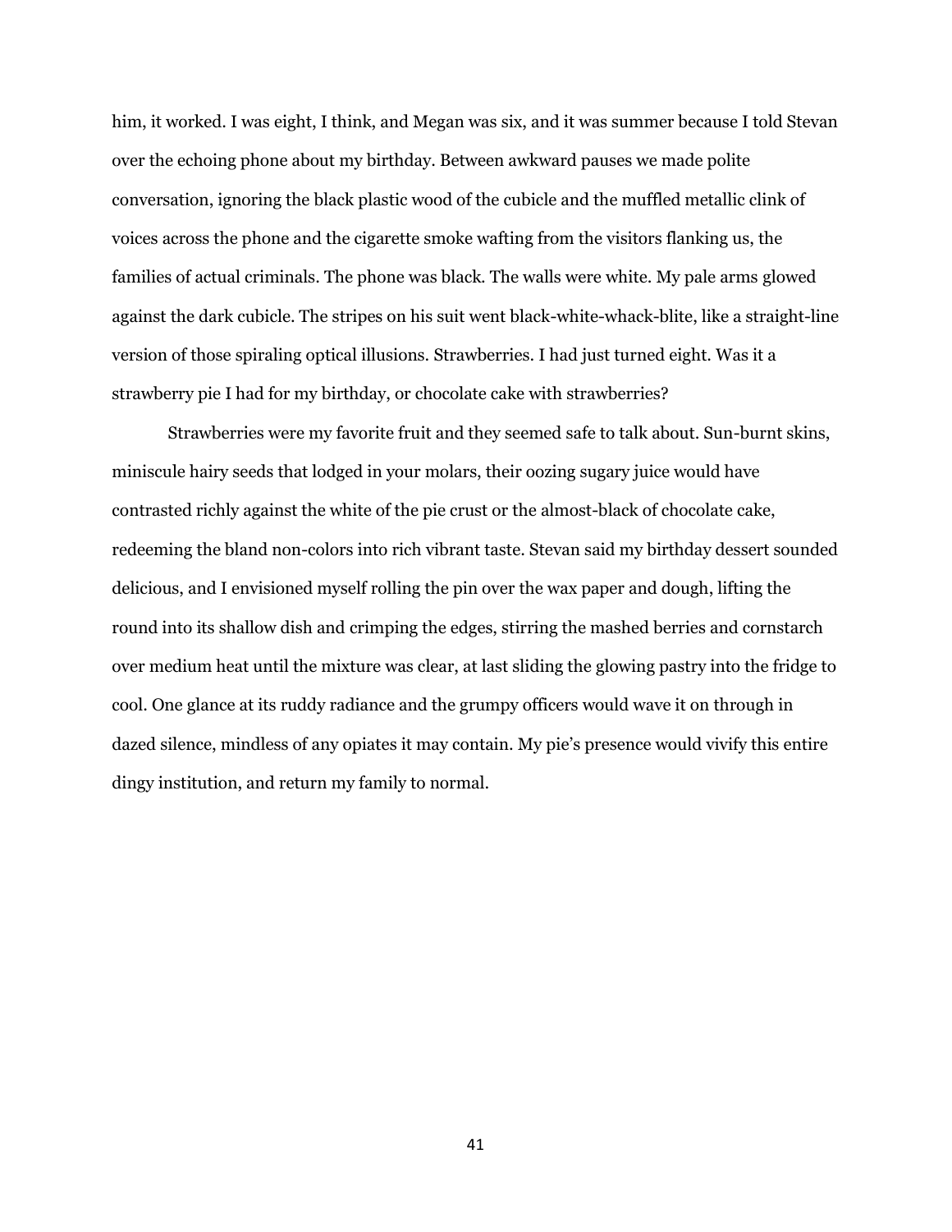him, it worked. I was eight, I think, and Megan was six, and it was summer because I told Stevan over the echoing phone about my birthday. Between awkward pauses we made polite conversation, ignoring the black plastic wood of the cubicle and the muffled metallic clink of voices across the phone and the cigarette smoke wafting from the visitors flanking us, the families of actual criminals. The phone was black. The walls were white. My pale arms glowed against the dark cubicle. The stripes on his suit went black-white-whack-blite, like a straight-line version of those spiraling optical illusions. Strawberries. I had just turned eight. Was it a strawberry pie I had for my birthday, or chocolate cake with strawberries?

Strawberries were my favorite fruit and they seemed safe to talk about. Sun-burnt skins, miniscule hairy seeds that lodged in your molars, their oozing sugary juice would have contrasted richly against the white of the pie crust or the almost-black of chocolate cake, redeeming the bland non-colors into rich vibrant taste. Stevan said my birthday dessert sounded delicious, and I envisioned myself rolling the pin over the wax paper and dough, lifting the round into its shallow dish and crimping the edges, stirring the mashed berries and cornstarch over medium heat until the mixture was clear, at last sliding the glowing pastry into the fridge to cool. One glance at its ruddy radiance and the grumpy officers would wave it on through in dazed silence, mindless of any opiates it may contain. My pie's presence would vivify this entire dingy institution, and return my family to normal.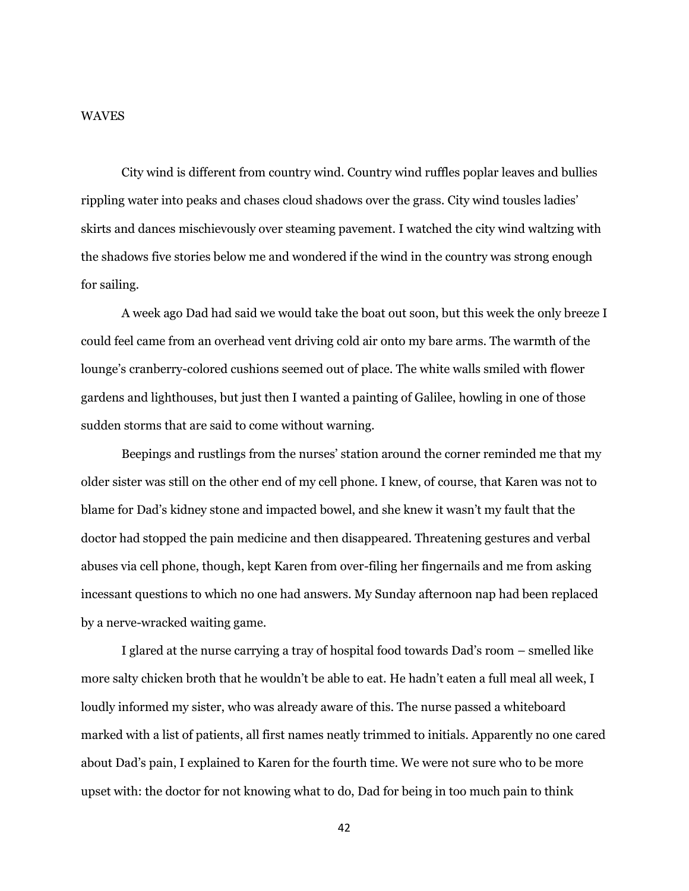# WAVES

City wind is different from country wind. Country wind ruffles poplar leaves and bullies rippling water into peaks and chases cloud shadows over the grass. City wind tousles ladies' skirts and dances mischievously over steaming pavement. I watched the city wind waltzing with the shadows five stories below me and wondered if the wind in the country was strong enough for sailing.

A week ago Dad had said we would take the boat out soon, but this week the only breeze I could feel came from an overhead vent driving cold air onto my bare arms. The warmth of the lounge's cranberry-colored cushions seemed out of place. The white walls smiled with flower gardens and lighthouses, but just then I wanted a painting of Galilee, howling in one of those sudden storms that are said to come without warning.

Beepings and rustlings from the nurses' station around the corner reminded me that my older sister was still on the other end of my cell phone. I knew, of course, that Karen was not to blame for Dad's kidney stone and impacted bowel, and she knew it wasn't my fault that the doctor had stopped the pain medicine and then disappeared. Threatening gestures and verbal abuses via cell phone, though, kept Karen from over-filing her fingernails and me from asking incessant questions to which no one had answers. My Sunday afternoon nap had been replaced by a nerve-wracked waiting game.

I glared at the nurse carrying a tray of hospital food towards Dad's room – smelled like more salty chicken broth that he wouldn't be able to eat. He hadn't eaten a full meal all week, I loudly informed my sister, who was already aware of this. The nurse passed a whiteboard marked with a list of patients, all first names neatly trimmed to initials. Apparently no one cared about Dad's pain, I explained to Karen for the fourth time. We were not sure who to be more upset with: the doctor for not knowing what to do, Dad for being in too much pain to think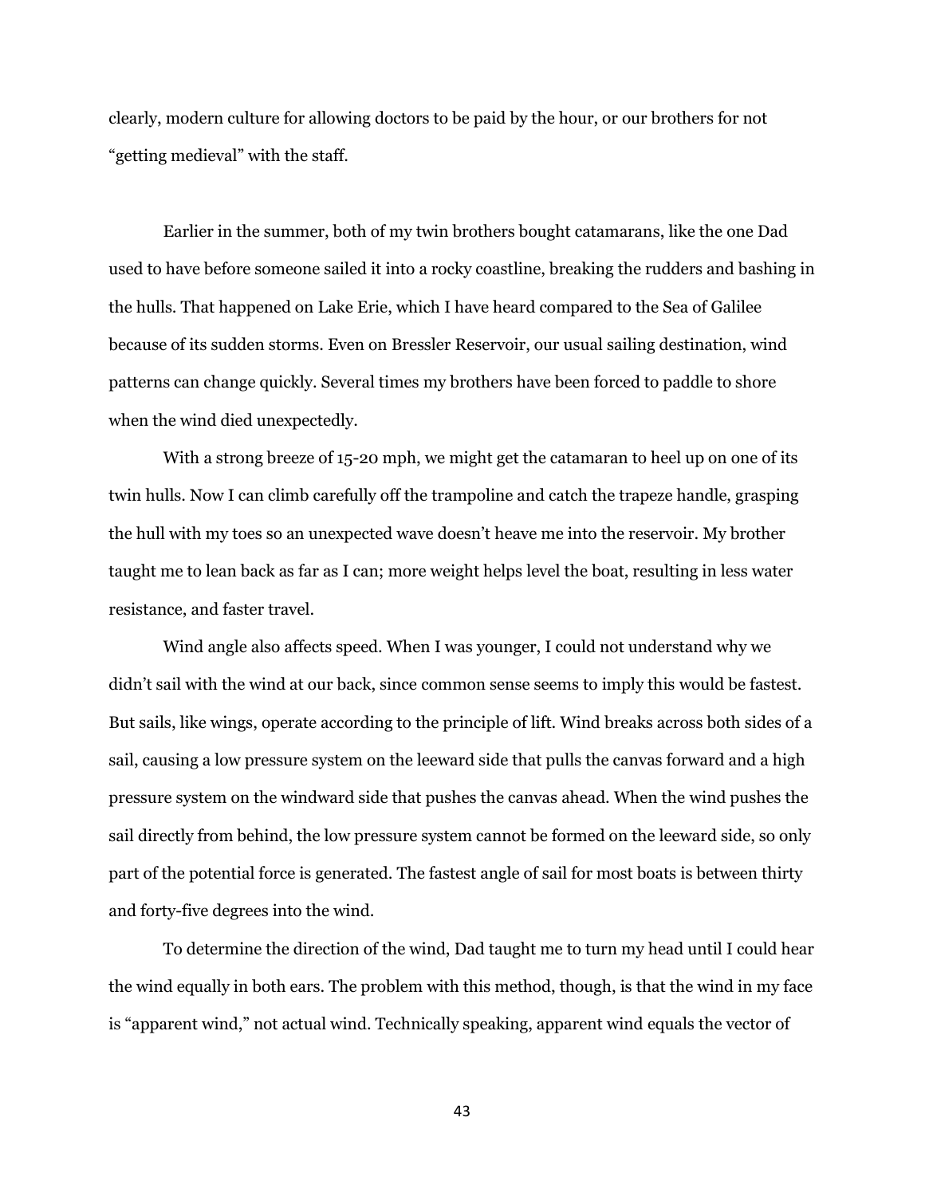clearly, modern culture for allowing doctors to be paid by the hour, or our brothers for not "getting medieval" with the staff.

Earlier in the summer, both of my twin brothers bought catamarans, like the one Dad used to have before someone sailed it into a rocky coastline, breaking the rudders and bashing in the hulls. That happened on Lake Erie, which I have heard compared to the Sea of Galilee because of its sudden storms. Even on Bressler Reservoir, our usual sailing destination, wind patterns can change quickly. Several times my brothers have been forced to paddle to shore when the wind died unexpectedly.

With a strong breeze of 15-20 mph, we might get the catamaran to heel up on one of its twin hulls. Now I can climb carefully off the trampoline and catch the trapeze handle, grasping the hull with my toes so an unexpected wave doesn't heave me into the reservoir. My brother taught me to lean back as far as I can; more weight helps level the boat, resulting in less water resistance, and faster travel.

Wind angle also affects speed. When I was younger, I could not understand why we didn't sail with the wind at our back, since common sense seems to imply this would be fastest. But sails, like wings, operate according to the principle of lift. Wind breaks across both sides of a sail, causing a low pressure system on the leeward side that pulls the canvas forward and a high pressure system on the windward side that pushes the canvas ahead. When the wind pushes the sail directly from behind, the low pressure system cannot be formed on the leeward side, so only part of the potential force is generated. The fastest angle of sail for most boats is between thirty and forty-five degrees into the wind.

To determine the direction of the wind, Dad taught me to turn my head until I could hear the wind equally in both ears. The problem with this method, though, is that the wind in my face is "apparent wind," not actual wind. Technically speaking, apparent wind equals the vector of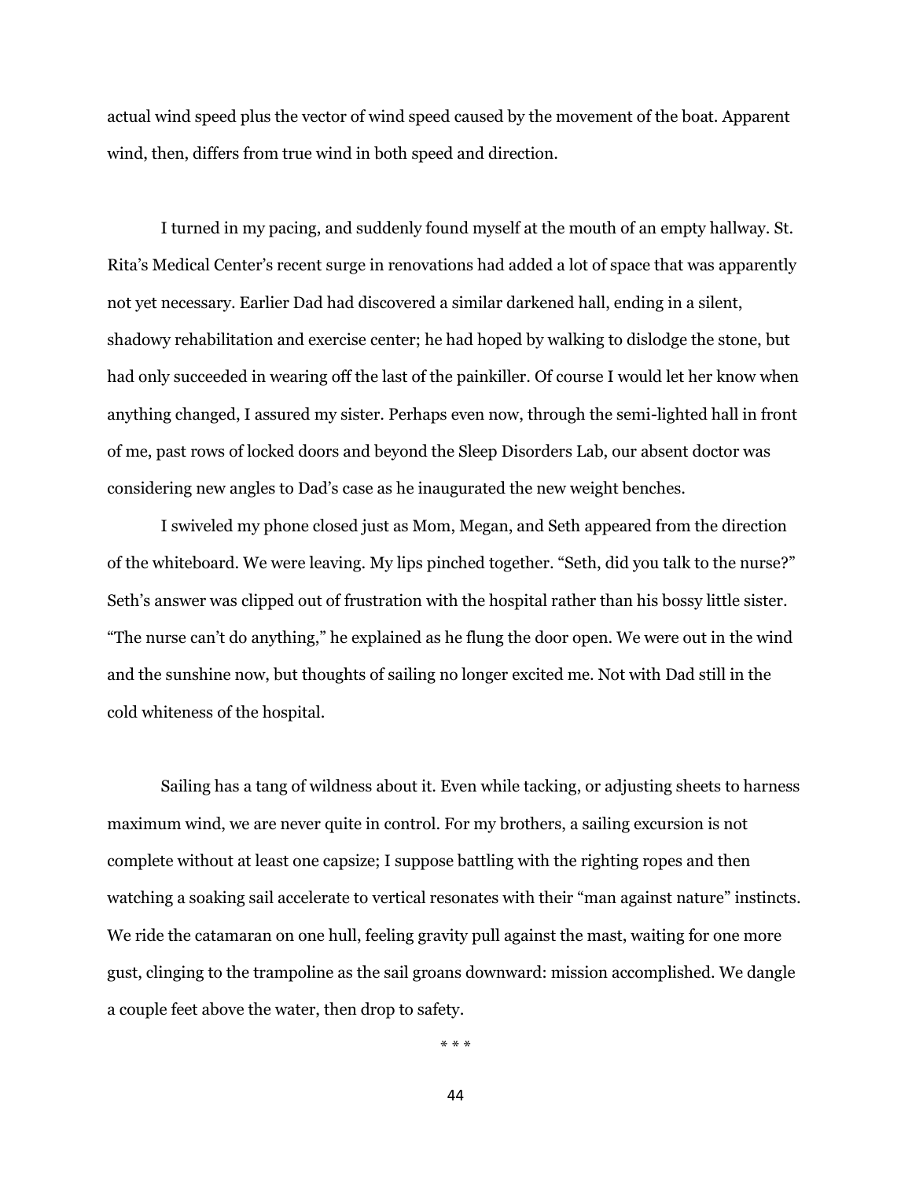actual wind speed plus the vector of wind speed caused by the movement of the boat. Apparent wind, then, differs from true wind in both speed and direction.

I turned in my pacing, and suddenly found myself at the mouth of an empty hallway. St. Rita's Medical Center's recent surge in renovations had added a lot of space that was apparently not yet necessary. Earlier Dad had discovered a similar darkened hall, ending in a silent, shadowy rehabilitation and exercise center; he had hoped by walking to dislodge the stone, but had only succeeded in wearing off the last of the painkiller. Of course I would let her know when anything changed, I assured my sister. Perhaps even now, through the semi-lighted hall in front of me, past rows of locked doors and beyond the Sleep Disorders Lab, our absent doctor was considering new angles to Dad's case as he inaugurated the new weight benches.

I swiveled my phone closed just as Mom, Megan, and Seth appeared from the direction of the whiteboard. We were leaving. My lips pinched together. "Seth, did you talk to the nurse?" Seth's answer was clipped out of frustration with the hospital rather than his bossy little sister. "The nurse can't do anything," he explained as he flung the door open. We were out in the wind and the sunshine now, but thoughts of sailing no longer excited me. Not with Dad still in the cold whiteness of the hospital.

Sailing has a tang of wildness about it. Even while tacking, or adjusting sheets to harness maximum wind, we are never quite in control. For my brothers, a sailing excursion is not complete without at least one capsize; I suppose battling with the righting ropes and then watching a soaking sail accelerate to vertical resonates with their "man against nature" instincts. We ride the catamaran on one hull, feeling gravity pull against the mast, waiting for one more gust, clinging to the trampoline as the sail groans downward: mission accomplished. We dangle a couple feet above the water, then drop to safety.

* * *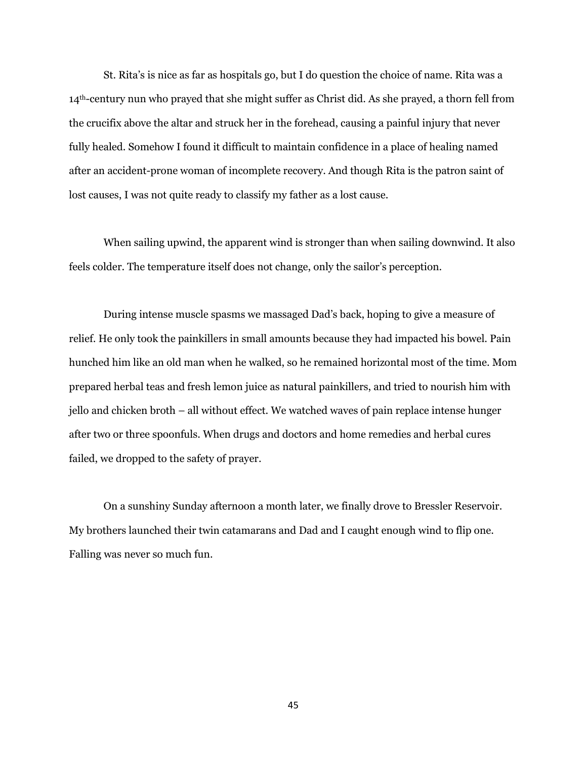St. Rita's is nice as far as hospitals go, but I do question the choice of name. Rita was a 14th-century nun who prayed that she might suffer as Christ did. As she prayed, a thorn fell from the crucifix above the altar and struck her in the forehead, causing a painful injury that never fully healed. Somehow I found it difficult to maintain confidence in a place of healing named after an accident-prone woman of incomplete recovery. And though Rita is the patron saint of lost causes, I was not quite ready to classify my father as a lost cause.

When sailing upwind, the apparent wind is stronger than when sailing downwind. It also feels colder. The temperature itself does not change, only the sailor's perception.

During intense muscle spasms we massaged Dad's back, hoping to give a measure of relief. He only took the painkillers in small amounts because they had impacted his bowel. Pain hunched him like an old man when he walked, so he remained horizontal most of the time. Mom prepared herbal teas and fresh lemon juice as natural painkillers, and tried to nourish him with jello and chicken broth – all without effect. We watched waves of pain replace intense hunger after two or three spoonfuls. When drugs and doctors and home remedies and herbal cures failed, we dropped to the safety of prayer.

On a sunshiny Sunday afternoon a month later, we finally drove to Bressler Reservoir. My brothers launched their twin catamarans and Dad and I caught enough wind to flip one. Falling was never so much fun.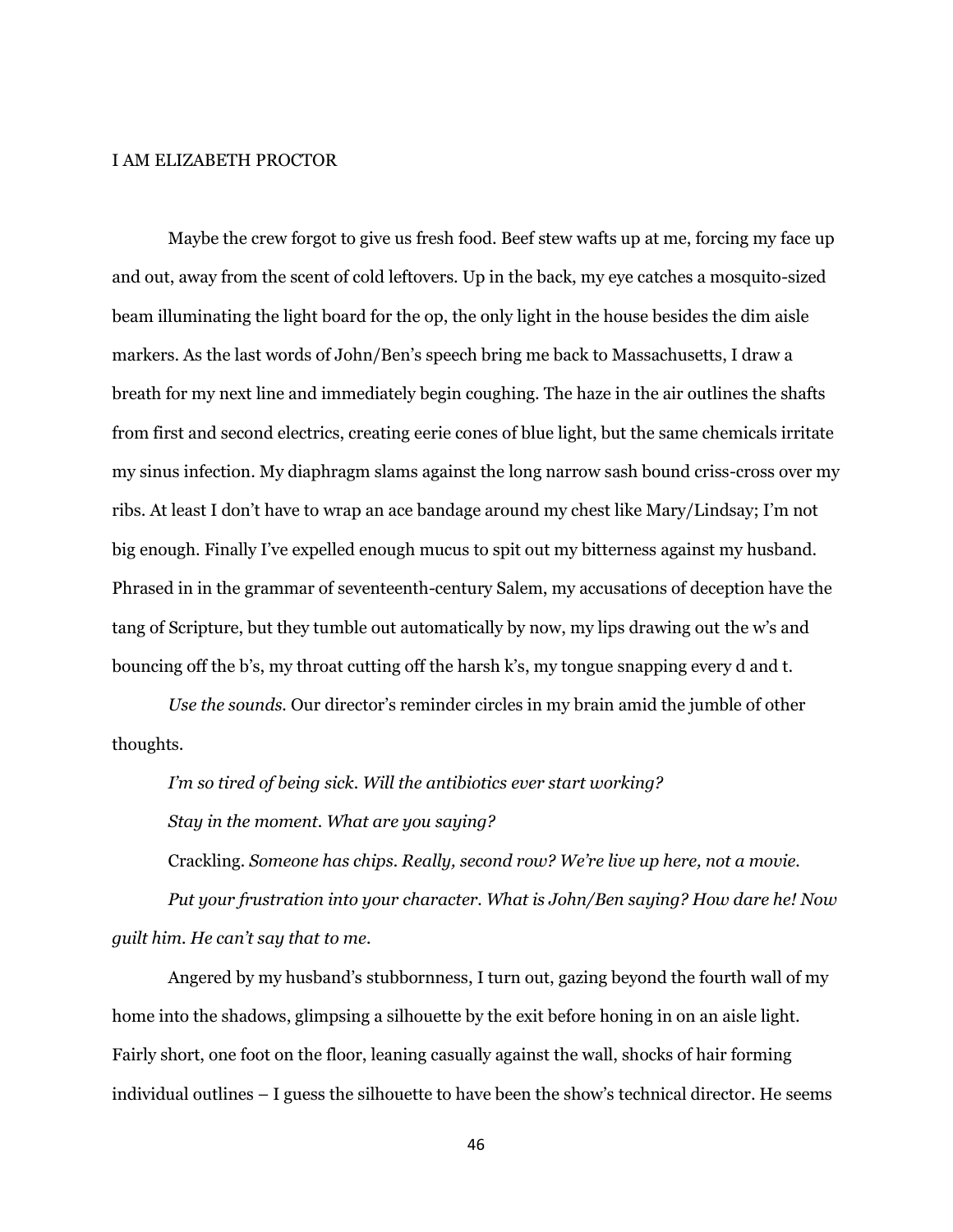# I AM ELIZABETH PROCTOR

Maybe the crew forgot to give us fresh food. Beef stew wafts up at me, forcing my face up and out, away from the scent of cold leftovers. Up in the back, my eye catches a mosquito-sized beam illuminating the light board for the op, the only light in the house besides the dim aisle markers. As the last words of John/Ben's speech bring me back to Massachusetts, I draw a breath for my next line and immediately begin coughing. The haze in the air outlines the shafts from first and second electrics, creating eerie cones of blue light, but the same chemicals irritate my sinus infection. My diaphragm slams against the long narrow sash bound criss-cross over my ribs. At least I don't have to wrap an ace bandage around my chest like Mary/Lindsay; I'm not big enough. Finally I've expelled enough mucus to spit out my bitterness against my husband. Phrased in in the grammar of seventeenth-century Salem, my accusations of deception have the tang of Scripture, but they tumble out automatically by now, my lips drawing out the w's and bouncing off the b's, my throat cutting off the harsh k's, my tongue snapping every d and t.

*Use the sounds.* Our director's reminder circles in my brain amid the jumble of other thoughts.

*I'm so tired of being sick. Will the antibiotics ever start working?*

*Stay in the moment. What are you saying?*

Crackling. *Someone has chips. Really, second row? We're live up here, not a movie.*

*Put your frustration into your character. What is John/Ben saying? How dare he! Now guilt him. He can't say that to me.*

Angered by my husband's stubbornness, I turn out, gazing beyond the fourth wall of my home into the shadows, glimpsing a silhouette by the exit before honing in on an aisle light. Fairly short, one foot on the floor, leaning casually against the wall, shocks of hair forming individual outlines – I guess the silhouette to have been the show's technical director. He seems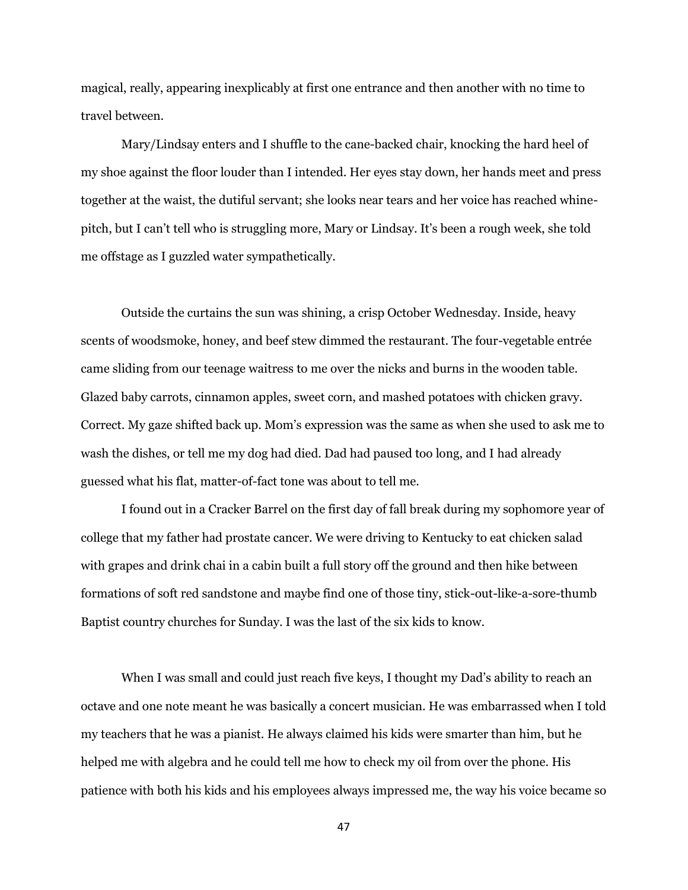magical, really, appearing inexplicably at first one entrance and then another with no time to travel between.

Mary/Lindsay enters and I shuffle to the cane-backed chair, knocking the hard heel of my shoe against the floor louder than I intended. Her eyes stay down, her hands meet and press together at the waist, the dutiful servant; she looks near tears and her voice has reached whine-pitch, but I can't tell who is struggling more, Mary or Lindsay. It's been a rough week, she told me offstage as I guzzled water sympathetically.

Outside the curtains the sun was shining, a crisp October Wednesday. Inside, heavy scents of woodsmoke, honey, and beef stew dimmed the restaurant. The four-vegetable entrée came sliding from our teenage waitress to me over the nicks and burns in the wooden table. Glazed baby carrots, cinnamon apples, sweet corn, and mashed potatoes with chicken gravy. Correct. My gaze shifted back up. Mom's expression was the same as when she used to ask me to wash the dishes, or tell me my dog had died. Dad had paused too long, and I had already guessed what his flat, matter-of-fact tone was about to tell me.

I found out in a Cracker Barrel on the first day of fall break during my sophomore year of college that my father had prostate cancer. We were driving to Kentucky to eat chicken salad with grapes and drink chai in a cabin built a full story off the ground and then hike between formations of soft red sandstone and maybe find one of those tiny, stick-out-like-a-sore-thumb Baptist country churches for Sunday. I was the last of the six kids to know.

When I was small and could just reach five keys, I thought my Dad's ability to reach an octave and one note meant he was basically a concert musician. He was embarrassed when I told my teachers that he was a pianist. He always claimed his kids were smarter than him, but he helped me with algebra and he could tell me how to check my oil from over the phone. His patience with both his kids and his employees always impressed me, the way his voice became so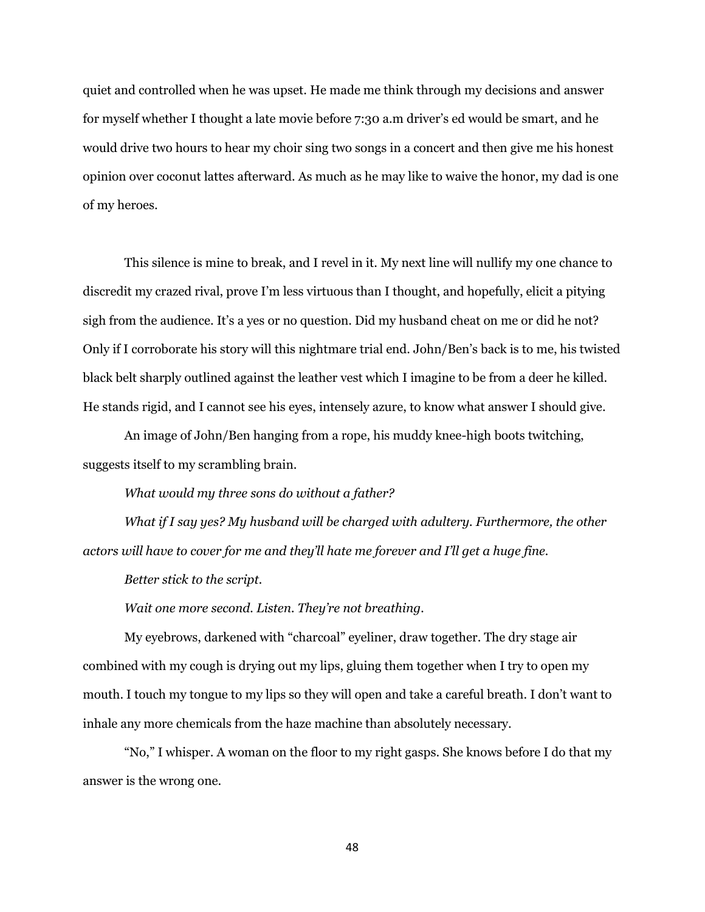quiet and controlled when he was upset. He made me think through my decisions and answer for myself whether I thought a late movie before 7:30 a.m driver's ed would be smart, and he would drive two hours to hear my choir sing two songs in a concert and then give me his honest opinion over coconut lattes afterward. As much as he may like to waive the honor, my dad is one of my heroes.

This silence is mine to break, and I revel in it. My next line will nullify my one chance to discredit my crazed rival, prove I'm less virtuous than I thought, and hopefully, elicit a pitying sigh from the audience. It's a yes or no question. Did my husband cheat on me or did he not? Only if I corroborate his story will this nightmare trial end. John/Ben's back is to me, his twisted black belt sharply outlined against the leather vest which I imagine to be from a deer he killed. He stands rigid, and I cannot see his eyes, intensely azure, to know what answer I should give.

An image of John/Ben hanging from a rope, his muddy knee-high boots twitching, suggests itself to my scrambling brain.

*What would my three sons do without a father?*

*What if I say yes? My husband will be charged with adultery. Furthermore, the other actors will have to cover for me and they'll hate me forever and I'll get a huge fine.*

*Better stick to the script.*

*Wait one more second. Listen. They're not breathing.*

My eyebrows, darkened with "charcoal" eyeliner, draw together. The dry stage air combined with my cough is drying out my lips, gluing them together when I try to open my mouth. I touch my tongue to my lips so they will open and take a careful breath. I don't want to inhale any more chemicals from the haze machine than absolutely necessary.

"No," I whisper. A woman on the floor to my right gasps. She knows before I do that my answer is the wrong one.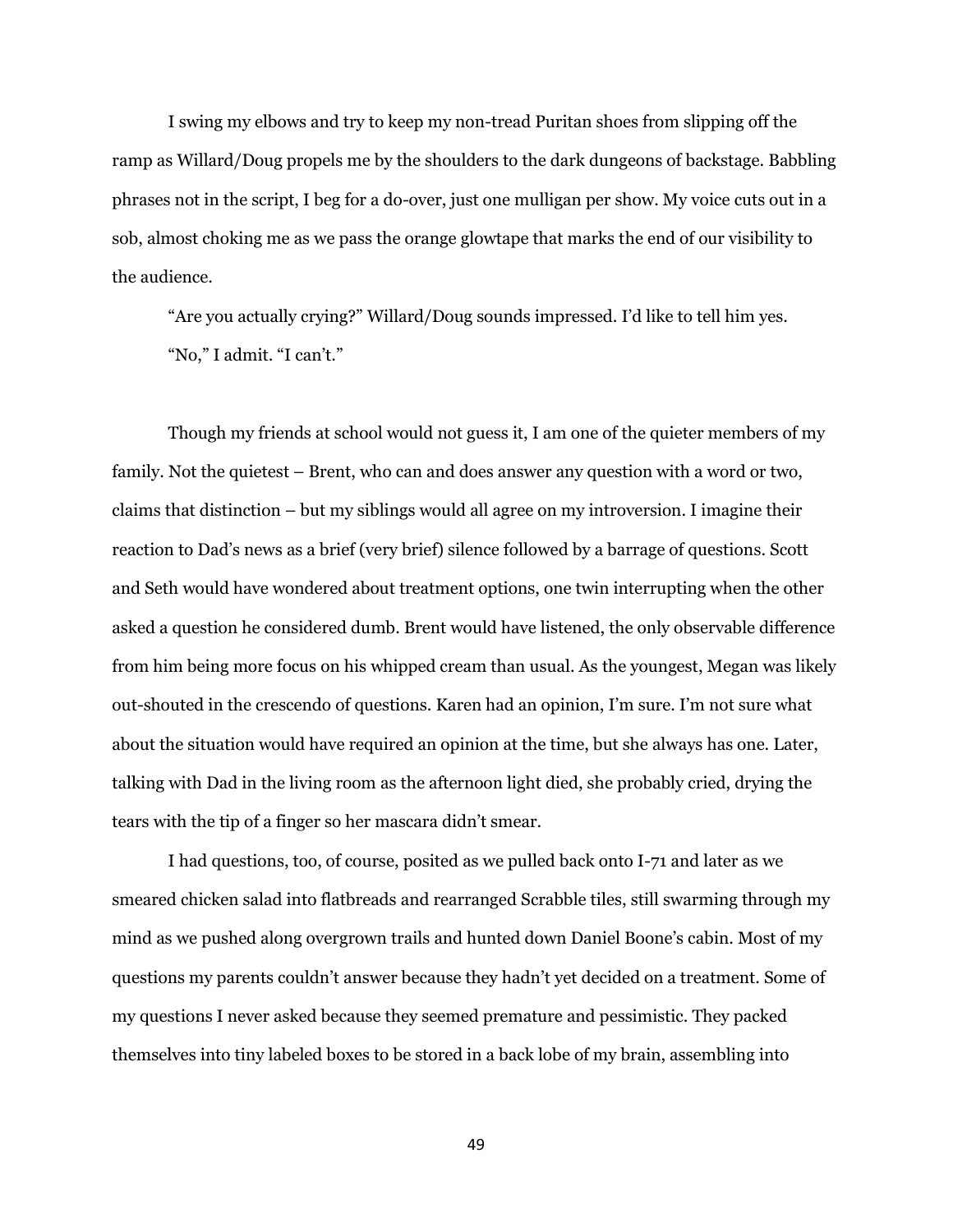I swing my elbows and try to keep my non-tread Puritan shoes from slipping off the ramp as Willard/Doug propels me by the shoulders to the dark dungeons of backstage. Babbling phrases not in the script, I beg for a do-over, just one mulligan per show. My voice cuts out in a sob, almost choking me as we pass the orange glowtape that marks the end of our visibility to the audience.

"Are you actually crying?" Willard/Doug sounds impressed. I'd like to tell him yes.

"No," I admit. "I can't."

Though my friends at school would not guess it, I am one of the quieter members of my family. Not the quietest – Brent, who can and does answer any question with a word or two, claims that distinction – but my siblings would all agree on my introversion. I imagine their reaction to Dad's news as a brief (very brief) silence followed by a barrage of questions. Scott and Seth would have wondered about treatment options, one twin interrupting when the other asked a question he considered dumb. Brent would have listened, the only observable difference from him being more focus on his whipped cream than usual. As the youngest, Megan was likely out-shouted in the crescendo of questions. Karen had an opinion, I'm sure. I'm not sure what about the situation would have required an opinion at the time, but she always has one. Later, talking with Dad in the living room as the afternoon light died, she probably cried, drying the tears with the tip of a finger so her mascara didn't smear.

I had questions, too, of course, posited as we pulled back onto I-71 and later as we smeared chicken salad into flatbreads and rearranged Scrabble tiles, still swarming through my mind as we pushed along overgrown trails and hunted down Daniel Boone's cabin. Most of my questions my parents couldn't answer because they hadn't yet decided on a treatment. Some of my questions I never asked because they seemed premature and pessimistic. They packed themselves into tiny labeled boxes to be stored in a back lobe of my brain, assembling into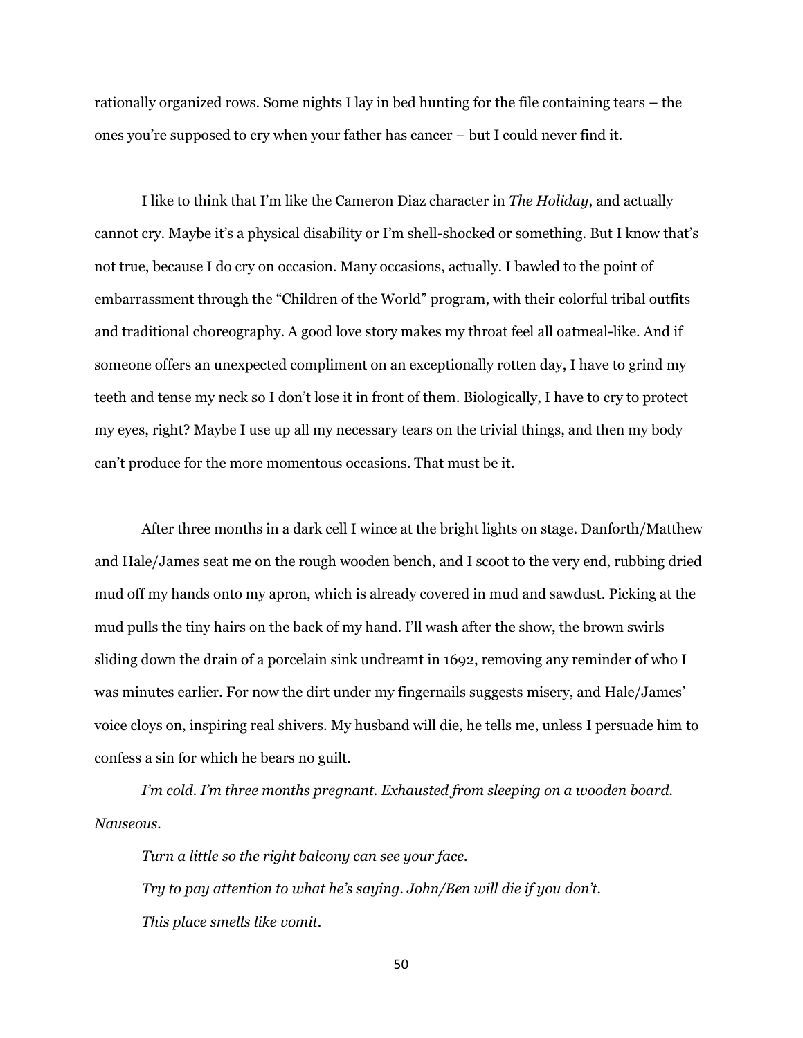rationally organized rows. Some nights I lay in bed hunting for the file containing tears – the ones you're supposed to cry when your father has cancer – but I could never find it.

I like to think that I'm like the Cameron Diaz character in *The Holiday*, and actually cannot cry. Maybe it's a physical disability or I'm shell-shocked or something. But I know that's not true, because I do cry on occasion. Many occasions, actually. I bawled to the point of embarrassment through the "Children of the World" program, with their colorful tribal outfits and traditional choreography. A good love story makes my throat feel all oatmeal-like. And if someone offers an unexpected compliment on an exceptionally rotten day, I have to grind my teeth and tense my neck so I don't lose it in front of them. Biologically, I have to cry to protect my eyes, right? Maybe I use up all my necessary tears on the trivial things, and then my body can't produce for the more momentous occasions. That must be it.

After three months in a dark cell I wince at the bright lights on stage. Danforth/Matthew and Hale/James seat me on the rough wooden bench, and I scoot to the very end, rubbing dried mud off my hands onto my apron, which is already covered in mud and sawdust. Picking at the mud pulls the tiny hairs on the back of my hand. I'll wash after the show, the brown swirls sliding down the drain of a porcelain sink undreamt in 1692, removing any reminder of who I was minutes earlier. For now the dirt under my fingernails suggests misery, and Hale/James' voice cloys on, inspiring real shivers. My husband will die, he tells me, unless I persuade him to confess a sin for which he bears no guilt.

*I'm cold. I'm three months pregnant. Exhausted from sleeping on a wooden board. Nauseous.*

*Turn a little so the right balcony can see your face.*

*Try to pay attention to what he's saying. John/Ben will die if you don't.*

*This place smells like vomit.*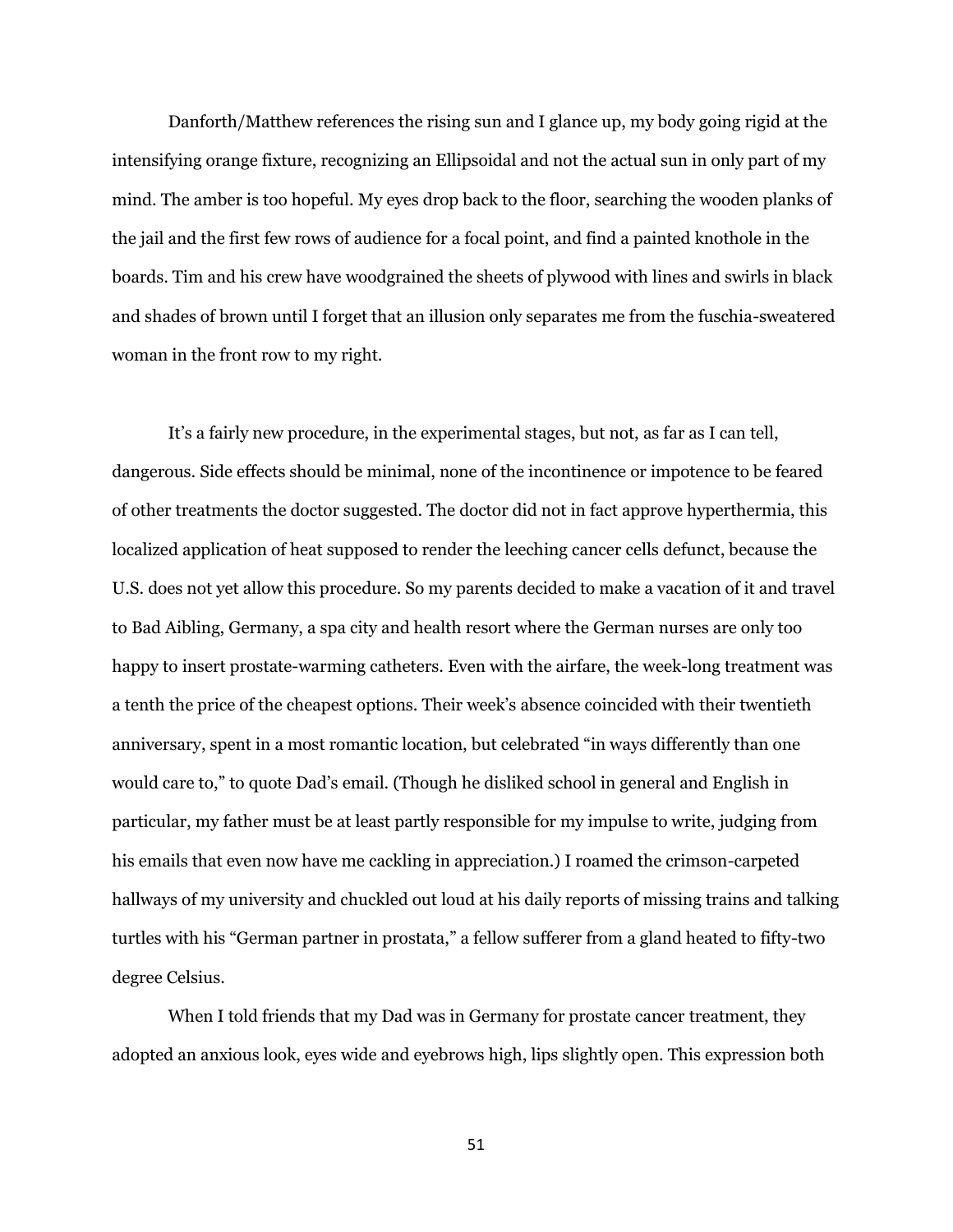Danforth/Matthew references the rising sun and I glance up, my body going rigid at the intensifying orange fixture, recognizing an Ellipsoidal and not the actual sun in only part of my mind. The amber is too hopeful. My eyes drop back to the floor, searching the wooden planks of the jail and the first few rows of audience for a focal point, and find a painted knothole in the boards. Tim and his crew have woodgrained the sheets of plywood with lines and swirls in black and shades of brown until I forget that an illusion only separates me from the fuschia-sweatered woman in the front row to my right.

It's a fairly new procedure, in the experimental stages, but not, as far as I can tell, dangerous. Side effects should be minimal, none of the incontinence or impotence to be feared of other treatments the doctor suggested. The doctor did not in fact approve hyperthermia, this localized application of heat supposed to render the leeching cancer cells defunct, because the U.S. does not yet allow this procedure. So my parents decided to make a vacation of it and travel to Bad Aibling, Germany, a spa city and health resort where the German nurses are only too happy to insert prostate-warming catheters. Even with the airfare, the week-long treatment was a tenth the price of the cheapest options. Their week's absence coincided with their twentieth anniversary, spent in a most romantic location, but celebrated "in ways differently than one would care to," to quote Dad's email. (Though he disliked school in general and English in particular, my father must be at least partly responsible for my impulse to write, judging from his emails that even now have me cackling in appreciation.) I roamed the crimson-carpeted hallways of my university and chuckled out loud at his daily reports of missing trains and talking turtles with his "German partner in prostata," a fellow sufferer from a gland heated to fifty-two degree Celsius.

When I told friends that my Dad was in Germany for prostate cancer treatment, they adopted an anxious look, eyes wide and eyebrows high, lips slightly open. This expression both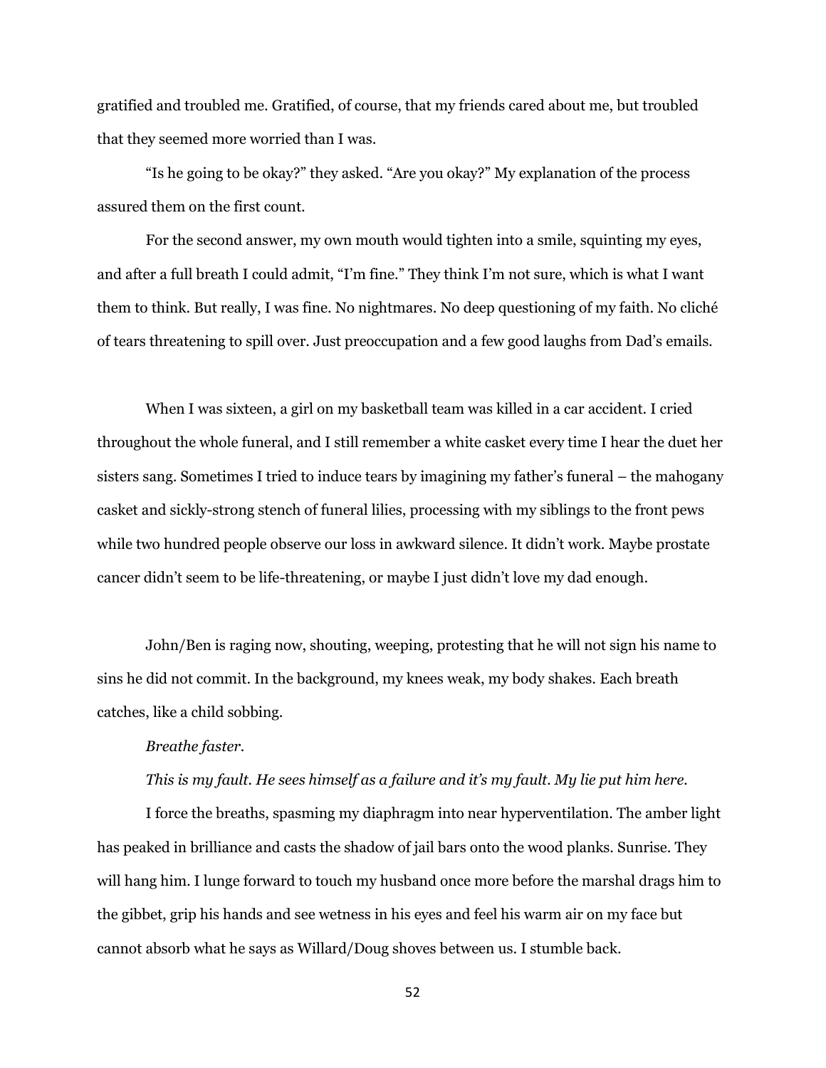gratified and troubled me. Gratified, of course, that my friends cared about me, but troubled that they seemed more worried than I was.

"Is he going to be okay?" they asked. "Are you okay?" My explanation of the process assured them on the first count.

For the second answer, my own mouth would tighten into a smile, squinting my eyes, and after a full breath I could admit, "I'm fine." They think I'm not sure, which is what I want them to think. But really, I was fine. No nightmares. No deep questioning of my faith. No cliché of tears threatening to spill over. Just preoccupation and a few good laughs from Dad's emails.

When I was sixteen, a girl on my basketball team was killed in a car accident. I cried throughout the whole funeral, and I still remember a white casket every time I hear the duet her sisters sang. Sometimes I tried to induce tears by imagining my father's funeral – the mahogany casket and sickly-strong stench of funeral lilies, processing with my siblings to the front pews while two hundred people observe our loss in awkward silence. It didn't work. Maybe prostate cancer didn't seem to be life-threatening, or maybe I just didn't love my dad enough.

John/Ben is raging now, shouting, weeping, protesting that he will not sign his name to sins he did not commit. In the background, my knees weak, my body shakes. Each breath catches, like a child sobbing.

*Breathe faster.*

*This is my fault. He sees himself as a failure and it's my fault. My lie put him here.*

I force the breaths, spasming my diaphragm into near hyperventilation. The amber light has peaked in brilliance and casts the shadow of jail bars onto the wood planks. Sunrise. They will hang him. I lunge forward to touch my husband once more before the marshal drags him to the gibbet, grip his hands and see wetness in his eyes and feel his warm air on my face but cannot absorb what he says as Willard/Doug shoves between us. I stumble back.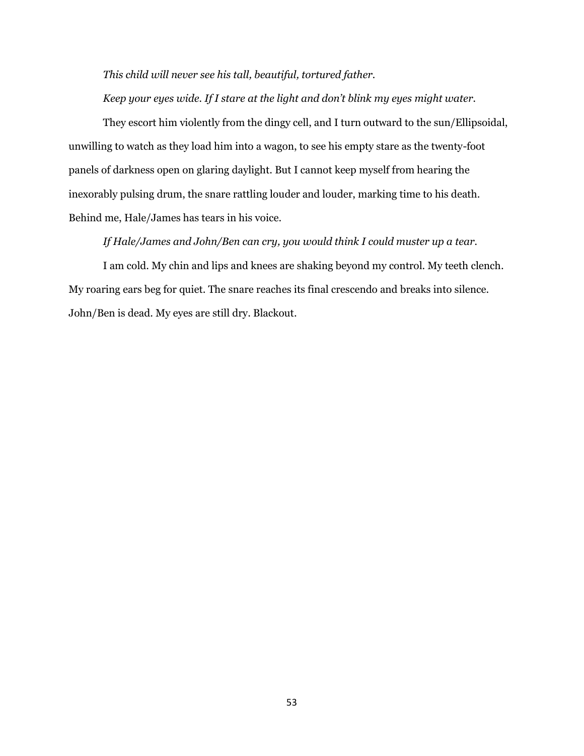*This child will never see his tall, beautiful, tortured father.*

*Keep your eyes wide. If I stare at the light and don't blink my eyes might water.*

They escort him violently from the dingy cell, and I turn outward to the sun/Ellipsoidal, unwilling to watch as they load him into a wagon, to see his empty stare as the twenty-foot panels of darkness open on glaring daylight. But I cannot keep myself from hearing the inexorably pulsing drum, the snare rattling louder and louder, marking time to his death. Behind me, Hale/James has tears in his voice.

*If Hale/James and John/Ben can cry, you would think I could muster up a tear.*

I am cold. My chin and lips and knees are shaking beyond my control. My teeth clench. My roaring ears beg for quiet. The snare reaches its final crescendo and breaks into silence. John/Ben is dead. My eyes are still dry. Blackout.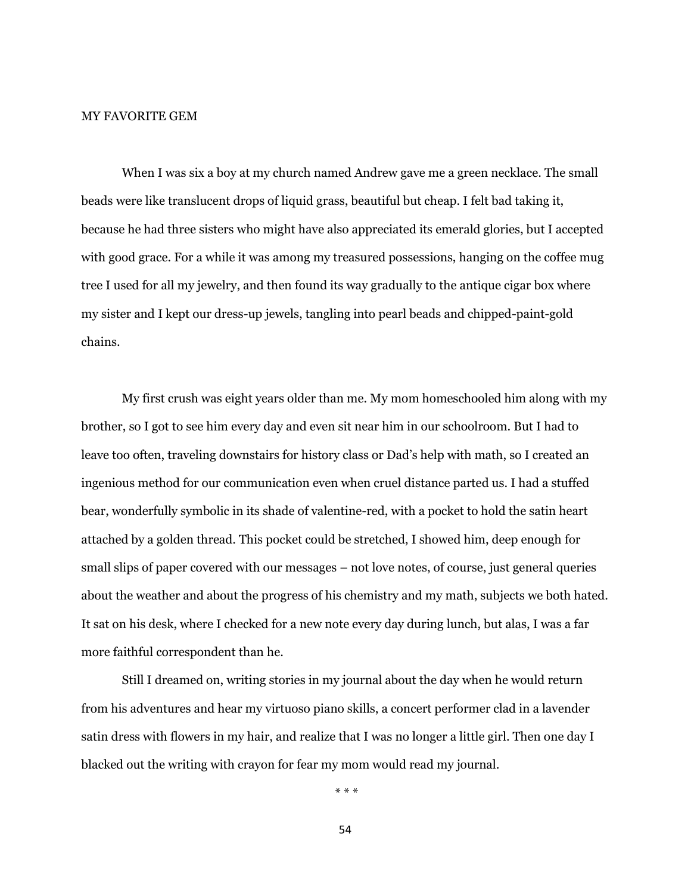## MY FAVORITE GEM

When I was six a boy at my church named Andrew gave me a green necklace. The small beads were like translucent drops of liquid grass, beautiful but cheap. I felt bad taking it, because he had three sisters who might have also appreciated its emerald glories, but I accepted with good grace. For a while it was among my treasured possessions, hanging on the coffee mug tree I used for all my jewelry, and then found its way gradually to the antique cigar box where my sister and I kept our dress-up jewels, tangling into pearl beads and chipped-paint-gold chains.

My first crush was eight years older than me. My mom homeschooled him along with my brother, so I got to see him every day and even sit near him in our schoolroom. But I had to leave too often, traveling downstairs for history class or Dad's help with math, so I created an ingenious method for our communication even when cruel distance parted us. I had a stuffed bear, wonderfully symbolic in its shade of valentine-red, with a pocket to hold the satin heart attached by a golden thread. This pocket could be stretched, I showed him, deep enough for small slips of paper covered with our messages – not love notes, of course, just general queries about the weather and about the progress of his chemistry and my math, subjects we both hated. It sat on his desk, where I checked for a new note every day during lunch, but alas, I was a far more faithful correspondent than he.

Still I dreamed on, writing stories in my journal about the day when he would return from his adventures and hear my virtuoso piano skills, a concert performer clad in a lavender satin dress with flowers in my hair, and realize that I was no longer a little girl. Then one day I blacked out the writing with crayon for fear my mom would read my journal.

\* \* \*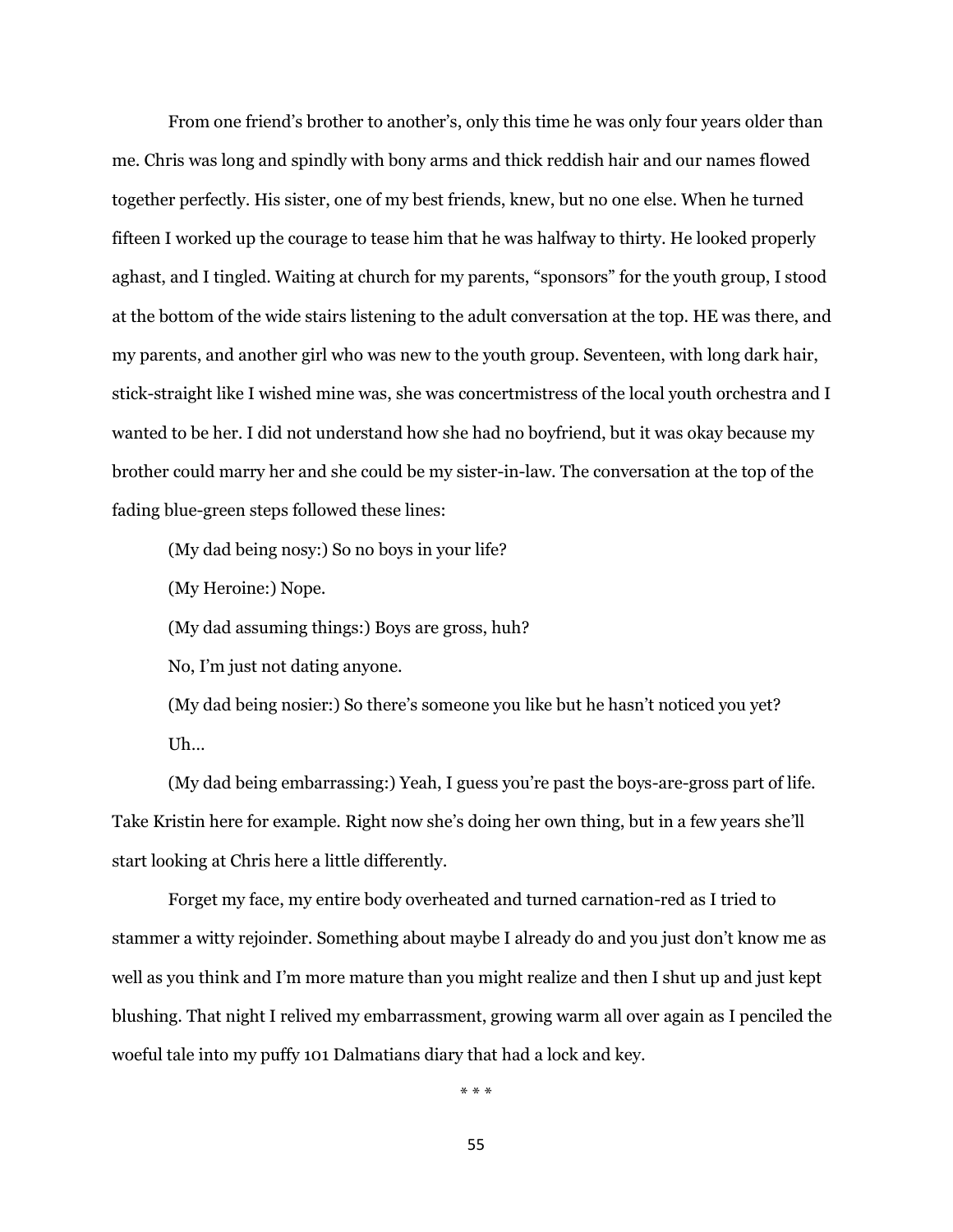From one friend's brother to another's, only this time he was only four years older than me. Chris was long and spindly with bony arms and thick reddish hair and our names flowed together perfectly. His sister, one of my best friends, knew, but no one else. When he turned fifteen I worked up the courage to tease him that he was halfway to thirty. He looked properly aghast, and I tingled. Waiting at church for my parents, "sponsors" for the youth group, I stood at the bottom of the wide stairs listening to the adult conversation at the top. HE was there, and my parents, and another girl who was new to the youth group. Seventeen, with long dark hair, stick-straight like I wished mine was, she was concertmistress of the local youth orchestra and I wanted to be her. I did not understand how she had no boyfriend, but it was okay because my brother could marry her and she could be my sister-in-law. The conversation at the top of the fading blue-green steps followed these lines:

(My dad being nosy:) So no boys in your life?

(My Heroine:) Nope.

(My dad assuming things:) Boys are gross, huh?

No, I'm just not dating anyone.

(My dad being nosier:) So there's someone you like but he hasn't noticed you yet?

Uh…

(My dad being embarrassing:) Yeah, I guess you're past the boys-are-gross part of life. Take Kristin here for example. Right now she's doing her own thing, but in a few years she'll start looking at Chris here a little differently.

Forget my face, my entire body overheated and turned carnation-red as I tried to stammer a witty rejoinder. Something about maybe I already do and you just don't know me as well as you think and I'm more mature than you might realize and then I shut up and just kept blushing. That night I relived my embarrassment, growing warm all over again as I penciled the woeful tale into my puffy 101 Dalmatians diary that had a lock and key.

\* \* \*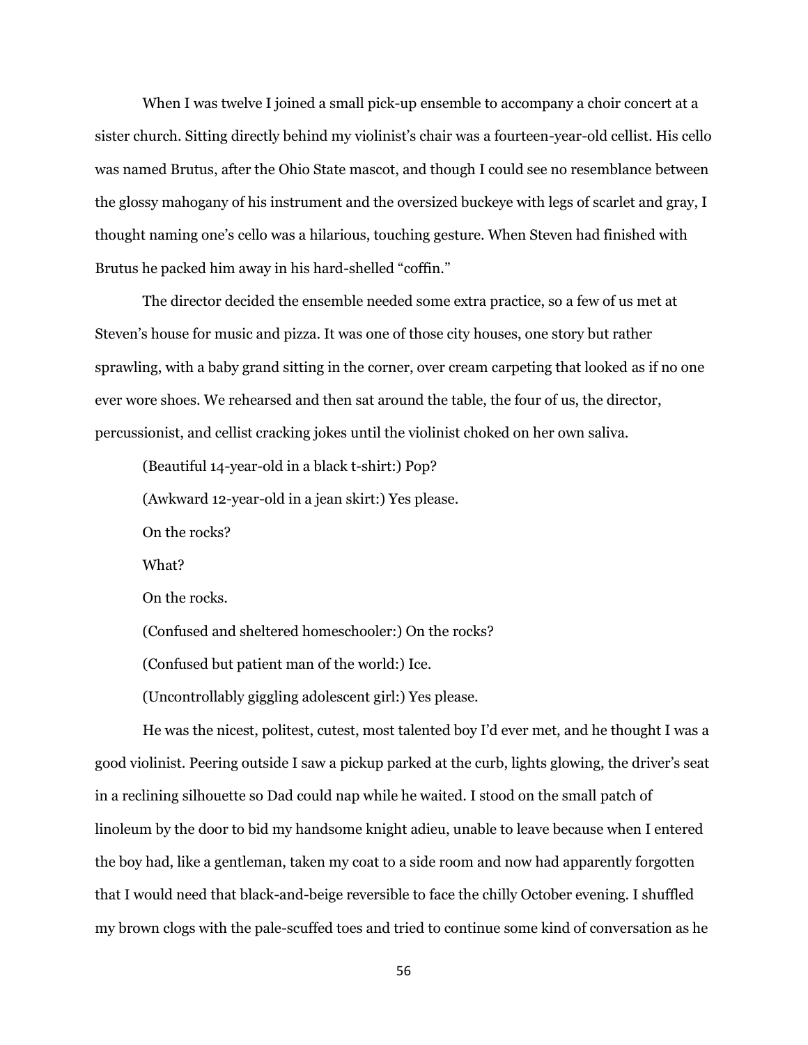When I was twelve I joined a small pick-up ensemble to accompany a choir concert at a sister church. Sitting directly behind my violinist's chair was a fourteen-year-old cellist. His cello was named Brutus, after the Ohio State mascot, and though I could see no resemblance between the glossy mahogany of his instrument and the oversized buckeye with legs of scarlet and gray, I thought naming one's cello was a hilarious, touching gesture. When Steven had finished with Brutus he packed him away in his hard-shelled "coffin."

The director decided the ensemble needed some extra practice, so a few of us met at Steven's house for music and pizza. It was one of those city houses, one story but rather sprawling, with a baby grand sitting in the corner, over cream carpeting that looked as if no one ever wore shoes. We rehearsed and then sat around the table, the four of us, the director, percussionist, and cellist cracking jokes until the violinist choked on her own saliva.

(Beautiful 14-year-old in a black t-shirt:) Pop?

(Awkward 12-year-old in a jean skirt:) Yes please.

On the rocks?

What?

On the rocks.

(Confused and sheltered homeschooler:) On the rocks?

(Confused but patient man of the world:) Ice.

(Uncontrollably giggling adolescent girl:) Yes please.

He was the nicest, politest, cutest, most talented boy I'd ever met, and he thought I was a good violinist. Peering outside I saw a pickup parked at the curb, lights glowing, the driver's seat in a reclining silhouette so Dad could nap while he waited. I stood on the small patch of linoleum by the door to bid my handsome knight adieu, unable to leave because when I entered the boy had, like a gentleman, taken my coat to a side room and now had apparently forgotten that I would need that black-and-beige reversible to face the chilly October evening. I shuffled my brown clogs with the pale-scuffed toes and tried to continue some kind of conversation as he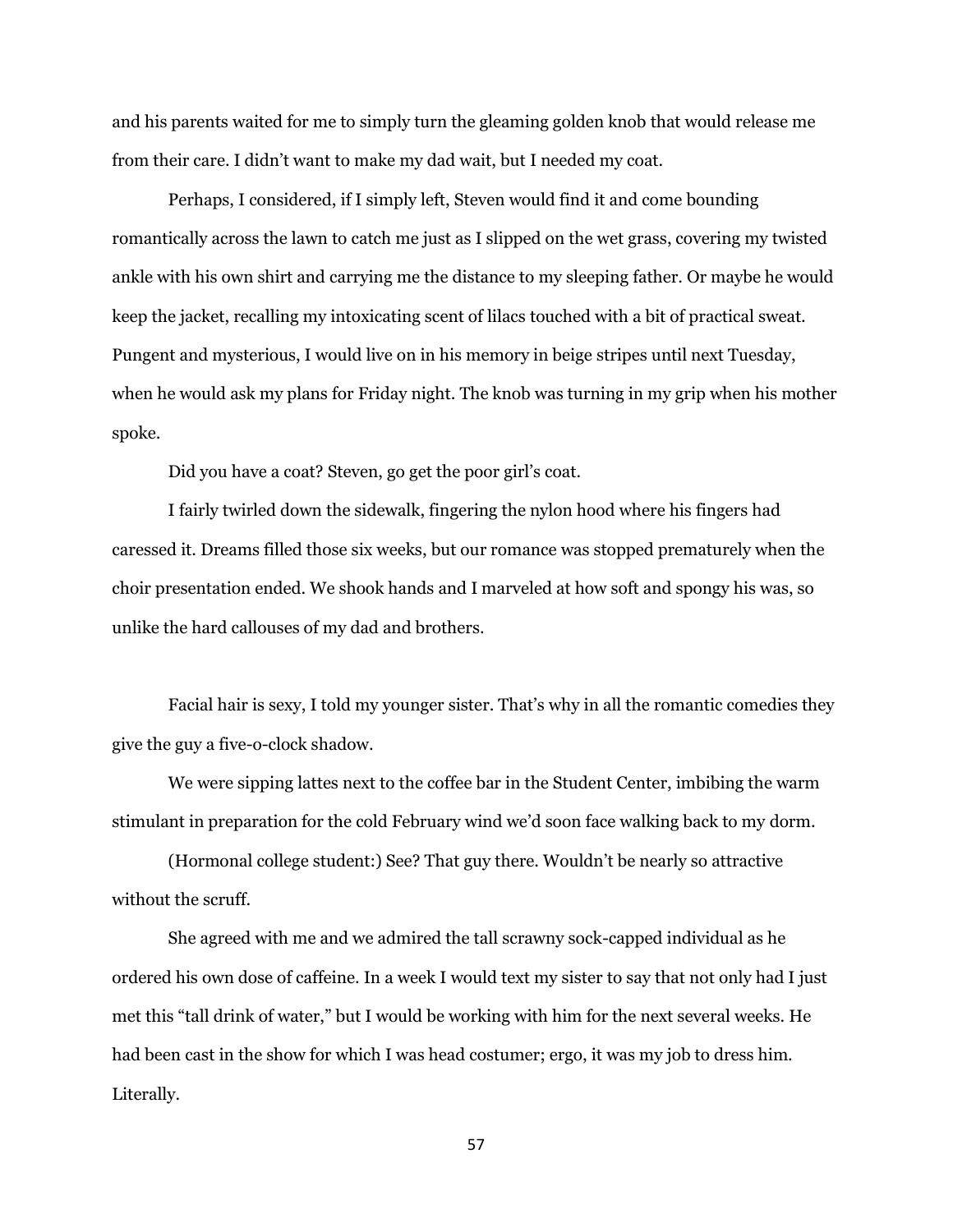and his parents waited for me to simply turn the gleaming golden knob that would release me from their care. I didn't want to make my dad wait, but I needed my coat.

Perhaps, I considered, if I simply left, Steven would find it and come bounding romantically across the lawn to catch me just as I slipped on the wet grass, covering my twisted ankle with his own shirt and carrying me the distance to my sleeping father. Or maybe he would keep the jacket, recalling my intoxicating scent of lilacs touched with a bit of practical sweat. Pungent and mysterious, I would live on in his memory in beige stripes until next Tuesday, when he would ask my plans for Friday night. The knob was turning in my grip when his mother spoke.

Did you have a coat? Steven, go get the poor girl's coat.

I fairly twirled down the sidewalk, fingering the nylon hood where his fingers had caressed it. Dreams filled those six weeks, but our romance was stopped prematurely when the choir presentation ended. We shook hands and I marveled at how soft and spongy his was, so unlike the hard callouses of my dad and brothers.

Facial hair is sexy, I told my younger sister. That's why in all the romantic comedies they give the guy a five-o-clock shadow.

We were sipping lattes next to the coffee bar in the Student Center, imbibing the warm stimulant in preparation for the cold February wind we'd soon face walking back to my dorm.

(Hormonal college student:) See? That guy there. Wouldn't be nearly so attractive without the scruff.

She agreed with me and we admired the tall scrawny sock-capped individual as he ordered his own dose of caffeine. In a week I would text my sister to say that not only had I just met this "tall drink of water," but I would be working with him for the next several weeks. He had been cast in the show for which I was head costumer; ergo, it was my job to dress him. Literally.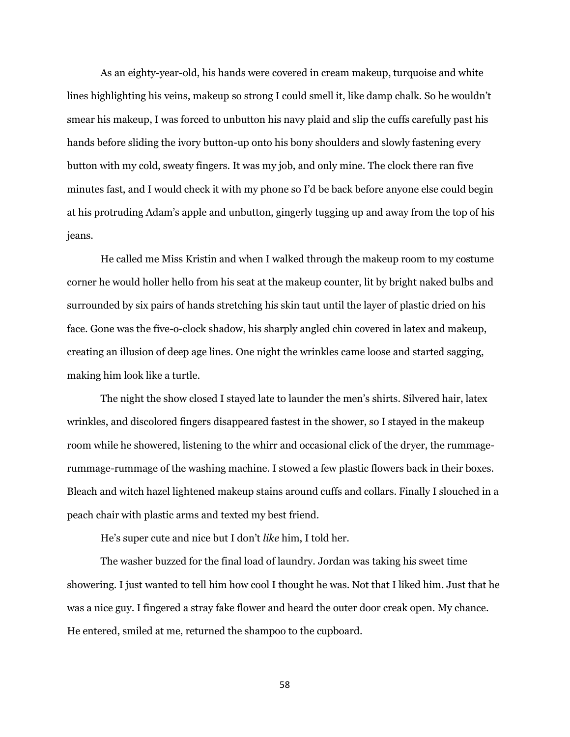As an eighty-year-old, his hands were covered in cream makeup, turquoise and white lines highlighting his veins, makeup so strong I could smell it, like damp chalk. So he wouldn't smear his makeup, I was forced to unbutton his navy plaid and slip the cuffs carefully past his hands before sliding the ivory button-up onto his bony shoulders and slowly fastening every button with my cold, sweaty fingers. It was my job, and only mine. The clock there ran five minutes fast, and I would check it with my phone so I'd be back before anyone else could begin at his protruding Adam's apple and unbutton, gingerly tugging up and away from the top of his jeans.

He called me Miss Kristin and when I walked through the makeup room to my costume corner he would holler hello from his seat at the makeup counter, lit by bright naked bulbs and surrounded by six pairs of hands stretching his skin taut until the layer of plastic dried on his face. Gone was the five-o-clock shadow, his sharply angled chin covered in latex and makeup, creating an illusion of deep age lines. One night the wrinkles came loose and started sagging, making him look like a turtle.

The night the show closed I stayed late to launder the men's shirts. Silvered hair, latex wrinkles, and discolored fingers disappeared fastest in the shower, so I stayed in the makeup room while he showered, listening to the whirr and occasional click of the dryer, the rummage-rummage-rummage of the washing machine. I stowed a few plastic flowers back in their boxes. Bleach and witch hazel lightened makeup stains around cuffs and collars. Finally I slouched in a peach chair with plastic arms and texted my best friend.

He's super cute and nice but I don't *like* him, I told her.

The washer buzzed for the final load of laundry. Jordan was taking his sweet time showering. I just wanted to tell him how cool I thought he was. Not that I liked him. Just that he was a nice guy. I fingered a stray fake flower and heard the outer door creak open. My chance. He entered, smiled at me, returned the shampoo to the cupboard.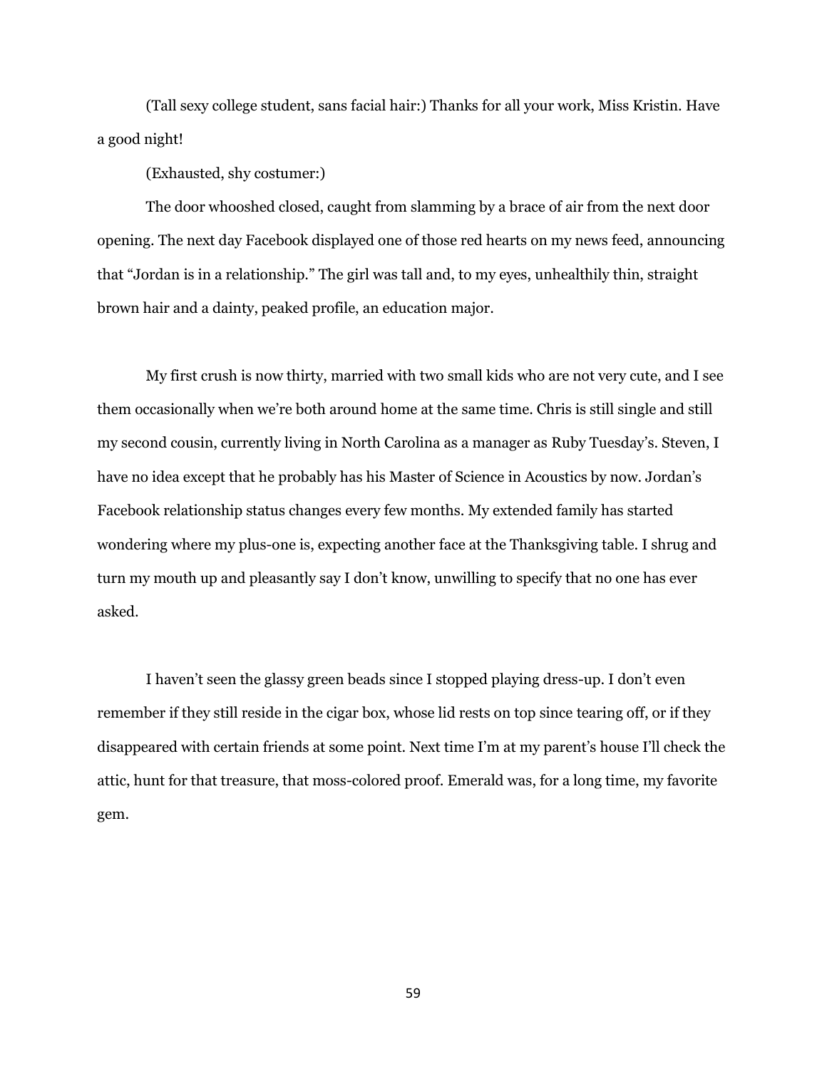(Tall sexy college student, sans facial hair:) Thanks for all your work, Miss Kristin. Have a good night!

(Exhausted, shy costumer:)

The door whooshed closed, caught from slamming by a brace of air from the next door opening. The next day Facebook displayed one of those red hearts on my news feed, announcing that "Jordan is in a relationship." The girl was tall and, to my eyes, unhealthily thin, straight brown hair and a dainty, peaked profile, an education major.

My first crush is now thirty, married with two small kids who are not very cute, and I see them occasionally when we're both around home at the same time. Chris is still single and still my second cousin, currently living in North Carolina as a manager as Ruby Tuesday's. Steven, I have no idea except that he probably has his Master of Science in Acoustics by now. Jordan's Facebook relationship status changes every few months. My extended family has started wondering where my plus-one is, expecting another face at the Thanksgiving table. I shrug and turn my mouth up and pleasantly say I don't know, unwilling to specify that no one has ever asked.

I haven't seen the glassy green beads since I stopped playing dress-up. I don't even remember if they still reside in the cigar box, whose lid rests on top since tearing off, or if they disappeared with certain friends at some point. Next time I'm at my parent's house I'll check the attic, hunt for that treasure, that moss-colored proof. Emerald was, for a long time, my favorite gem.